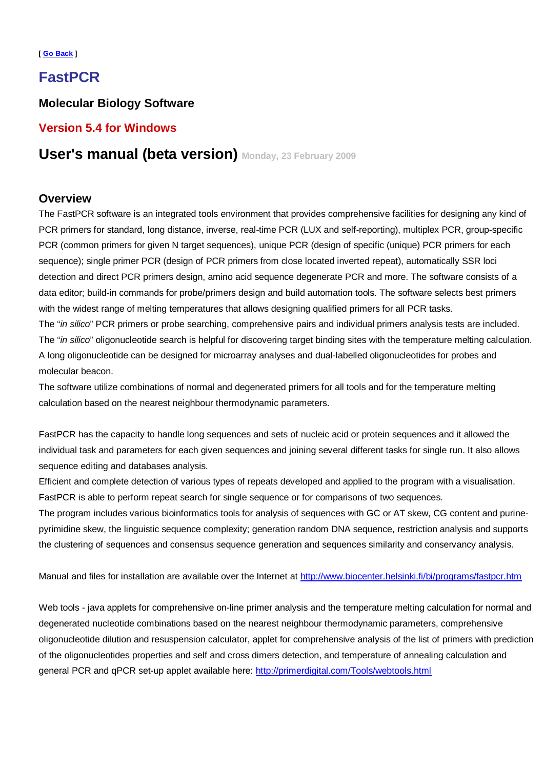[ Go Back ]

# FastPCR

### Molecular Biology Software

### Version 5.4 for Windows

## User's manual (beta version) Monday, 23 February 2009

### Overview

The FastPCR software is an integrated tools environment that provides comprehensive facilities for designing any kind of PCR primers for standard, long distance, inverse, real-time PCR (LUX and self-reporting), multiplex PCR, group-specific PCR (common primers for given N target sequences), unique PCR (design of specific (unique) PCR primers for each sequence); single primer PCR (design of PCR primers from close located inverted repeat), automatically SSR loci detection and direct PCR primers design, amino acid sequence degenerate PCR and more. The software consists of a data editor; build-in commands for probe/primers design and build automation tools. The software selects best primers with the widest range of melting temperatures that allows designing qualified primers for all PCR tasks.
The "*in silico*" PCR primers or probe searching, comprehensive pairs and individual primers analysis tests are included. The "*in silico*" oligonucleotide search is helpful for discovering target binding sites with the temperature melting calculation. A long oligonucleotide can be designed for microarray analyses and dual-labelled oligonucleotides for probes and molecular beacon.
The software utilize combinations of normal and degenerated primers for all tools and for the temperature melting calculation based on the nearest neighbour thermodynamic parameters.

FastPCR has the capacity to handle long sequences and sets of nucleic acid or protein sequences and it allowed the individual task and parameters for each given sequences and joining several different tasks for single run. It also allows sequence editing and databases analysis.
Efficient and complete detection of various types of repeats developed and applied to the program with a visualisation. FastPCR is able to perform repeat search for single sequence or for comparisons of two sequences.
The program includes various bioinformatics tools for analysis of sequences with GC or AT skew, CG content and purine-pyrimidine skew, the linguistic sequence complexity; generation random DNA sequence, restriction analysis and supports the clustering of sequences and consensus sequence generation and sequences similarity and conservancy analysis.

Manual and files for installation are available over the Internet at http://www.biocenter.helsinki.fi/bi/programs/fastpcr.htm

Web tools - java applets for comprehensive on-line primer analysis and the temperature melting calculation for normal and degenerated nucleotide combinations based on the nearest neighbour thermodynamic parameters, comprehensive oligonucleotide dilution and resuspension calculator, applet for comprehensive analysis of the list of primers with prediction of the oligonucleotides properties and self and cross dimers detection, and temperature of annealing calculation and general PCR and qPCR set-up applet available here: http://primerdigital.com/Tools/webtools.html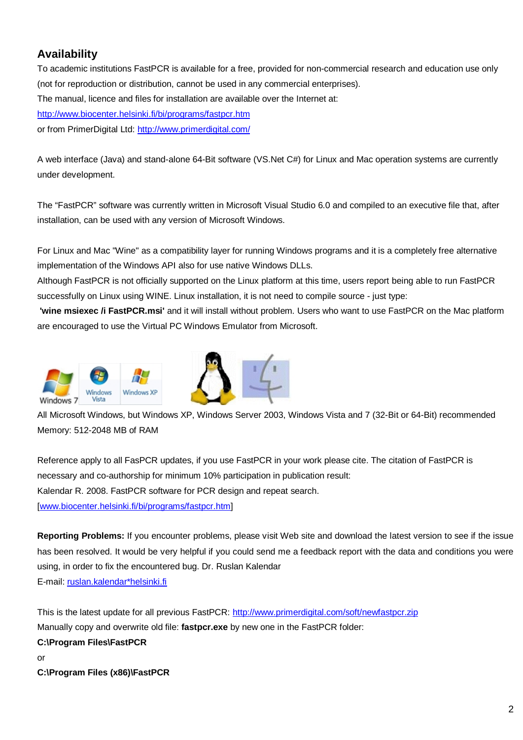## Availability

To academic institutions FastPCR is available for a free, provided for non-commercial research and education use only (not for reproduction or distribution, cannot be used in any commercial enterprises).

The manual, licence and files for installation are available over the Internet at:

http://www.biocenter.helsinki.fi/bi/programs/fastpcr.htm

or from PrimerDigital Ltd: http://www.primerdigital.com/

A web interface (Java) and stand-alone 64-Bit software (VS.Net C#) for Linux and Mac operation systems are currently under development.

The “FastPCR” software was currently written in Microsoft Visual Studio 6.0 and compiled to an executive file that, after installation, can be used with any version of Microsoft Windows.

For Linux and Mac "Wine" as a compatibility layer for running Windows programs and it is a completely free alternative implementation of the Windows API also for use native Windows DLLs.

Although FastPCR is not officially supported on the Linux platform at this time, users report being able to run FastPCR successfully on Linux using WINE. Linux installation, it is not need to compile source - just type:

**'wine msiexec /i FastPCR.msi'** and it will install without problem. Users who want to use FastPCR on the Mac platform are encouraged to use the Virtual PC Windows Emulator from Microsoft.

Windows 7 Windows Vista Windows XP

All Microsoft Windows, but Windows XP, Windows Server 2003, Windows Vista and 7 (32-Bit or 64-Bit) recommended

Memory: 512-2048 MB of RAM

Reference apply to all FasPCR updates, if you use FastPCR in your work please cite. The citation of FastPCR is necessary and co-authorship for minimum 10% participation in publication result:

Kalendar R. 2008. FastPCR software for PCR design and repeat search. [www.biocenter.helsinki.fi/bi/programs/fastpcr.htm]

**Reporting Problems:** If you encounter problems, please visit Web site and download the latest version to see if the issue has been resolved. It would be very helpful if you could send me a feedback report with the data and conditions you were using, in order to fix the encountered bug. Dr. Ruslan Kalendar

E-mail: ruslan.kalendar*helsinki.fi

This is the latest update for all previous FastPCR: http://www.primerdigital.com/soft/newfastpcr.zip

Manually copy and overwrite old file: **fastpcr.exe** by new one in the FastPCR folder:

**C:\Program Files\FastPCR**

or

**C:\Program Files (x86)\FastPCR**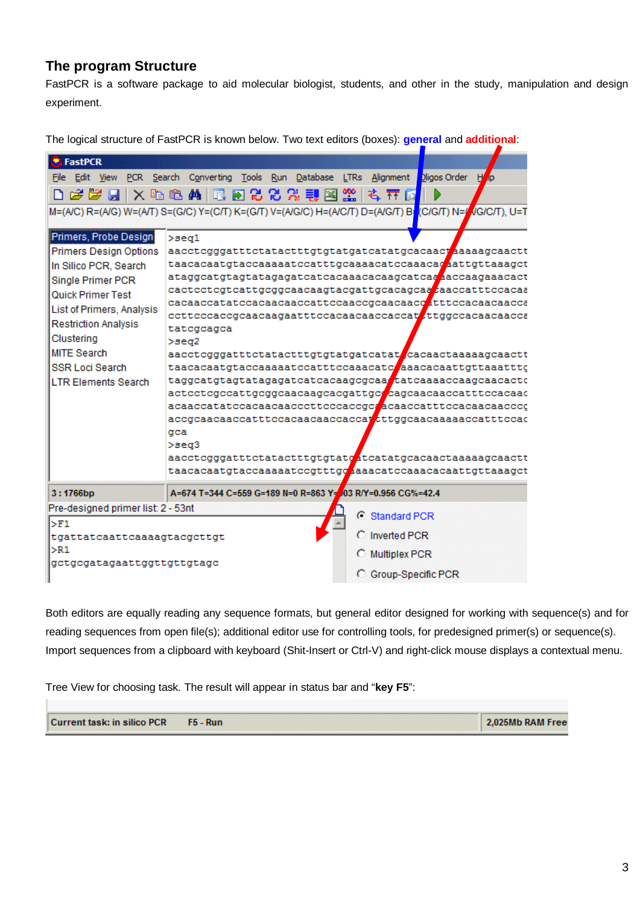## The program Structure

FastPCR is a software package to aid molecular biologist, students, and other in the study, manipulation and design experiment.

The logical structure of FastPCR is known below. Two text editors (boxes): **general** and **additional**:

Both editors are equally reading any sequence formats, but general editor designed for working with sequence(s) and for reading sequences from open file(s); additional editor use for controlling tools, for predesigned primer(s) or sequence(s). Import sequences from a clipboard with keyboard (Shit-Insert or Ctrl-V) and right-click mouse displays a contextual menu.

Tree View for choosing task. The result will appear in status bar and "**key F5**":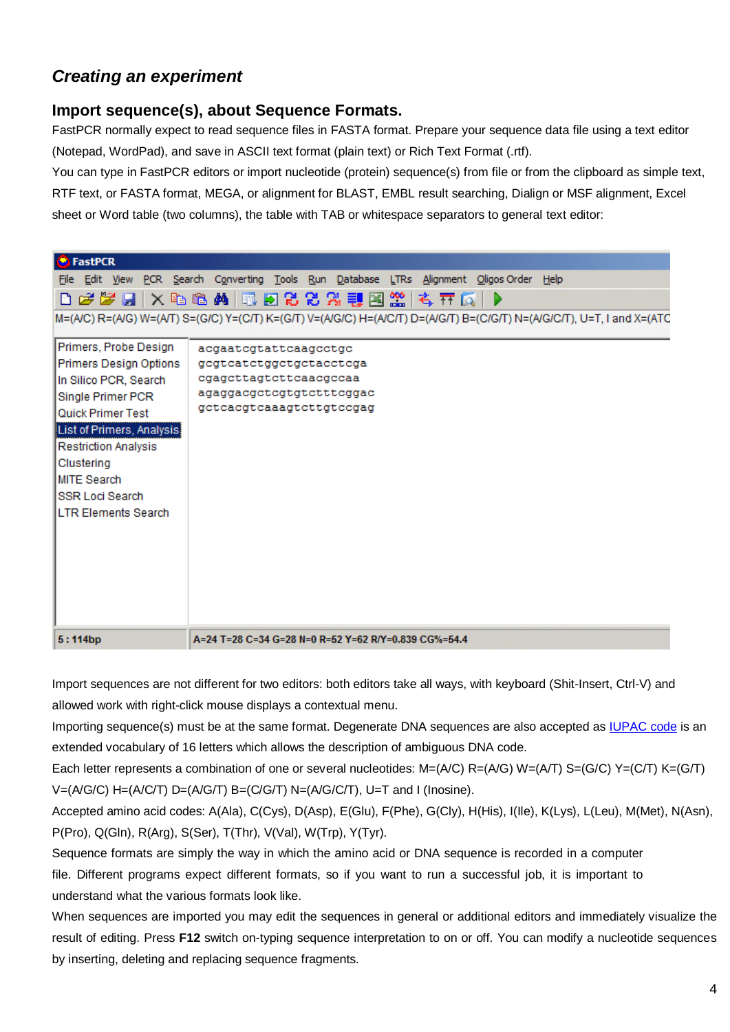### *Creating an experiment*

### Import sequence(s), about Sequence Formats.

FastPCR normally expect to read sequence files in FASTA format. Prepare your sequence data file using a text editor (Notepad, WordPad), and save in ASCII text format (plain text) or Rich Text Format (.rtf).

You can type in FastPCR editors or import nucleotide (protein) sequence(s) from file or from the clipboard as simple text, RTF text, or FASTA format, MEGA, or alignment for BLAST, EMBL result searching, Dialign or MSF alignment, Excel sheet or Word table (two columns), the table with TAB or whitespace separators to general text editor:

Import sequences are not different for two editors: both editors take all ways, with keyboard (Shit-Insert, Ctrl-V) and allowed work with right-click mouse displays a contextual menu.

Importing sequence(s) must be at the same format. Degenerate DNA sequences are also accepted as IUPAC code is an extended vocabulary of 16 letters which allows the description of ambiguous DNA code.

Each letter represents a combination of one or several nucleotides: M=(A/C) R=(A/G) W=(A/T) S=(G/C) Y=(C/T) K=(G/T) V=(A/G/C) H=(A/C/T) D=(A/G/T) B=(C/G/T) N=(A/G/C/T), U=T and I (Inosine).

Accepted amino acid codes: A(Ala), C(Cys), D(Asp), E(Glu), F(Phe), G(Cly), H(His), I(Ile), K(Lys), L(Leu), M(Met), N(Asn), P(Pro), Q(Gln), R(Arg), S(Ser), T(Thr), V(Val), W(Trp), Y(Tyr).

Sequence formats are simply the way in which the amino acid or DNA sequence is recorded in a computer file. Different programs expect different formats, so if you want to run a successful job, it is important to understand what the various formats look like.

When sequences are imported you may edit the sequences in general or additional editors and immediately visualize the result of editing. Press **F12** switch on-typing sequence interpretation to on or off. You can modify a nucleotide sequences by inserting, deleting and replacing sequence fragments.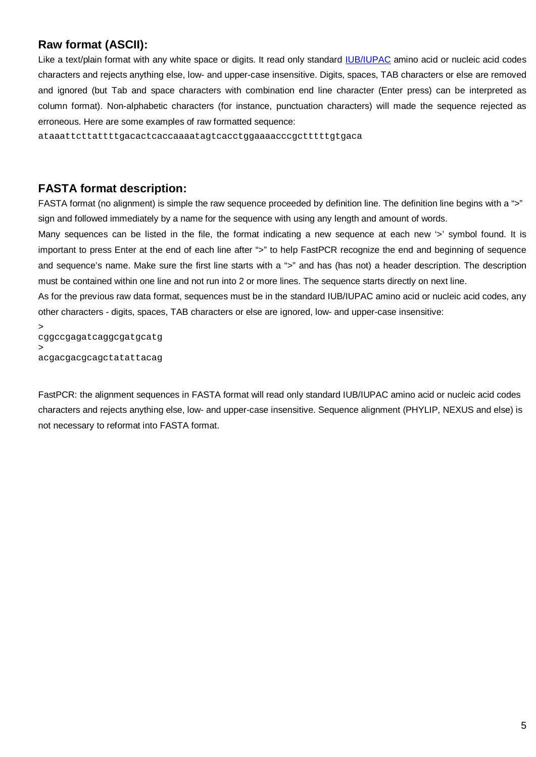## Raw format (ASCII):

Like a text/plain format with any white space or digits. It read only standard IUB/IUPAC amino acid or nucleic acid codes characters and rejects anything else, low- and upper-case insensitive. Digits, spaces, TAB characters or else are removed and ignored (but Tab and space characters with combination end line character (Enter press) can be interpreted as column format). Non-alphabetic characters (for instance, punctuation characters) will made the sequence rejected as erroneous. Here are some examples of raw formatted sequence:

```
ataaattcttattttgacactcaccaaaatagtcacctggaaaacccgctttttgtgaca
```

## FASTA format description:

FASTA format (no alignment) is simple the raw sequence proceeded by definition line. The definition line begins with a ">" sign and followed immediately by a name for the sequence with using any length and amount of words.

Many sequences can be listed in the file, the format indicating a new sequence at each new '>' symbol found. It is important to press Enter at the end of each line after ">" to help FastPCR recognize the end and beginning of sequence and sequence's name. Make sure the first line starts with a ">" and has (has not) a header description. The description must be contained within one line and not run into 2 or more lines. The sequence starts directly on next line.

As for the previous raw data format, sequences must be in the standard IUB/IUPAC amino acid or nucleic acid codes, any other characters - digits, spaces, TAB characters or else are ignored, low- and upper-case insensitive:

```
>
cggccgagatcaggcgatgcatg
>
acgacgacgcagctatattacag
```

FastPCR: the alignment sequences in FASTA format will read only standard IUB/IUPAC amino acid or nucleic acid codes characters and rejects anything else, low- and upper-case insensitive. Sequence alignment (PHYLIP, NEXUS and else) is not necessary to reformat into FASTA format.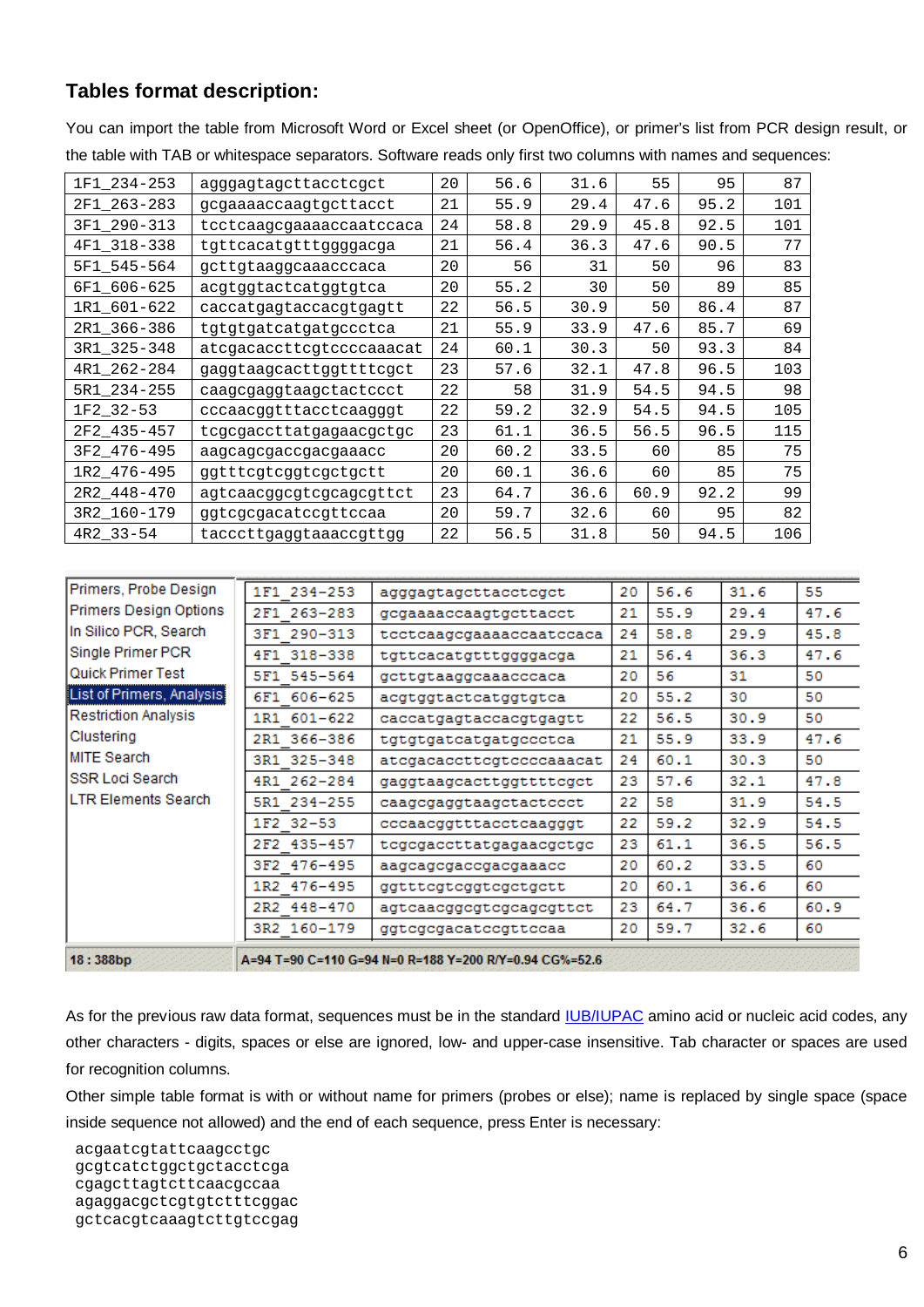## Tables format description:

You can import the table from Microsoft Word or Excel sheet (or OpenOffice), or primer's list from PCR design result, or the table with TAB or whitespace separators. Software reads only first two columns with names and sequences:

| | | | | | | | |
|---|---|---|---|---|---|---|---|
| 1F1_234-253 | agggagtagcttacctcgct | 20 | 56.6 | 31.6 | 55 | 95 | 87 |
| 2F1_263-283 | gcgaaaaccaagtgcttacct | 21 | 55.9 | 29.4 | 47.6 | 95.2 | 101 |
| 3F1_290-313 | tcctcaagcgaaaaccaatccaca | 24 | 58.8 | 29.9 | 45.8 | 92.5 | 101 |
| 4F1_318-338 | tgttcacatgtttggggacga | 21 | 56.4 | 36.3 | 47.6 | 90.5 | 77 |
| 5F1_545-564 | gcttgtaaggcaaacccaca | 20 | 56 | 31 | 50 | 96 | 83 |
| 6F1_606-625 | acgtggtactcatggtgtca | 20 | 55.2 | 30 | 50 | 89 | 85 |
| 1R1_601-622 | caccatgagtaccacgtgagtt | 22 | 56.5 | 30.9 | 50 | 86.4 | 87 |
| 2R1_366-386 | tgtgtgatcatgatgccctca | 21 | 55.9 | 33.9 | 47.6 | 85.7 | 69 |
| 3R1_325-348 | atcgacaccttcgtccccaaacat | 24 | 60.1 | 30.3 | 50 | 93.3 | 84 |
| 4R1_262-284 | gaggtaagcacttggttttcgct | 23 | 57.6 | 32.1 | 47.8 | 96.5 | 103 |
| 5R1_234-255 | caagcgaggtaagctactccct | 22 | 58 | 31.9 | 54.5 | 94.5 | 98 |
| 1F2_32-53 | cccaacggtttacctcaagggt | 22 | 59.2 | 32.9 | 54.5 | 94.5 | 105 |
| 2F2_435-457 | tcgcgaccttatgagaacgctgc | 23 | 61.1 | 36.5 | 56.5 | 96.5 | 115 |
| 3F2_476-495 | aagcagcgaccgacgaaacc | 20 | 60.2 | 33.5 | 60 | 85 | 75 |
| 1R2_476-495 | ggtttcgtcggtcgctgctt | 20 | 60.1 | 36.6 | 60 | 85 | 75 |
| 2R2_448-470 | agtcaacggcgtcgcagcgttct | 23 | 64.7 | 36.6 | 60.9 | 92.2 | 99 |
| 3R2_160-179 | ggtcgcgacatccgttccaa | 20 | 59.7 | 32.6 | 60 | 95 | 82 |
| 4R2_33-54 | tacccttgaggtaaaccgttgg | 22 | 56.5 | 31.8 | 50 | 94.5 | 106 |

| Menu | | | | | | |
|---|---|---|---|---|---|---|
| Primers, Probe Design | 1F1_234-253 | agggagtagcttacctcgct | 20 | 56.6 | 31.6 | 55 |
| Primers Design Options | 2F1_263-283 | gcgaaaaccaagtgcttacct | 21 | 55.9 | 29.4 | 47.6 |
| In Silico PCR, Search | 3F1_290-313 | tcctcaagcgaaaaccaatccaca | 24 | 58.8 | 29.9 | 45.8 |
| Single Primer PCR | 4F1_318-338 | tgttcacatgtttggggacga | 21 | 56.4 | 36.3 | 47.6 |
| Quick Primer Test | 5F1_545-564 | gcttgtaaggcaaacccaca | 20 | 56 | 31 | 50 |
| List of Primers, Analysis | 6F1_606-625 | acgtggtactcatggtgtca | 20 | 55.2 | 30 | 50 |
| Restriction Analysis | 1R1_601-622 | caccatgagtaccacgtgagtt | 22 | 56.5 | 30.9 | 50 |
| Clustering | 2R1_366-386 | tgtgtgatcatgatgccctca | 21 | 55.9 | 33.9 | 47.6 |
| MITE Search | 3R1_325-348 | atcgacaccttcgtccccaaacat | 24 | 60.1 | 30.3 | 50 |
| SSR Loci Search | 4R1_262-284 | gaggtaagcacttggttttcgct | 23 | 57.6 | 32.1 | 47.8 |
| LTR Elements Search | 5R1_234-255 | caagcgaggtaagctactccct | 22 | 58 | 31.9 | 54.5 |
| | 1F2_32-53 | cccaacggtttacctcaagggt | 22 | 59.2 | 32.9 | 54.5 |
| | 2F2_435-457 | tcgcgaccttatgagaacgctgc | 23 | 61.1 | 36.5 | 56.5 |
| | 3F2_476-495 | aagcagcgaccgacgaaacc | 20 | 60.2 | 33.5 | 60 |
| | 1R2_476-495 | ggtttcgtcggtcgctgctt | 20 | 60.1 | 36.6 | 60 |
| | 2R2_448-470 | agtcaacggcgtcgcagcgttct | 23 | 64.7 | 36.6 | 60.9 |
| | 3R2_160-179 | ggtcgcgacatccgttccaa | 20 | 59.7 | 32.6 | 60 |
| **18 : 388bp** | **A=94 T=90 C=110 G=94 N=0 R=188 Y=200 R/Y=0.94 CG%=52.6** | | | | | |

As for the previous raw data format, sequences must be in the standard IUB/IUPAC amino acid or nucleic acid codes, any other characters - digits, spaces or else are ignored, low- and upper-case insensitive. Tab character or spaces are used for recognition columns.

Other simple table format is with or without name for primers (probes or else); name is replaced by single space (space inside sequence not allowed) and the end of each sequence, press Enter is necessary:

```
 acgaatcgtattcaagcctgc
 gcgtcatctggctgctacctcga
 cgagcttagtcttcaacgccaa
 agaggacgctcgtgtctttcggac
 gctcacgtcaaagtcttgtccgag
```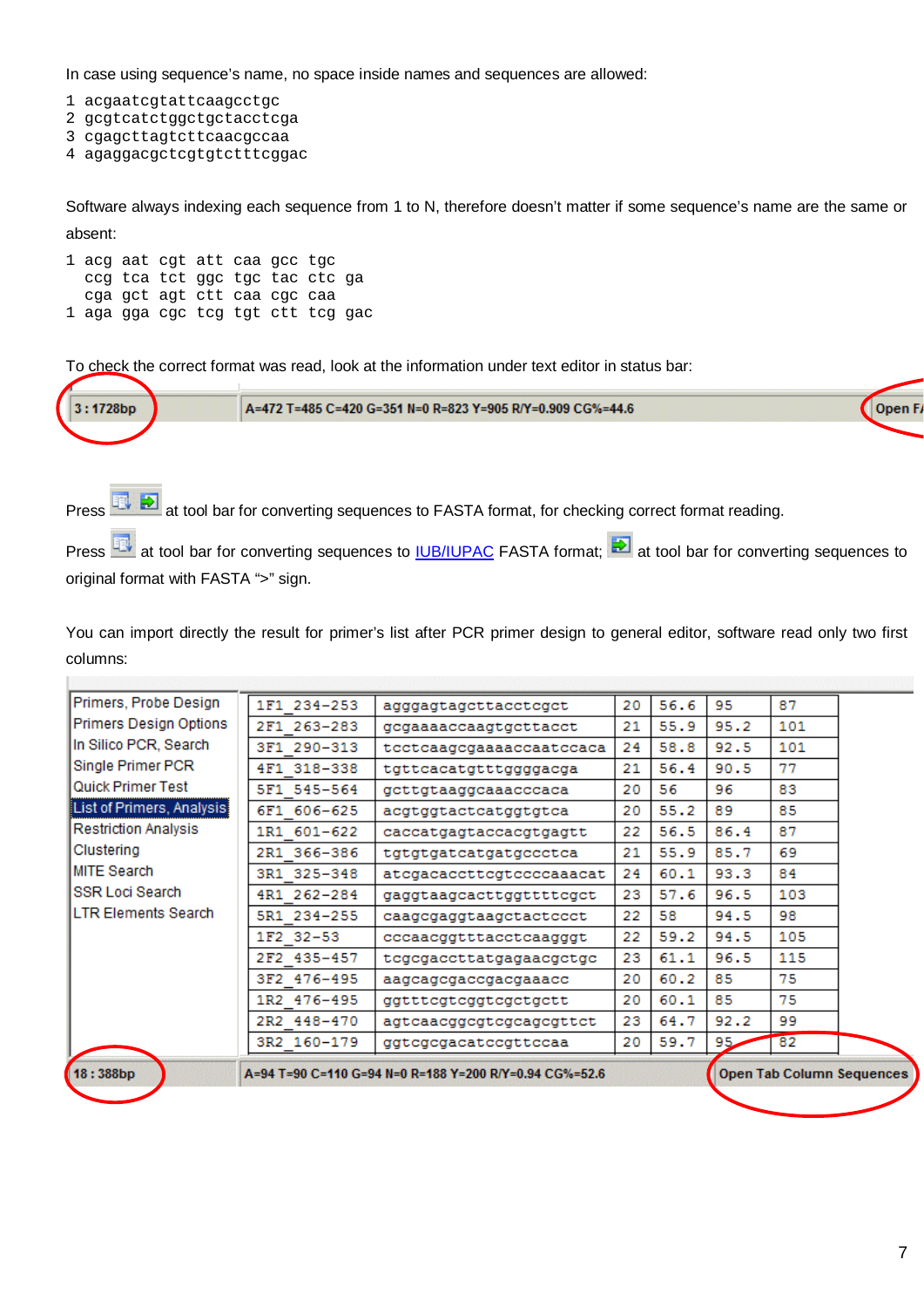In case using sequence's name, no space inside names and sequences are allowed:

```
1 acgaatcgtattcaagcctgc
2 gcgtcatctggctgctacctcga
3 cgagcttagtcttcaacgccaa
4 agaggacgctcgtgtctttcggac
```

Software always indexing each sequence from 1 to N, therefore doesn't matter if some sequence's name are the same or absent:

```
1 acg aat cgt att caa gcc tgc
  ccg tca tct ggc tgc tac ctc ga
  cga gct agt ctt caa cgc caa
1 aga gga cgc tcg tgt ctt tcg gac
```

To check the correct format was read, look at the information under text editor in status bar:

3 : 1728bp | A=472 T=485 C=420 G=351 N=0 R=823 Y=905 R/Y=0.909 CG%=44.6 | Open F

Press at tool bar for converting sequences to FASTA format, for checking correct format reading.

Press at tool bar for converting sequences to IUB/IUPAC FASTA format; at tool bar for converting sequences to original format with FASTA ">" sign.

You can import directly the result for primer's list after PCR primer design to general editor, software read only two first columns:

Primers, Probe Design
Primers Design Options
In Silico PCR, Search
Single Primer PCR
Quick Primer Test
List of Primers, Analysis
Restriction Analysis
Clustering
MITE Search
SSR Loci Search
LTR Elements Search

| | | | | | |
|---|---|---|---|---|---|
| 1F1_234-253 | agggagtagcttacctcgct | 20 | 56.6 | 95 | 87 |
| 2F1_263-283 | gcgaaaaccaagtgcttacct | 21 | 55.9 | 95.2 | 101 |
| 3F1_290-313 | tcctcaagcgaaaaccaatccaca | 24 | 58.8 | 92.5 | 101 |
| 4F1_318-338 | tgttcacatgtttggggacga | 21 | 56.4 | 90.5 | 77 |
| 5F1_545-564 | gcttgtaaggcaaacccaca | 20 | 56 | 96 | 83 |
| 6F1_606-625 | acgtggtactcatggtgtca | 20 | 55.2 | 89 | 85 |
| 1R1_601-622 | caccatgagtaccacgtgagtt | 22 | 56.5 | 86.4 | 87 |
| 2R1_366-386 | tgtgtgatcatgatgccctca | 21 | 55.9 | 85.7 | 69 |
| 3R1_325-348 | atcgacaccttcgtccccaaacat | 24 | 60.1 | 93.3 | 84 |
| 4R1_262-284 | gaggtaagcacttggttttcgct | 23 | 57.6 | 96.5 | 103 |
| 5R1_234-255 | caagcgaggtaagctactccct | 22 | 58 | 94.5 | 98 |
| 1F2_32-53 | cccaacggtttacctcaagggt | 22 | 59.2 | 94.5 | 105 |
| 2F2_435-457 | tcgcgaccttatgagaacgctgc | 23 | 61.1 | 96.5 | 115 |
| 3F2_476-495 | aagcagcgaccgacgaaacc | 20 | 60.2 | 85 | 75 |
| 1R2_476-495 | ggtttcgtcggtcgctgctt | 20 | 60.1 | 85 | 75 |
| 2R2_448-470 | agtcaacggcgtcgcagcgttct | 23 | 64.7 | 92.2 | 99 |
| 3R2_160-179 | ggtcgcgacatccgttccaa | 20 | 59.7 | 95 | 82 |

18 : 388bp | A=94 T=90 C=110 G=94 N=0 R=188 Y=200 R/Y=0.94 CG%=52.6 | Open Tab Column Sequences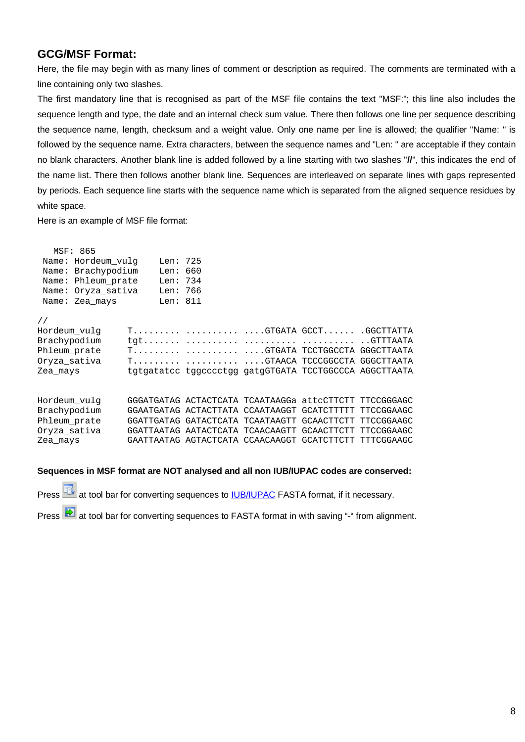### GCG/MSF Format:

Here, the file may begin with as many lines of comment or description as required. The comments are terminated with a line containing only two slashes.

The first mandatory line that is recognised as part of the MSF file contains the text "MSF:"; this line also includes the sequence length and type, the date and an internal check sum value. There then follows one line per sequence describing the sequence name, length, checksum and a weight value. Only one name per line is allowed; the qualifier "Name: " is followed by the sequence name. Extra characters, between the sequence names and "Len: " are acceptable if they contain no blank characters. Another blank line is added followed by a line starting with two slashes "**//**", this indicates the end of the name list. There then follows another blank line. Sequences are interleaved on separate lines with gaps represented by periods. Each sequence line starts with the sequence name which is separated from the aligned sequence residues by white space.

Here is an example of MSF file format:

```
   MSF: 865
 Name: Hordeum_vulg    Len: 725
 Name: Brachypodium    Len: 660
 Name: Phleum_prate    Len: 734
 Name: Oryza_sativa    Len: 766
 Name: Zea_mays        Len: 811

//
Hordeum_vulg     T......... .......... ....GTGATA GCCT...... .GGCTTATTA
Brachypodium     tgt....... .......... .......... .......... ..GTTTAATA
Phleum_prate     T......... .......... ....GTGATA TCCTGGCCTA GGGCTTAATA
Oryza_sativa     T......... .......... ....GTAACA TCCCGGCCTA GGGCTTAATA
Zea_mays         tgtgatatcc tggcccctgg gatgGTGATA TCCTGGCCCA AGGCTTAATA


Hordeum_vulg     GGGATGATAG ACTACTCATA TCAATAAGGa attcCTTCTT TTCCGGGAGC
Brachypodium     GGAATGATAG ACTACTTATA CCAATAAGGT GCATCTTTTT TTCCGGAAGC
Phleum_prate     GGATTGATAG GATACTCATA TCAATAAGTT GCAACTTCTT TTCCGGAAGC
Oryza_sativa     GGATTAATAG AATACTCATA TCAACAAGTT GCAACTTCTT TTCCGGAAGC
Zea_mays         GAATTAATAG AGTACTCATA CCAACAAGGT GCATCTTCTT TTTCGGAAGC
```

**Sequences in MSF format are NOT analysed and all non IUB/IUPAC codes are conserved:**

Press at tool bar for converting sequences to IUB/IUPAC FASTA format, if it necessary.

Press at tool bar for converting sequences to FASTA format in with saving "-" from alignment.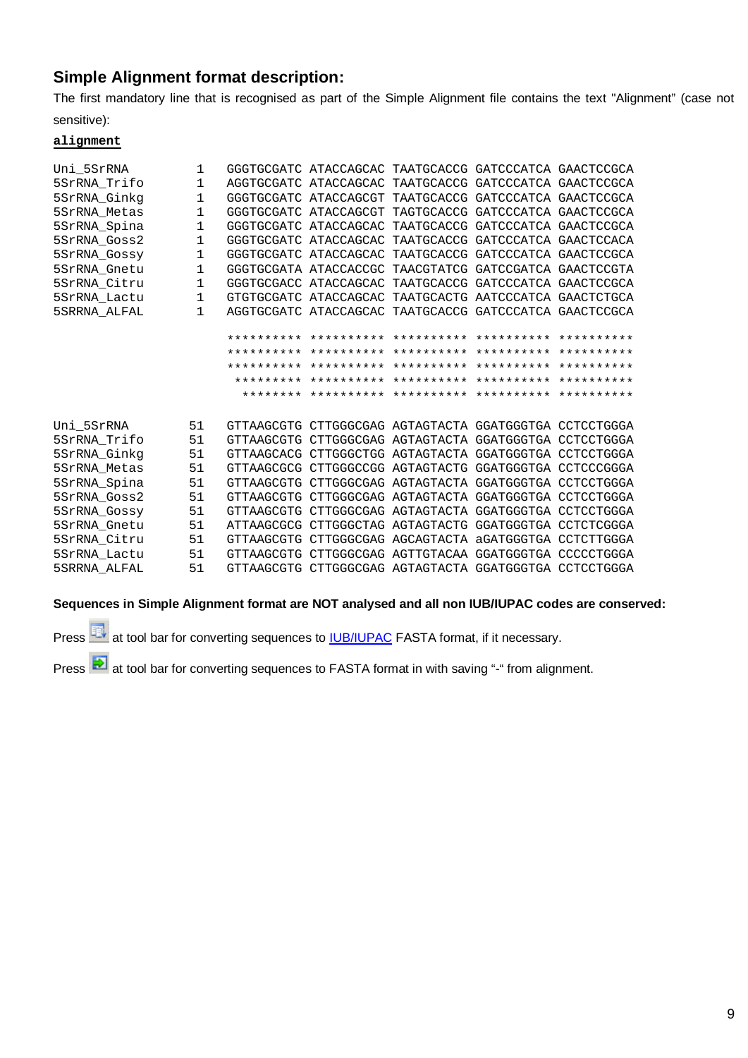## Simple Alignment format description:

The first mandatory line that is recognised as part of the Simple Alignment file contains the text "Alignment" (case not sensitive):

**alignment**

```
Uni_5SrRNA        1    GGGTGCGATC ATACCAGCAC TAATGCACCG GATCCCATCA GAACTCCGCA
5SrRNA_Trifo      1    AGGTGCGATC ATACCAGCAC TAATGCACCG GATCCCATCA GAACTCCGCA
5SrRNA_Ginkg      1    GGGTGCGATC ATACCAGCGT TAATGCACCG GATCCCATCA GAACTCCGCA
5SrRNA_Metas      1    GGGTGCGATC ATACCAGCGT TAGTGCACCG GATCCCATCA GAACTCCGCA
5SrRNA_Spina      1    GGGTGCGATC ATACCAGCAC TAATGCACCG GATCCCATCA GAACTCCGCA
5SrRNA_Goss2      1    GGGTGCGATC ATACCAGCAC TAATGCACCG GATCCCATCA GAACTCCACA
5SrRNA_Gossy      1    GGGTGCGATC ATACCAGCAC TAATGCACCG GATCCCATCA GAACTCCGCA
5SrRNA_Gnetu      1    GGGTGCGATA ATACCACCGC TAACGTATCG GATCCGATCA GAACTCCGTA
5SrRNA_Citru      1    GGGTGCGACC ATACCAGCAC TAATGCACCG GATCCCATCA GAACTCCGCA
5SrRNA_Lactu      1    GTGTGCGATC ATACCAGCAC TAATGCACTG AATCCCATCA GAACTCTGCA
5SRRNA_ALFAL      1    AGGTGCGATC ATACCAGCAC TAATGCACCG GATCCCATCA GAACTCCGCA

                       ********** ********** ********** ********** **********
                       ********** ********** ********** ********** **********
                       ********** ********** ********** ********** **********
                        ********* ********** ********** ********** **********
                         ******** ********** ********** ********** **********

Uni_5SrRNA       51    GTTAAGCGTG CTTGGGCGAG AGTAGTACTA GGATGGGTGA CCTCCTGGGA
5SrRNA_Trifo     51    GTTAAGCGTG CTTGGGCGAG AGTAGTACTA GGATGGGTGA CCTCCTGGGA
5SrRNA_Ginkg     51    GTTAAGCACG CTTGGGCTGG AGTAGTACTA GGATGGGTGA CCTCCTGGGA
5SrRNA_Metas     51    GTTAAGCGCG CTTGGGCCGG AGTAGTACTG GGATGGGTGA CCTCCCGGGA
5SrRNA_Spina     51    GTTAAGCGTG CTTGGGCGAG AGTAGTACTA GGATGGGTGA CCTCCTGGGA
5SrRNA_Goss2     51    GTTAAGCGTG CTTGGGCGAG AGTAGTACTA GGATGGGTGA CCTCCTGGGA
5SrRNA_Gossy     51    GTTAAGCGTG CTTGGGCGAG AGTAGTACTA GGATGGGTGA CCTCCTGGGA
5SrRNA_Gnetu     51    ATTAAGCGCG CTTGGGCTAG AGTAGTACTG GGATGGGTGA CCTCTCGGGA
5SrRNA_Citru     51    GTTAAGCGTG CTTGGGCGAG AGCAGTACTA aGATGGGTGA CCTCTTGGGA
5SrRNA_Lactu     51    GTTAAGCGTG CTTGGGCGAG AGTTGTACAA GGATGGGTGA CCCCCTGGGA
5SRRNA_ALFAL     51    GTTAAGCGTG CTTGGGCGAG AGTAGTACTA GGATGGGTGA CCTCCTGGGA
```

**Sequences in Simple Alignment format are NOT analysed and all non IUB/IUPAC codes are conserved:**

Press at tool bar for converting sequences to IUB/IUPAC FASTA format, if it necessary.

Press at tool bar for converting sequences to FASTA format in with saving "-" from alignment.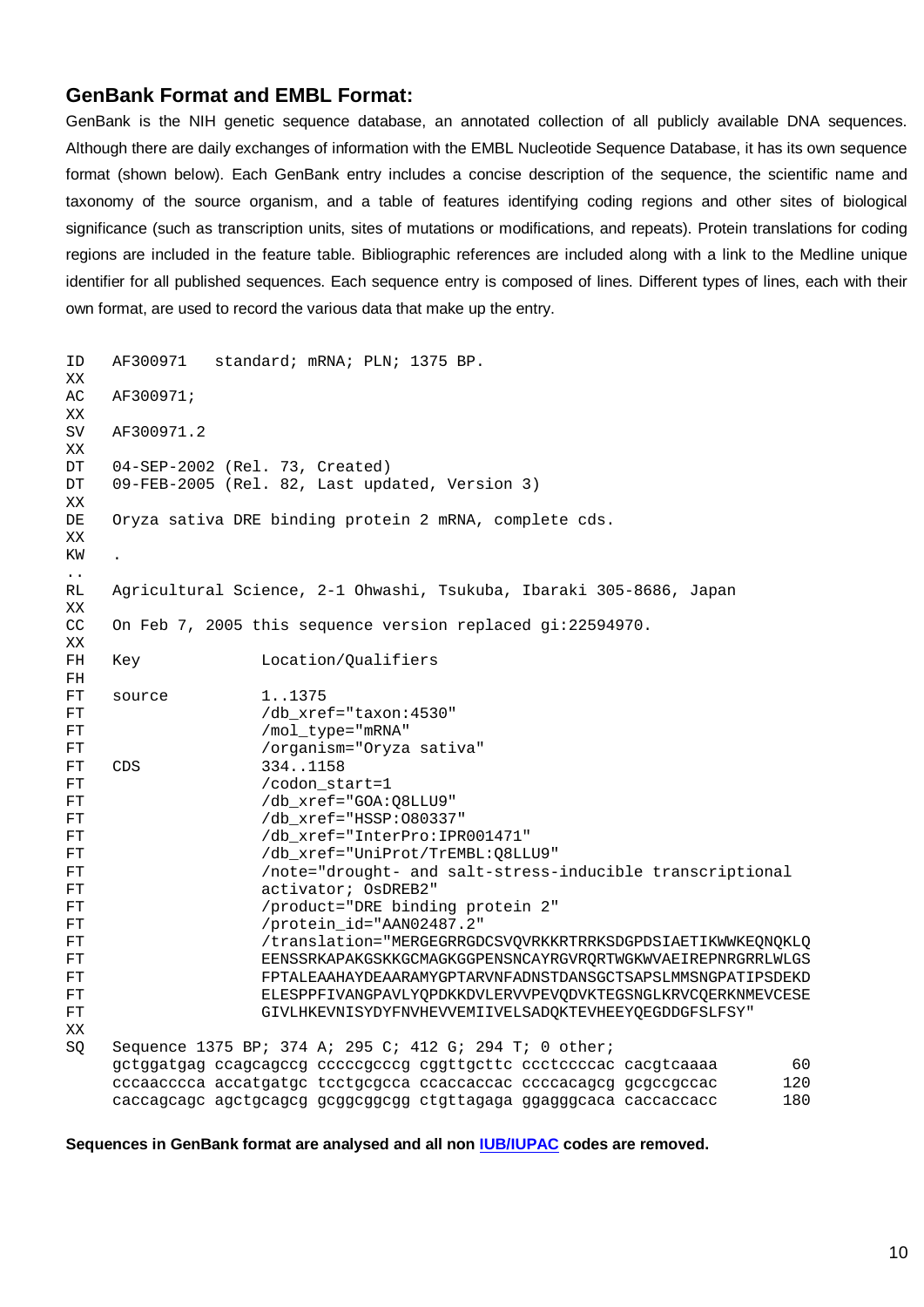## GenBank Format and EMBL Format:

GenBank is the NIH genetic sequence database, an annotated collection of all publicly available DNA sequences. Although there are daily exchanges of information with the EMBL Nucleotide Sequence Database, it has its own sequence format (shown below). Each GenBank entry includes a concise description of the sequence, the scientific name and taxonomy of the source organism, and a table of features identifying coding regions and other sites of biological significance (such as transcription units, sites of mutations or modifications, and repeats). Protein translations for coding regions are included in the feature table. Bibliographic references are included along with a link to the Medline unique identifier for all published sequences. Each sequence entry is composed of lines. Different types of lines, each with their own format, are used to record the various data that make up the entry.

```
ID   AF300971   standard; mRNA; PLN; 1375 BP.
XX
AC   AF300971;
XX
SV   AF300971.2
XX
DT   04-SEP-2002 (Rel. 73, Created)
DT   09-FEB-2005 (Rel. 82, Last updated, Version 3)
XX
DE   Oryza sativa DRE binding protein 2 mRNA, complete cds.
XX
KW   .
..
RL   Agricultural Science, 2-1 Ohwashi, Tsukuba, Ibaraki 305-8686, Japan
XX
CC   On Feb 7, 2005 this sequence version replaced gi:22594970.
XX
FH   Key             Location/Qualifiers
FH
FT   source          1..1375
FT                   /db_xref="taxon:4530"
FT                   /mol_type="mRNA"
FT                   /organism="Oryza sativa"
FT   CDS             334..1158
FT                   /codon_start=1
FT                   /db_xref="GOA:Q8LLU9"
FT                   /db_xref="HSSP:O80337"
FT                   /db_xref="InterPro:IPR001471"
FT                   /db_xref="UniProt/TrEMBL:Q8LLU9"
FT                   /note="drought- and salt-stress-inducible transcriptional
FT                   activator; OsDREB2"
FT                   /product="DRE binding protein 2"
FT                   /protein_id="AAN02487.2"
FT                   /translation="MERGEGRRGDCSVQVRKKRTRRKSDGPDSIAETIKWWKEQNQKLQ
FT                   EENSSRKAPAKGSKKGCMAGKGGPENSNCAYRGVRQRTWGKWVAEIREPNRGRRLWLGS
FT                   FPTALEAAHAYDEAARAMYGPTARVNFADNSTDANSGCTSAPSLMMSNGPATIPSDEKD
FT                   ELESPPFIVANGPAVLYQPDKKDVLERVVPEVQDVKTEGSNGLKRVCQERKNMEVCESE
FT                   GIVLHKEVNISYDYFNVHEVVEMIIVELSADQKTEVHEEYQEGDDGFSLFSY"
XX
SQ   Sequence 1375 BP; 374 A; 295 C; 412 G; 294 T; 0 other;
     gctggatgag ccagcagccg cccccgcccg cggttgcttc ccctccccac cacgtcaaaa        60
     cccaacccca accatgatgc tcctgcgcca ccaccaccac ccccacagcg gcgccgccac       120
     caccagcagc agctgcagcg gcggcggcgg ctgttagaga ggagggcaca caccaccacc       180
```

**Sequences in GenBank format are analysed and all non IUB/IUPAC codes are removed.**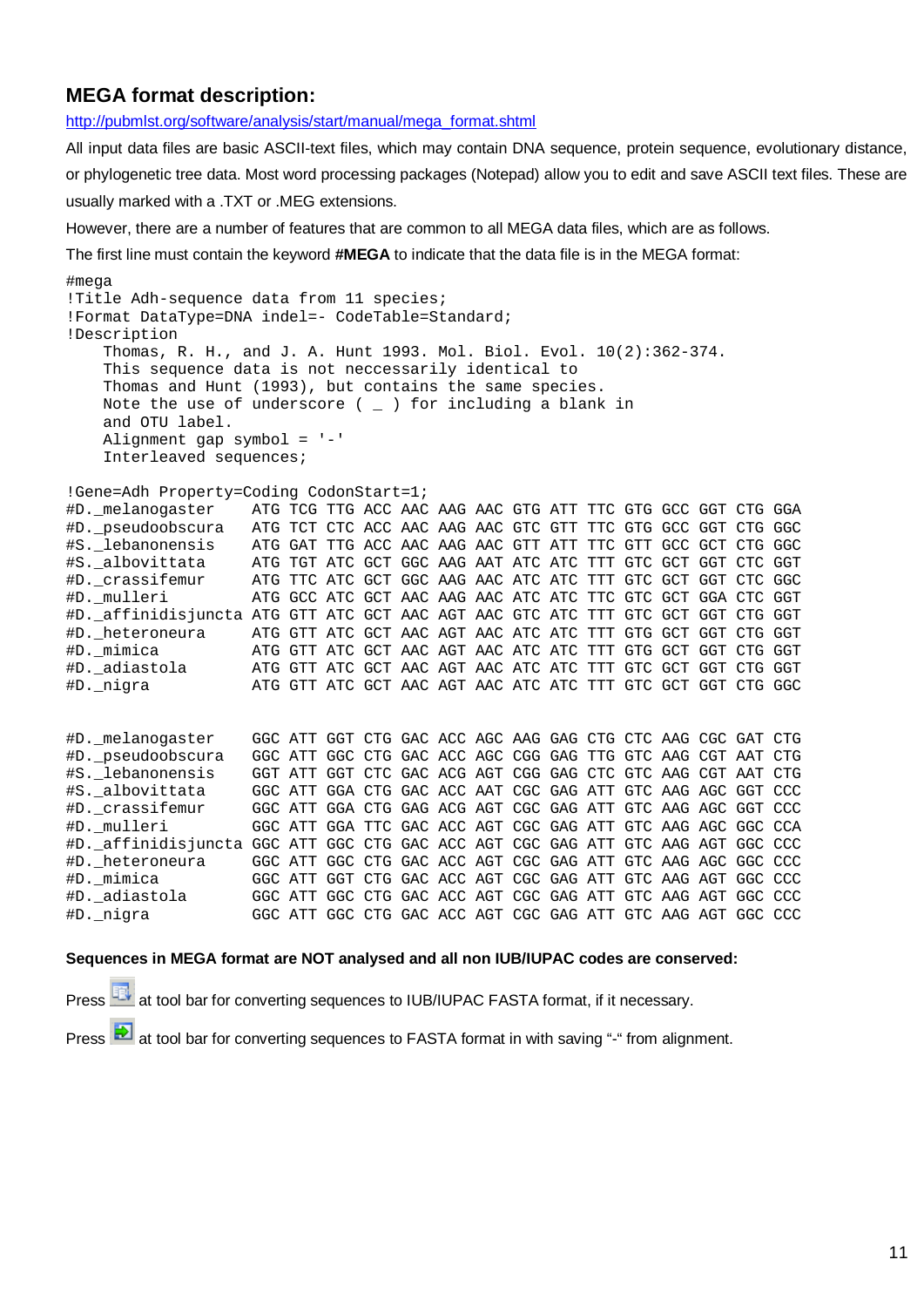### MEGA format description:

http://pubmlst.org/software/analysis/start/manual/mega_format.shtml

All input data files are basic ASCII-text files, which may contain DNA sequence, protein sequence, evolutionary distance, or phylogenetic tree data. Most word processing packages (Notepad) allow you to edit and save ASCII text files. These are usually marked with a .TXT or .MEG extensions.

However, there are a number of features that are common to all MEGA data files, which are as follows.

The first line must contain the keyword **#MEGA** to indicate that the data file is in the MEGA format:

```
#mega
!Title Adh-sequence data from 11 species;
!Format DataType=DNA indel=- CodeTable=Standard;
!Description
    Thomas, R. H., and J. A. Hunt 1993. Mol. Biol. Evol. 10(2):362-374.
    This sequence data is not neccessarily identical to
    Thomas and Hunt (1993), but contains the same species.
    Note the use of underscore ( _ ) for including a blank in
    and OTU label.
    Alignment gap symbol = '-'
    Interleaved sequences;

!Gene=Adh Property=Coding CodonStart=1;
#D._melanogaster    ATG TCG TTG ACC AAC AAG AAC GTG ATT TTC GTG GCC GGT CTG GGA
#D._pseudoobscura   ATG TCT CTC ACC AAC AAG AAC GTC GTT TTC GTG GCC GGT CTG GGC
#S._lebanonensis    ATG GAT TTG ACC AAC AAG AAC GTT ATT TTC GTT GCC GCT CTG GGC
#S._albovittata     ATG TGT ATC GCT GGC AAG AAT ATC ATC TTT GTC GCT GGT CTC GGT
#D._crassifemur     ATG TTC ATC GCT GGC AAG AAC ATC ATC TTT GTC GCT GGT CTC GGC
#D._mulleri         ATG GCC ATC GCT AAC AAG AAC ATC ATC TTC GTC GCT GGA CTC GGT
#D._affinidisjuncta ATG GTT ATC GCT AAC AGT AAC GTC ATC TTT GTC GCT GGT CTG GGT
#D._heteroneura     ATG GTT ATC GCT AAC AGT AAC ATC ATC TTT GTG GCT GGT CTG GGT
#D._mimica          ATG GTT ATC GCT AAC AGT AAC ATC ATC TTT GTG GCT GGT CTG GGT
#D._adiastola       ATG GTT ATC GCT AAC AGT AAC ATC ATC TTT GTC GCT GGT CTG GGT
#D._nigra           ATG GTT ATC GCT AAC AGT AAC ATC ATC TTT GTC GCT GGT CTG GGC


#D._melanogaster    GGC ATT GGT CTG GAC ACC AGC AAG GAG CTG CTC AAG CGC GAT CTG
#D._pseudoobscura   GGC ATT GGC CTG GAC ACC AGC CGG GAG TTG GTC AAG CGT AAT CTG
#S._lebanonensis    GGT ATT GGT CTC GAC ACG AGT CGG GAG CTC GTC AAG CGT AAT CTG
#S._albovittata     GGC ATT GGA CTG GAC ACC AAT CGC GAG ATT GTC AAG AGC GGT CCC
#D._crassifemur     GGC ATT GGA CTG GAG ACG AGT CGC GAG ATT GTC AAG AGC GGT CCC
#D._mulleri         GGC ATT GGA TTC GAC ACC AGT CGC GAG ATT GTC AAG AGC GGC CCA
#D._affinidisjuncta GGC ATT GGC CTG GAC ACC AGT CGC GAG ATT GTC AAG AGT GGC CCC
#D._heteroneura     GGC ATT GGC CTG GAC ACC AGT CGC GAG ATT GTC AAG AGC GGC CCC
#D._mimica          GGC ATT GGT CTG GAC ACC AGT CGC GAG ATT GTC AAG AGT GGC CCC
#D._adiastola       GGC ATT GGC CTG GAC ACC AGT CGC GAG ATT GTC AAG AGT GGC CCC
#D._nigra           GGC ATT GGC CTG GAC ACC AGT CGC GAG ATT GTC AAG AGT GGC CCC
```

**Sequences in MEGA format are NOT analysed and all non IUB/IUPAC codes are conserved:**

Press at tool bar for converting sequences to IUB/IUPAC FASTA format, if it necessary.

Press at tool bar for converting sequences to FASTA format in with saving "-" from alignment.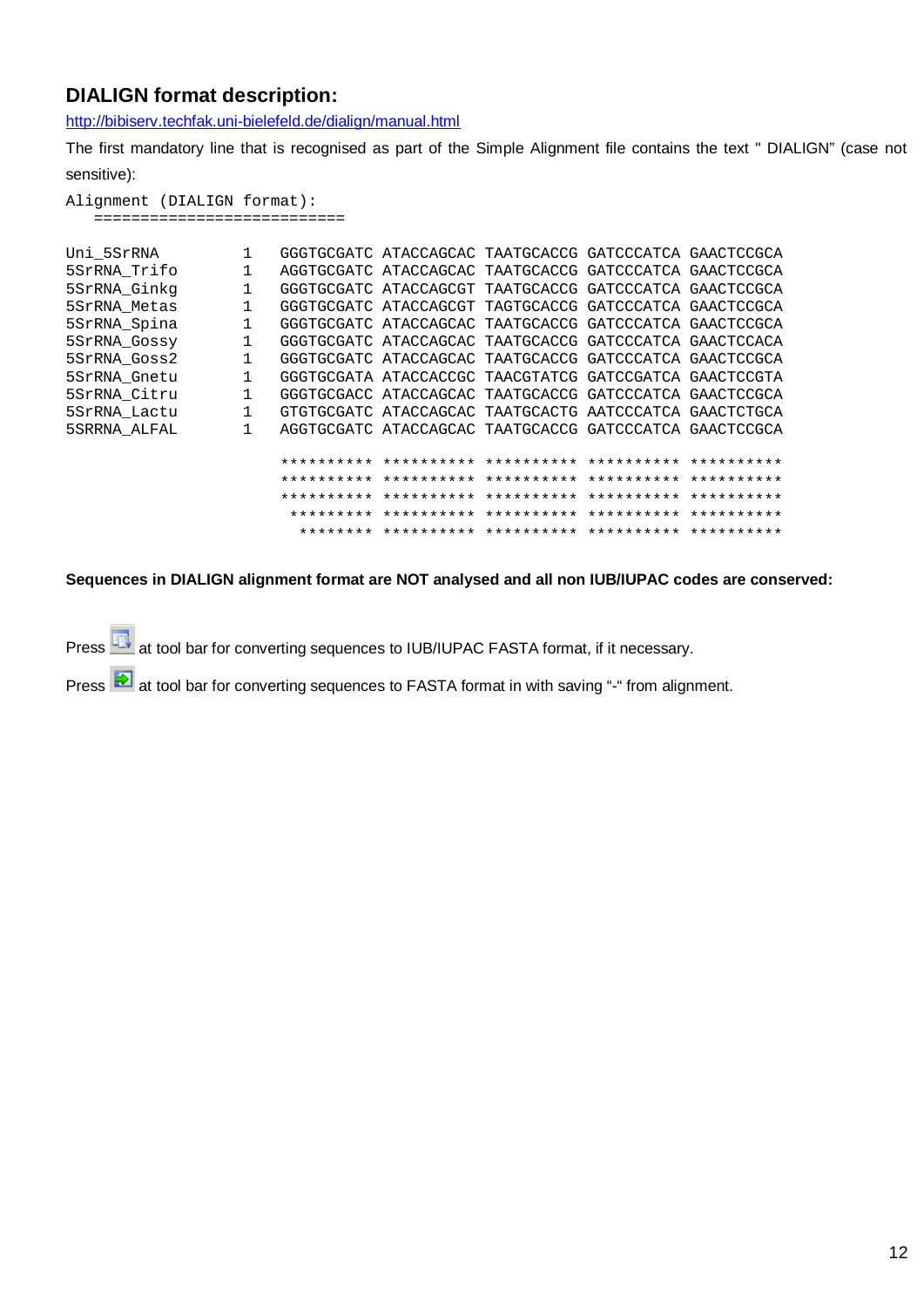## DIALIGN format description:

http://bibiserv.techfak.uni-bielefeld.de/dialign/manual.html

The first mandatory line that is recognised as part of the Simple Alignment file contains the text " DIALIGN" (case not sensitive):

```
Alignment (DIALIGN format):
   ===========================

Uni_5SrRNA         1   GGGTGCGATC ATACCAGCAC TAATGCACCG GATCCCATCA GAACTCCGCA
5SrRNA_Trifo       1   AGGTGCGATC ATACCAGCAC TAATGCACCG GATCCCATCA GAACTCCGCA
5SrRNA_Ginkg       1   GGGTGCGATC ATACCAGCGT TAATGCACCG GATCCCATCA GAACTCCGCA
5SrRNA_Metas       1   GGGTGCGATC ATACCAGCGT TAGTGCACCG GATCCCATCA GAACTCCGCA
5SrRNA_Spina       1   GGGTGCGATC ATACCAGCAC TAATGCACCG GATCCCATCA GAACTCCGCA
5SrRNA_Gossy       1   GGGTGCGATC ATACCAGCAC TAATGCACCG GATCCCATCA GAACTCCACA
5SrRNA_Goss2       1   GGGTGCGATC ATACCAGCAC TAATGCACCG GATCCCATCA GAACTCCGCA
5SrRNA_Gnetu       1   GGGTGCGATA ATACCACCGC TAACGTATCG GATCCGATCA GAACTCCGTA
5SrRNA_Citru       1   GGGTGCGACC ATACCAGCAC TAATGCACCG GATCCCATCA GAACTCCGCA
5SrRNA_Lactu       1   GTGTGCGATC ATACCAGCAC TAATGCACTG AATCCCATCA GAACTCTGCA
5SRRNA_ALFAL       1   AGGTGCGATC ATACCAGCAC TAATGCACCG GATCCCATCA GAACTCCGCA

                       ********** ********** ********** ********** **********
                       ********** ********** ********** ********** **********
                       ********** ********** ********** ********** **********
                        ********* ********** ********** ********** **********
                         ******** ********** ********** ********** **********
```

**Sequences in DIALIGN alignment format are NOT analysed and all non IUB/IUPAC codes are conserved:**

Press at tool bar for converting sequences to IUB/IUPAC FASTA format, if it necessary.

Press at tool bar for converting sequences to FASTA format in with saving "-" from alignment.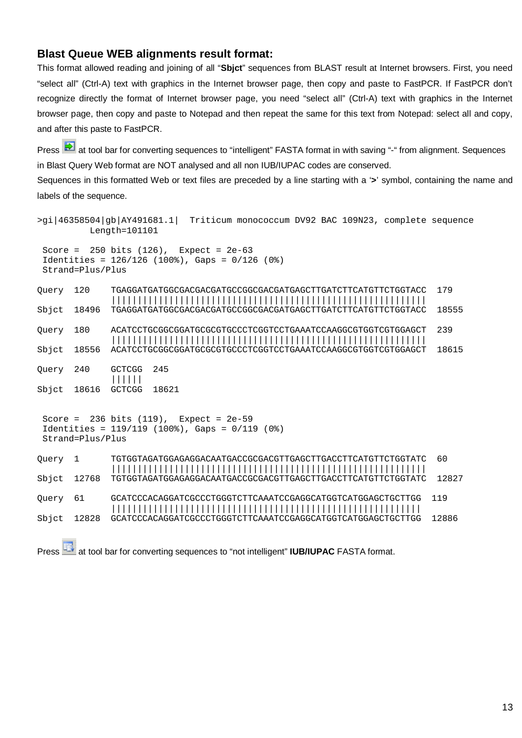### Blast Queue WEB alignments result format:

This format allowed reading and joining of all "**Sbjct**" sequences from BLAST result at Internet browsers. First, you need "select all" (Ctrl-A) text with graphics in the Internet browser page, then copy and paste to FastPCR. If FastPCR don't recognize directly the format of Internet browser page, you need "select all" (Ctrl-A) text with graphics in the Internet browser page, then copy and paste to Notepad and then repeat the same for this text from Notepad: select all and copy, and after this paste to FastPCR.

Press at tool bar for converting sequences to "intelligent" FASTA format in with saving "-" from alignment. Sequences in Blast Query Web format are NOT analysed and all non IUB/IUPAC codes are conserved.

Sequences in this formatted Web or text files are preceded by a line starting with a '**>**' symbol, containing the name and labels of the sequence.

```
>gi|46358504|gb|AY491681.1|  Triticum monococcum DV92 BAC 109N23, complete sequence
          Length=101101

 Score =  250 bits (126),  Expect = 2e-63
 Identities = 126/126 (100%), Gaps = 0/126 (0%)
 Strand=Plus/Plus

Query  120    TGAGGATGATGGCGACGACGATGCCGGCGACGATGAGCTTGATCTTCATGTTCTGGTACC  179
              ||||||||||||||||||||||||||||||||||||||||||||||||||||||||||||
Sbjct  18496  TGAGGATGATGGCGACGACGATGCCGGCGACGATGAGCTTGATCTTCATGTTCTGGTACC  18555

Query  180    ACATCCTGCGGCGGATGCGCGTGCCCTCGGTCCTGAAATCCAAGGCGTGGTCGTGGAGCT  239
              ||||||||||||||||||||||||||||||||||||||||||||||||||||||||||||
Sbjct  18556  ACATCCTGCGGCGGATGCGCGTGCCCTCGGTCCTGAAATCCAAGGCGTGGTCGTGGAGCT  18615

Query  240    GCTCGG  245
              ||||||
Sbjct  18616  GCTCGG  18621


 Score =  236 bits (119),  Expect = 2e-59
 Identities = 119/119 (100%), Gaps = 0/119 (0%)
 Strand=Plus/Plus

Query  1      TGTGGTAGATGGAGAGGACAATGACCGCGACGTTGAGCTTGACCTTCATGTTCTGGTATC  60
              ||||||||||||||||||||||||||||||||||||||||||||||||||||||||||||
Sbjct  12768  TGTGGTAGATGGAGAGGACAATGACCGCGACGTTGAGCTTGACCTTCATGTTCTGGTATC  12827

Query  61     GCATCCCACAGGATCGCCCTGGGTCTTCAAATCCGAGGCATGGTCATGGAGCTGCTTGG  119
              |||||||||||||||||||||||||||||||||||||||||||||||||||||||||||
Sbjct  12828  GCATCCCACAGGATCGCCCTGGGTCTTCAAATCCGAGGCATGGTCATGGAGCTGCTTGG  12886
```

Press at tool bar for converting sequences to "not intelligent" **IUB/IUPAC** FASTA format.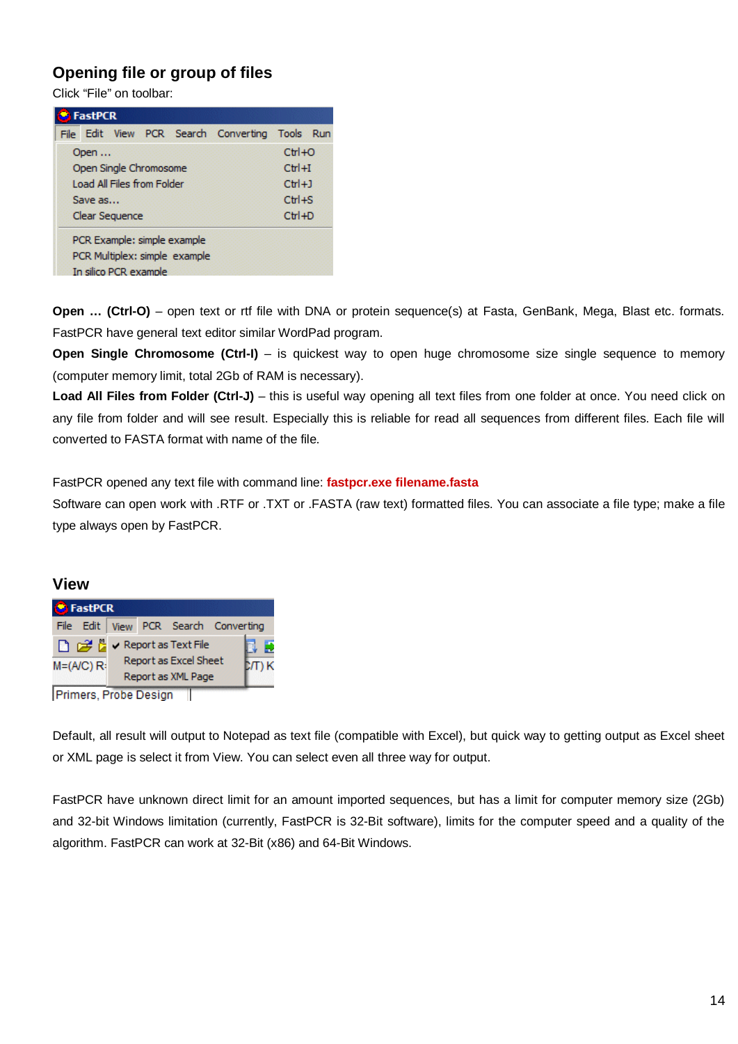## Opening file or group of files

Click “File” on toolbar:

**Open … (Ctrl-O)** – open text or rtf file with DNA or protein sequence(s) at Fasta, GenBank, Mega, Blast etc. formats. FastPCR have general text editor similar WordPad program.

**Open Single Chromosome (Ctrl-I)** – is quickest way to open huge chromosome size single sequence to memory (computer memory limit, total 2Gb of RAM is necessary).

**Load All Files from Folder (Ctrl-J)** – this is useful way opening all text files from one folder at once. You need click on any file from folder and will see result. Especially this is reliable for read all sequences from different files. Each file will converted to FASTA format with name of the file.

FastPCR opened any text file with command line: **fastpcr.exe filename.fasta**

Software can open work with .RTF or .TXT or .FASTA (raw text) formatted files. You can associate a file type; make a file type always open by FastPCR.

## View

Default, all result will output to Notepad as text file (compatible with Excel), but quick way to getting output as Excel sheet or XML page is select it from View. You can select even all three way for output.

FastPCR have unknown direct limit for an amount imported sequences, but has a limit for computer memory size (2Gb) and 32-bit Windows limitation (currently, FastPCR is 32-Bit software), limits for the computer speed and a quality of the algorithm. FastPCR can work at 32-Bit (x86) and 64-Bit Windows.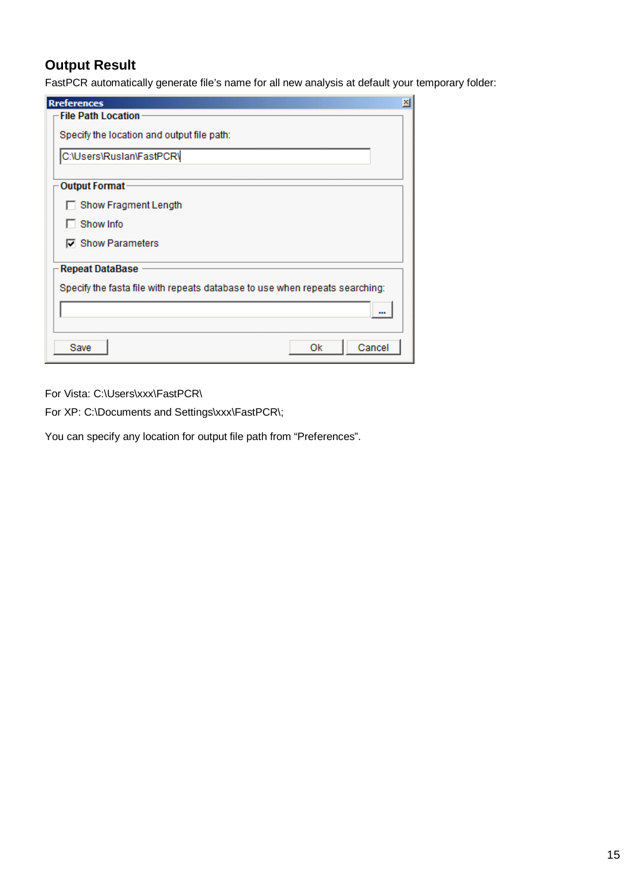## Output Result

FastPCR automatically generate file's name for all new analysis at default your temporary folder:

**Rreferences**

**File Path Location**

Specify the location and output file path:

C:\Users\Ruslan\FastPCR\

**Output Format**

- [ ] Show Fragment Length
- [ ] Show Info
- [x] Show Parameters

**Repeat DataBase**

Specify the fasta file with repeats database to use when repeats searching:

Save | Ok | Cancel

For Vista: C:\Users\xxx\FastPCR\

For XP: C:\Documents and Settings\xxx\FastPCR\;

You can specify any location for output file path from "Preferences".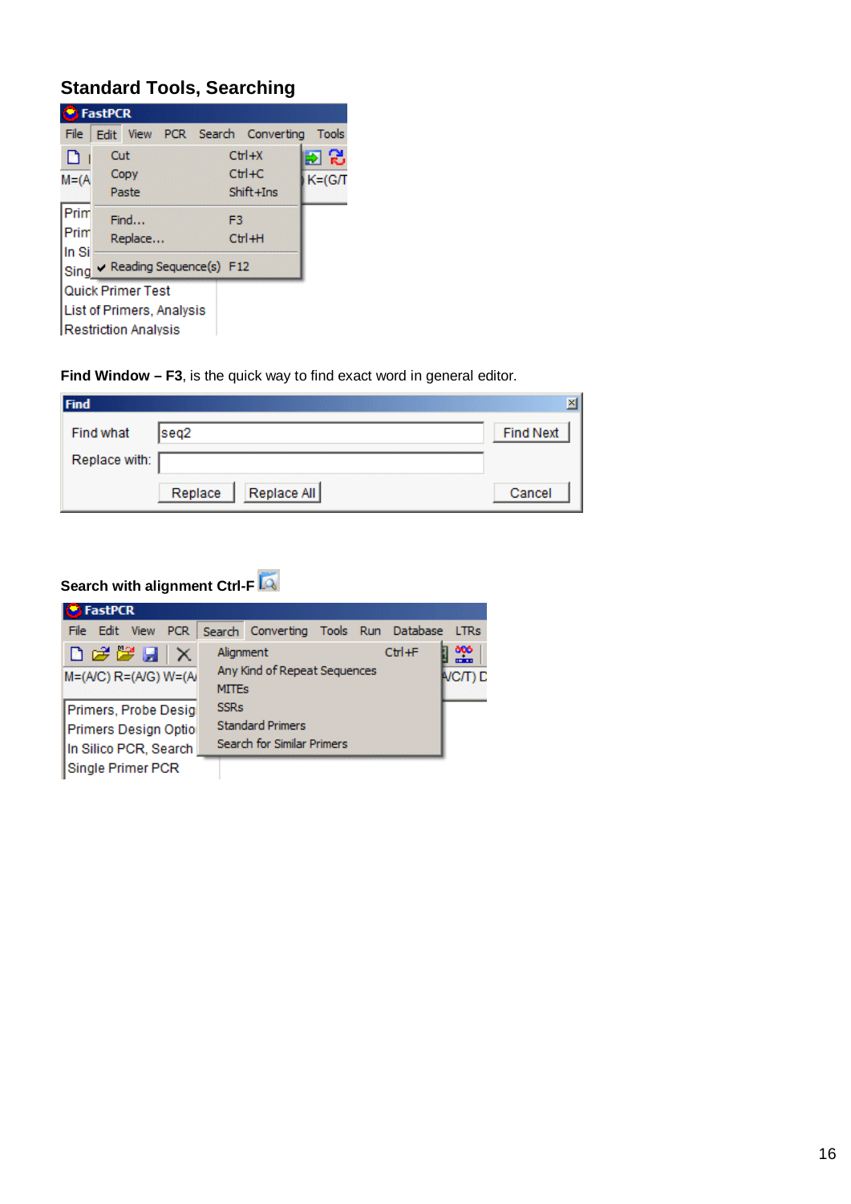## Standard Tools, Searching

**Find Window – F3**, is the quick way to find exact word in general editor.

**Search with alignment Ctrl-F**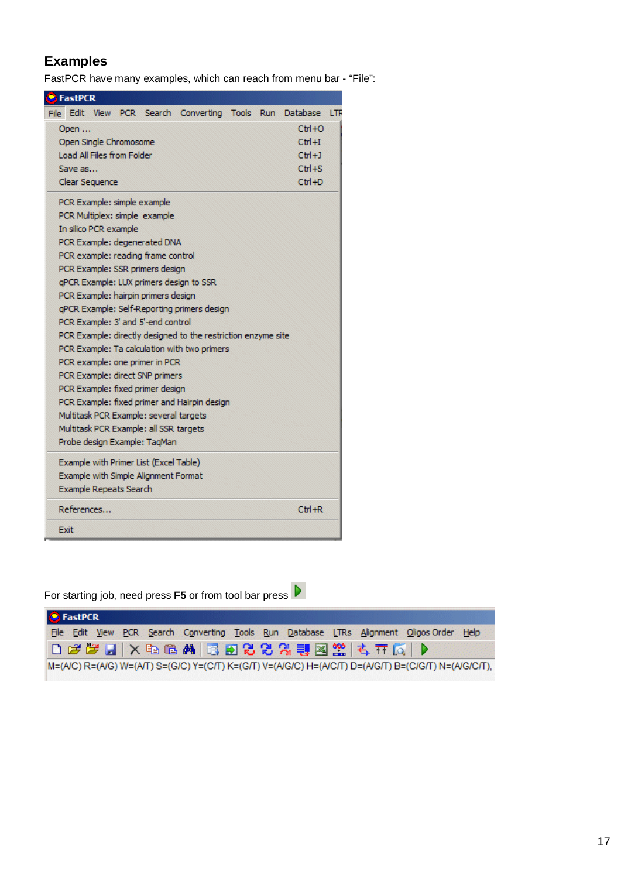## Examples

FastPCR have many examples, which can reach from menu bar - "File":

FastPCR

File Edit View PCR Search Converting Tools Run Database LTR

- Open ... Ctrl+O
- Open Single Chromosome Ctrl+I
- Load All Files from Folder Ctrl+J
- Save as... Ctrl+S
- Clear Sequence Ctrl+D

- PCR Example: simple example
- PCR Multiplex: simple example
- In silico PCR example
- PCR Example: degenerated DNA
- PCR example: reading frame control
- PCR Example: SSR primers design
- qPCR Example: LUX primers design to SSR
- PCR Example: hairpin primers design
- qPCR Example: Self-Reporting primers design
- PCR Example: 3' and 5'-end control
- PCR Example: directly designed to the restriction enzyme site
- PCR Example: Ta calculation with two primers
- PCR example: one primer in PCR
- PCR Example: direct SNP primers
- PCR Example: fixed primer design
- PCR Example: fixed primer and Hairpin design
- Multitask PCR Example: several targets
- Multitask PCR Example: all SSR targets
- Probe design Example: TaqMan

- Example with Primer List (Excel Table)
- Example with Simple Alignment Format
- Example Repeats Search

- References... Ctrl+R

- Exit

For starting job, need press **F5** or from tool bar press ▶

FastPCR

File Edit View PCR Search Converting Tools Run Database LTRs Alignment Oligos Order Help

M=(A/C) R=(A/G) W=(A/T) S=(G/C) Y=(C/T) K=(G/T) V=(A/G/C) H=(A/C/T) D=(A/G/T) B=(C/G/T) N=(A/G/C/T),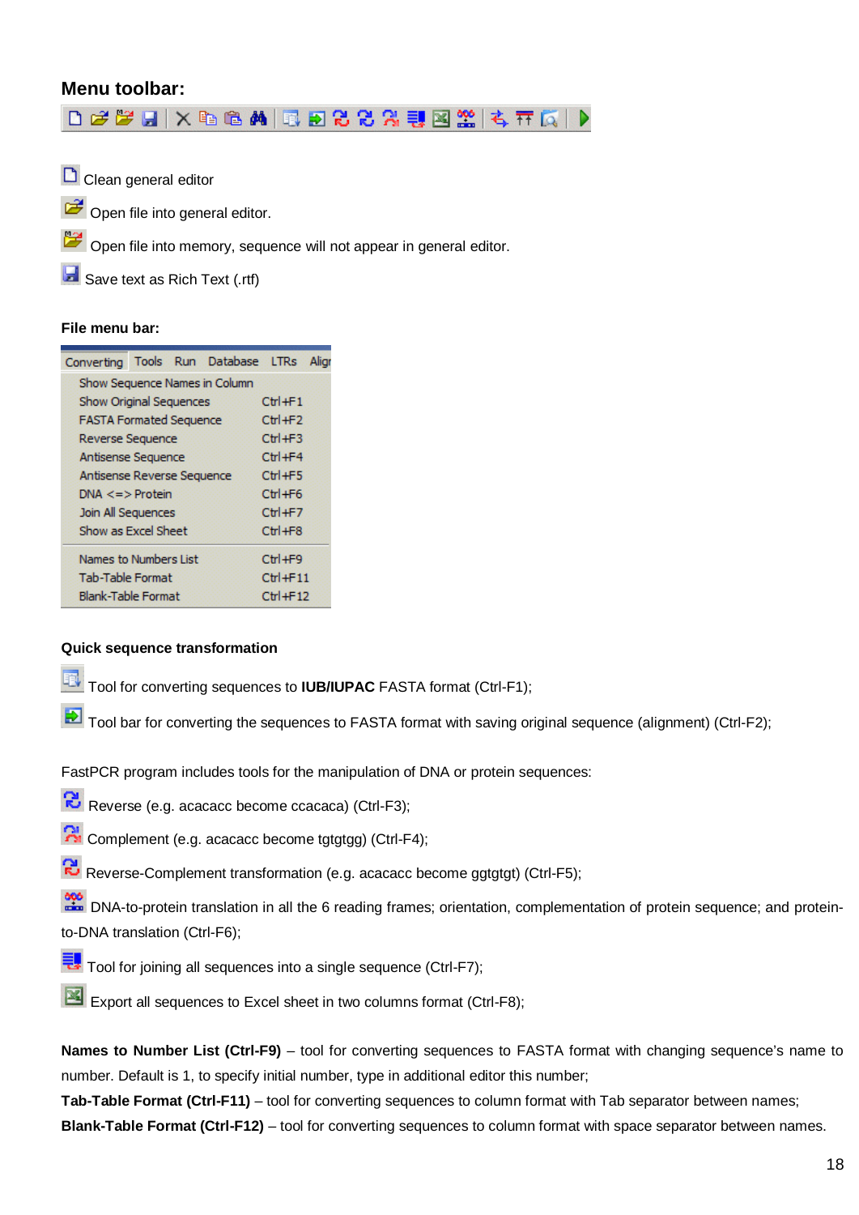## Menu toolbar:

Clean general editor

Open file into general editor.

Open file into memory, sequence will not appear in general editor.

Save text as Rich Text (.rtf)

### File menu bar:

Converting | Tools | Run | Database | LTRs | Align

| Menu item | Shortcut |
|---|---|
| Show Sequence Names in Column | |
| Show Original Sequences | Ctrl+F1 |
| FASTA Formated Sequence | Ctrl+F2 |
| Reverse Sequence | Ctrl+F3 |
| Antisense Sequence | Ctrl+F4 |
| Antisense Reverse Sequence | Ctrl+F5 |
| DNA <=> Protein | Ctrl+F6 |
| Join All Sequences | Ctrl+F7 |
| Show as Excel Sheet | Ctrl+F8 |
| Names to Numbers List | Ctrl+F9 |
| Tab-Table Format | Ctrl+F11 |
| Blank-Table Format | Ctrl+F12 |

### Quick sequence transformation

Tool for converting sequences to **IUB/IUPAC** FASTA format (Ctrl-F1);

Tool bar for converting the sequences to FASTA format with saving original sequence (alignment) (Ctrl-F2);

FastPCR program includes tools for the manipulation of DNA or protein sequences:

Reverse (e.g. acacacc become ccacaca) (Ctrl-F3);

Complement (e.g. acacacc become tgtgtgg) (Ctrl-F4);

Reverse-Complement transformation (e.g. acacacc become ggtgtgt) (Ctrl-F5);

DNA-to-protein translation in all the 6 reading frames; orientation, complementation of protein sequence; and protein-to-DNA translation (Ctrl-F6);

Tool for joining all sequences into a single sequence (Ctrl-F7);

Export all sequences to Excel sheet in two columns format (Ctrl-F8);

**Names to Number List (Ctrl-F9)** – tool for converting sequences to FASTA format with changing sequence's name to number. Default is 1, to specify initial number, type in additional editor this number;

**Tab-Table Format (Ctrl-F11)** – tool for converting sequences to column format with Tab separator between names;

**Blank-Table Format (Ctrl-F12)** – tool for converting sequences to column format with space separator between names.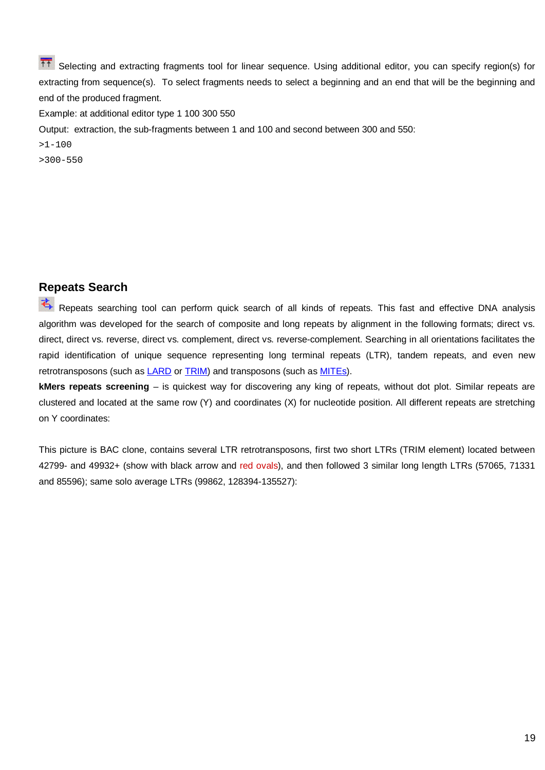Selecting and extracting fragments tool for linear sequence. Using additional editor, you can specify region(s) for extracting from sequence(s). To select fragments needs to select a beginning and an end that will be the beginning and end of the produced fragment.

Example: at additional editor type 1 100 300 550

Output: extraction, the sub-fragments between 1 and 100 and second between 300 and 550:

```
>1-100
>300-550
```

## Repeats Search

Repeats searching tool can perform quick search of all kinds of repeats. This fast and effective DNA analysis algorithm was developed for the search of composite and long repeats by alignment in the following formats; direct vs. direct, direct vs. reverse, direct vs. complement, direct vs. reverse-complement. Searching in all orientations facilitates the rapid identification of unique sequence representing long terminal repeats (LTR), tandem repeats, and even new retrotransposons (such as LARD or TRIM) and transposons (such as MITEs).

**kMers repeats screening** – is quickest way for discovering any king of repeats, without dot plot. Similar repeats are clustered and located at the same row (Y) and coordinates (X) for nucleotide position. All different repeats are stretching on Y coordinates:

This picture is BAC clone, contains several LTR retrotransposons, first two short LTRs (TRIM element) located between 42799- and 49932+ (show with black arrow and red ovals), and then followed 3 similar long length LTRs (57065, 71331 and 85596); same solo average LTRs (99862, 128394-135527):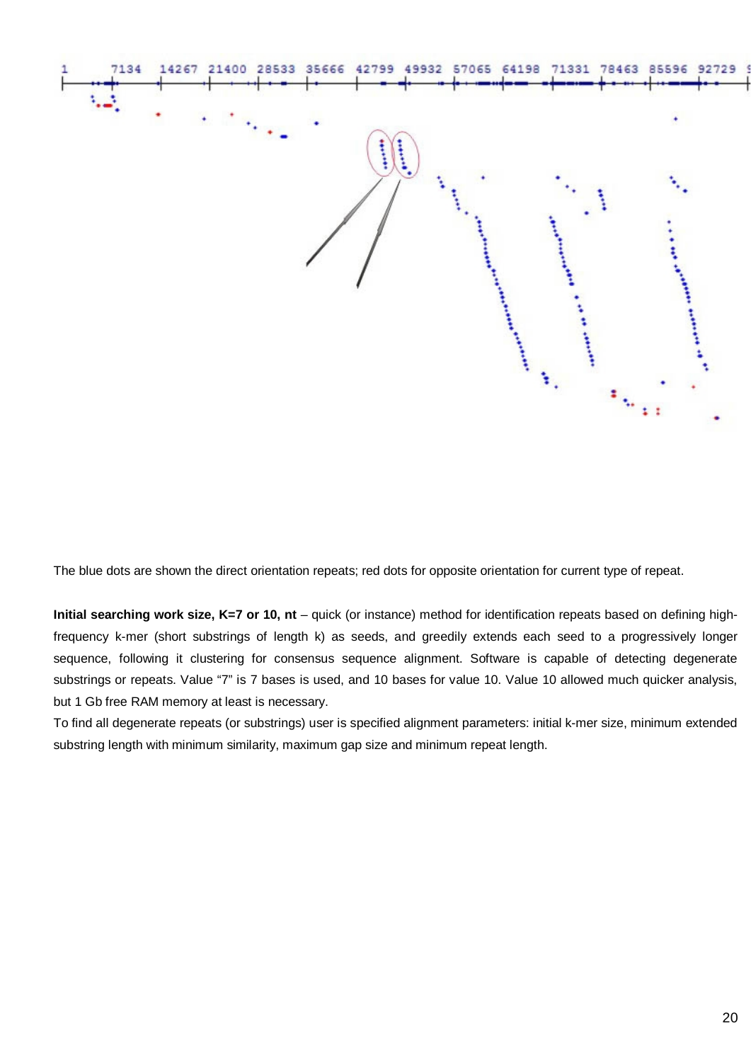The blue dots are shown the direct orientation repeats; red dots for opposite orientation for current type of repeat.

**Initial searching work size, K=7 or 10, nt** – quick (or instance) method for identification repeats based on defining high-frequency k-mer (short substrings of length k) as seeds, and greedily extends each seed to a progressively longer sequence, following it clustering for consensus sequence alignment. Software is capable of detecting degenerate substrings or repeats. Value "7" is 7 bases is used, and 10 bases for value 10. Value 10 allowed much quicker analysis, but 1 Gb free RAM memory at least is necessary.

To find all degenerate repeats (or substrings) user is specified alignment parameters: initial k-mer size, minimum extended substring length with minimum similarity, maximum gap size and minimum repeat length.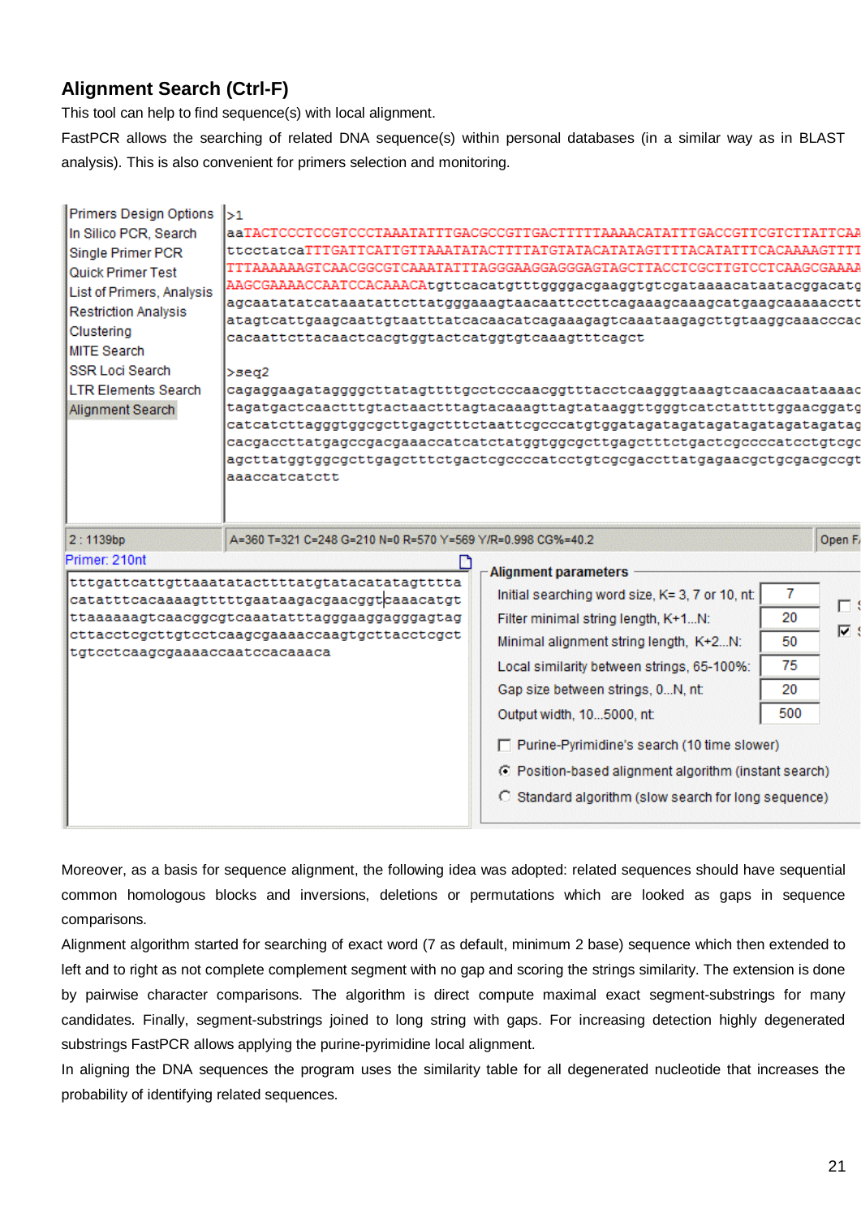## Alignment Search (Ctrl-F)

This tool can help to find sequence(s) with local alignment.

FastPCR allows the searching of related DNA sequence(s) within personal databases (in a similar way as in BLAST analysis). This is also convenient for primers selection and monitoring.

Moreover, as a basis for sequence alignment, the following idea was adopted: related sequences should have sequential common homologous blocks and inversions, deletions or permutations which are looked as gaps in sequence comparisons.

Alignment algorithm started for searching of exact word (7 as default, minimum 2 base) sequence which then extended to left and to right as not complete complement segment with no gap and scoring the strings similarity. The extension is done by pairwise character comparisons. The algorithm is direct compute maximal exact segment-substrings for many candidates. Finally, segment-substrings joined to long string with gaps. For increasing detection highly degenerated substrings FastPCR allows applying the purine-pyrimidine local alignment.

In aligning the DNA sequences the program uses the similarity table for all degenerated nucleotide that increases the probability of identifying related sequences.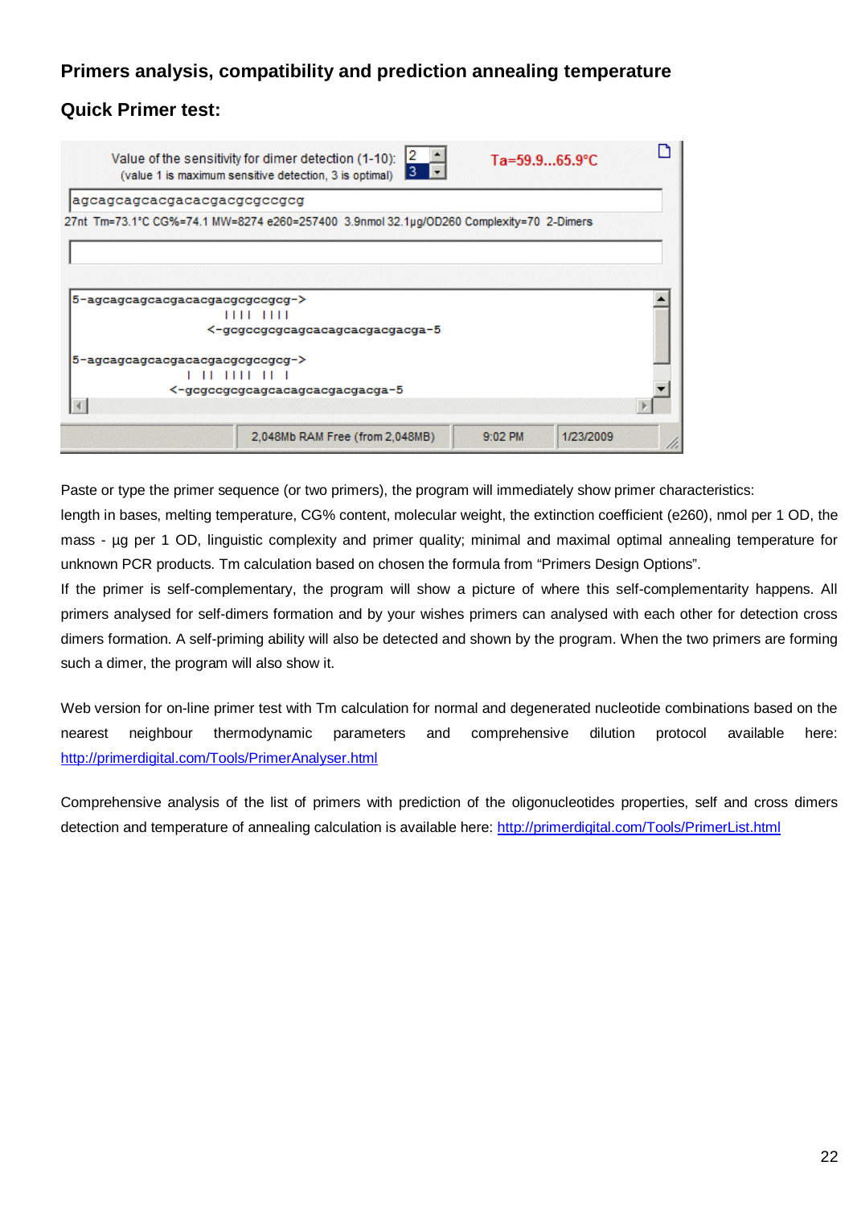## Primers analysis, compatibility and prediction annealing temperature

### Quick Primer test:

```
Value of the sensitivity for dimer detection (1-10): 2
(value 1 is maximum sensitive detection, 3 is optimal) 3          Ta=59.9...65.9°C

agcagcagcacgacacgacgcgccgcg
27nt  Tm=73.1°C CG%=74.1 MW=8274 e260=257400  3.9nmol 32.1µg/OD260 Complexity=70  2-Dimers

5-agcagcagcacgacacgacgcgccgcg->
                       |||| ||||
                   <-gcgccgcgcagcacagcacgacgacga-5

5-agcagcagcacgacacgacgcgccgcg->
                  | || |||| || |
              <-gcgccgcgcagcacagcacgacgacga-5

2,048Mb RAM Free (from 2,048MB)     9:02 PM     1/23/2009
```

Paste or type the primer sequence (or two primers), the program will immediately show primer characteristics: length in bases, melting temperature, CG% content, molecular weight, the extinction coefficient (e260), nmol per 1 OD, the mass - µg per 1 OD, linguistic complexity and primer quality; minimal and maximal optimal annealing temperature for unknown PCR products. Tm calculation based on chosen the formula from "Primers Design Options".

If the primer is self-complementary, the program will show a picture of where this self-complementarity happens. All primers analysed for self-dimers formation and by your wishes primers can analysed with each other for detection cross dimers formation. A self-priming ability will also be detected and shown by the program. When the two primers are forming such a dimer, the program will also show it.

Web version for on-line primer test with Tm calculation for normal and degenerated nucleotide combinations based on the nearest neighbour thermodynamic parameters and comprehensive dilution protocol available here: http://primerdigital.com/Tools/PrimerAnalyser.html

Comprehensive analysis of the list of primers with prediction of the oligonucleotides properties, self and cross dimers detection and temperature of annealing calculation is available here: http://primerdigital.com/Tools/PrimerList.html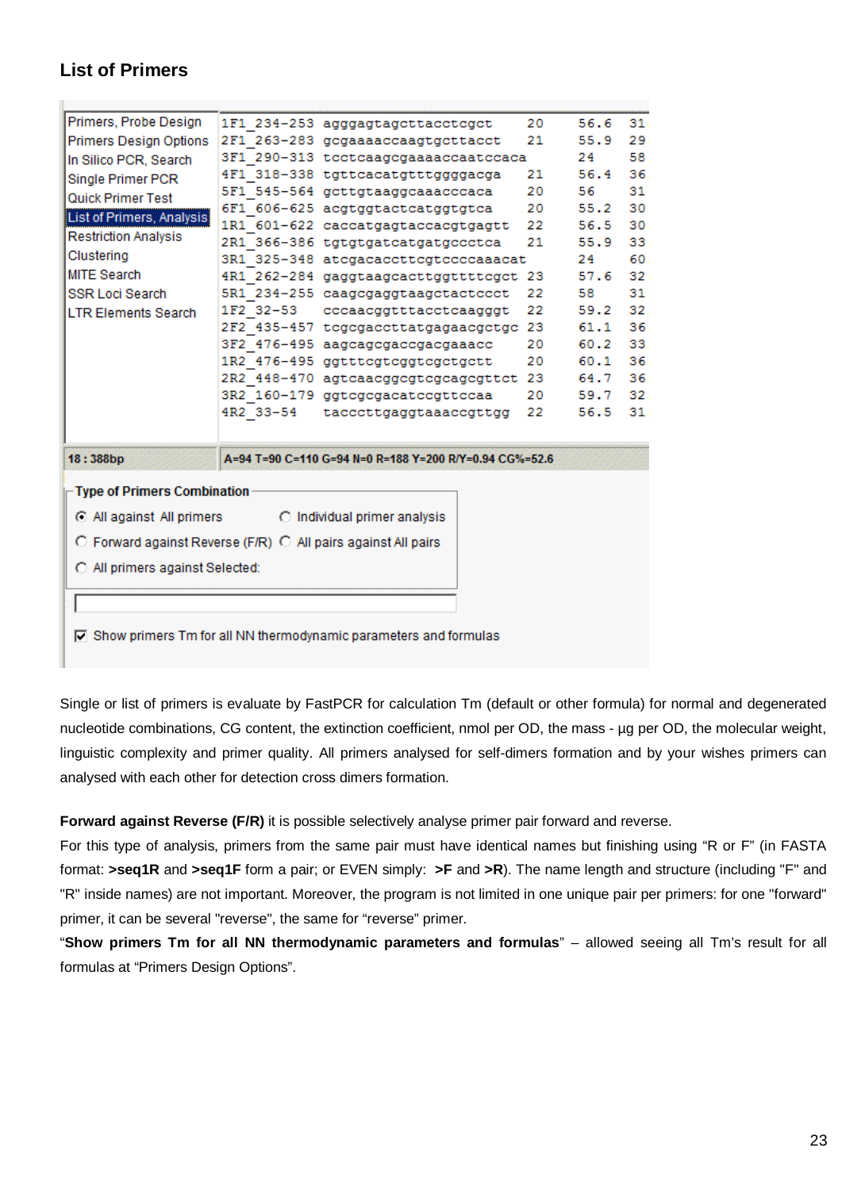## List of Primers

| Menu | Primer | Sequence | Length | Tm | CG% |
|---|---|---|---|---|---|
| Primers, Probe Design | 1F1_234-253 | agggagtagcttacctcgct | 20 | 56.6 | 31 |
| Primers Design Options | 2F1_263-283 | gcgaaaaccaagtgcttacct | 21 | 55.9 | 29 |
| In Silico PCR, Search | 3F1_290-313 | tcctcaagcgaaaaccaatccaca | 24 | 58 | |
| Single Primer PCR | 4F1_318-338 | tgttcacatgtttggggacga | 21 | 56.4 | 36 |
| Quick Primer Test | 5F1_545-564 | gcttgtaaggcaaacccaca | 20 | 56 | 31 |
| List of Primers, Analysis | 6F1_606-625 | acgtggtactcatggtgtca | 20 | 55.2 | 30 |
| Restriction Analysis | 1R1_601-622 | caccatgagtaccacgtgagtt | 22 | 56.5 | 30 |
| Clustering | 2R1_366-386 | tgtgtgatcatgatgccctca | 21 | 55.9 | 33 |
| MITE Search | 3R1_325-348 | atcgacaccttcgtccccaaacat | 24 | 60 | |
| SSR Loci Search | 4R1_262-284 | gaggtaagcacttggttttcgct | 23 | 57.6 | 32 |
| LTR Elements Search | 5R1_234-255 | caagcgaggtaagctactccct | 22 | 58 | 31 |
| | 1F2_32-53 | cccaacggtttacctcaagggt | 22 | 59.2 | 32 |
| | 2F2_435-457 | tcgcgaccttatgagaacgctgc | 23 | 61.1 | 36 |
| | 3F2_476-495 | aagcagcgaccgacgaaacc | 20 | 60.2 | 33 |
| | 1R2_476-495 | ggtttcgtcggtcgctgctt | 20 | 60.1 | 36 |
| | 2R2_448-470 | agtcaacggcgtcgcagcgttct | 23 | 64.7 | 36 |
| | 3R2_160-179 | ggtcgcgacatccgttccaa | 20 | 59.7 | 32 |
| | 4R2_33-54 | tacccttgaggtaaaccgttgg | 22 | 56.5 | 31 |

18 : 388bp — A=94 T=90 C=110 G=94 N=0 R=188 Y=200 R/Y=0.94 CG%=52.6

Type of Primers Combination
- (•) All against All primers
- ( ) Individual primer analysis
- ( ) Forward against Reverse (F/R)
- ( ) All pairs against All pairs
- ( ) All primers against Selected:

[x] Show primers Tm for all NN thermodynamic parameters and formulas

Single or list of primers is evaluate by FastPCR for calculation Tm (default or other formula) for normal and degenerated nucleotide combinations, CG content, the extinction coefficient, nmol per OD, the mass - µg per OD, the molecular weight, linguistic complexity and primer quality. All primers analysed for self-dimers formation and by your wishes primers can analysed with each other for detection cross dimers formation.

**Forward against Reverse (F/R)** it is possible selectively analyse primer pair forward and reverse.

For this type of analysis, primers from the same pair must have identical names but finishing using "R or F" (in FASTA format: **>seq1R** and **>seq1F** form a pair; or EVEN simply: **>F** and **>R**). The name length and structure (including "F" and "R" inside names) are not important. Moreover, the program is not limited in one unique pair per primers: for one "forward" primer, it can be several "reverse", the same for "reverse" primer.

"**Show primers Tm for all NN thermodynamic parameters and formulas**" – allowed seeing all Tm's result for all formulas at "Primers Design Options".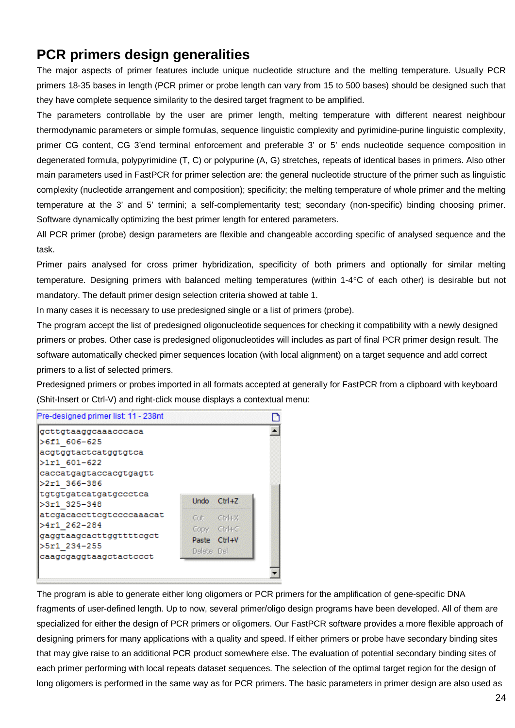# PCR primers design generalities

The major aspects of primer features include unique nucleotide structure and the melting temperature. Usually PCR primers 18-35 bases in length (PCR primer or probe length can vary from 15 to 500 bases) should be designed such that they have complete sequence similarity to the desired target fragment to be amplified.

The parameters controllable by the user are primer length, melting temperature with different nearest neighbour thermodynamic parameters or simple formulas, sequence linguistic complexity and pyrimidine-purine linguistic complexity, primer CG content, CG 3'end terminal enforcement and preferable 3' or 5' ends nucleotide sequence composition in degenerated formula, polypyrimidine (T, C) or polypurine (A, G) stretches, repeats of identical bases in primers. Also other main parameters used in FastPCR for primer selection are: the general nucleotide structure of the primer such as linguistic complexity (nucleotide arrangement and composition); specificity; the melting temperature of whole primer and the melting temperature at the 3' and 5' termini; a self-complementarity test; secondary (non-specific) binding choosing primer. Software dynamically optimizing the best primer length for entered parameters.

All PCR primer (probe) design parameters are flexible and changeable according specific of analysed sequence and the task.

Primer pairs analysed for cross primer hybridization, specificity of both primers and optionally for similar melting temperature. Designing primers with balanced melting temperatures (within 1-4°C of each other) is desirable but not mandatory. The default primer design selection criteria showed at table 1.

In many cases it is necessary to use predesigned single or a list of primers (probe).

The program accept the list of predesigned oligonucleotide sequences for checking it compatibility with a newly designed primers or probes. Other case is predesigned oligonucleotides will includes as part of final PCR primer design result. The software automatically checked pimer sequences location (with local alignment) on a target sequence and add correct primers to a list of selected primers.

Predesigned primers or probes imported in all formats accepted at generally for FastPCR from a clipboard with keyboard (Shit-Insert or Ctrl-V) and right-click mouse displays a contextual menu:

Pre-designed primer list: 11 - 238nt

```
gcttgtaaggcaaacccaca
>6f1_606-625
acgtggtactcatggtgtca
>1r1_601-622
caccatgagtaccacgtgagtt
>2r1_366-386
tgtgtgatcatgatgccctca
>3r1_325-348
atcgacaccttcgtccccaaacat
>4r1_262-284
gaggtaagcacttggttttcgct
>5r1_234-255
caagcgaggtaagctactccct
```

| | |
|---|---|
| Undo | Ctrl+Z |
| Cut | Ctrl+X |
| Copy | Ctrl+C |
| Paste | Ctrl+V |
| Delete | Del |

The program is able to generate either long oligomers or PCR primers for the amplification of gene-specific DNA fragments of user-defined length. Up to now, several primer/oligo design programs have been developed. All of them are specialized for either the design of PCR primers or oligomers. Our FastPCR software provides a more flexible approach of designing primers for many applications with a quality and speed. If either primers or probe have secondary binding sites that may give raise to an additional PCR product somewhere else. The evaluation of potential secondary binding sites of each primer performing with local repeats dataset sequences. The selection of the optimal target region for the design of long oligomers is performed in the same way as for PCR primers. The basic parameters in primer design are also used as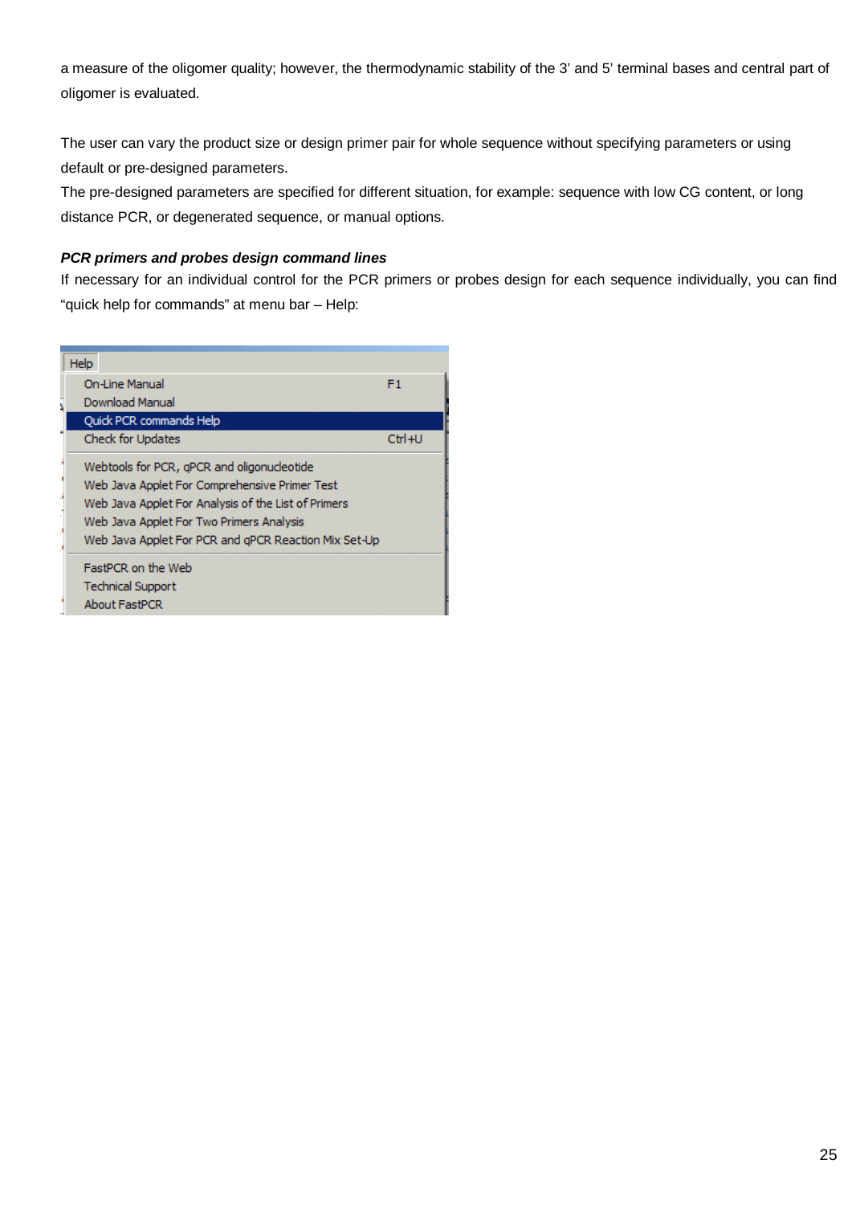a measure of the oligomer quality; however, the thermodynamic stability of the 3' and 5' terminal bases and central part of oligomer is evaluated.

The user can vary the product size or design primer pair for whole sequence without specifying parameters or using default or pre-designed parameters.

The pre-designed parameters are specified for different situation, for example: sequence with low CG content, or long distance PCR, or degenerated sequence, or manual options.

***PCR primers and probes design command lines***

If necessary for an individual control for the PCR primers or probes design for each sequence individually, you can find "quick help for commands" at menu bar – Help:

Help

- On-Line Manual F1
- Download Manual
- Quick PCR commands Help
- Check for Updates Ctrl+U
- Webtools for PCR, qPCR and oligonucleotide
- Web Java Applet For Comprehensive Primer Test
- Web Java Applet For Analysis of the List of Primers
- Web Java Applet For Two Primers Analysis
- Web Java Applet For PCR and qPCR Reaction Mix Set-Up
- FastPCR on the Web
- Technical Support
- About FastPCR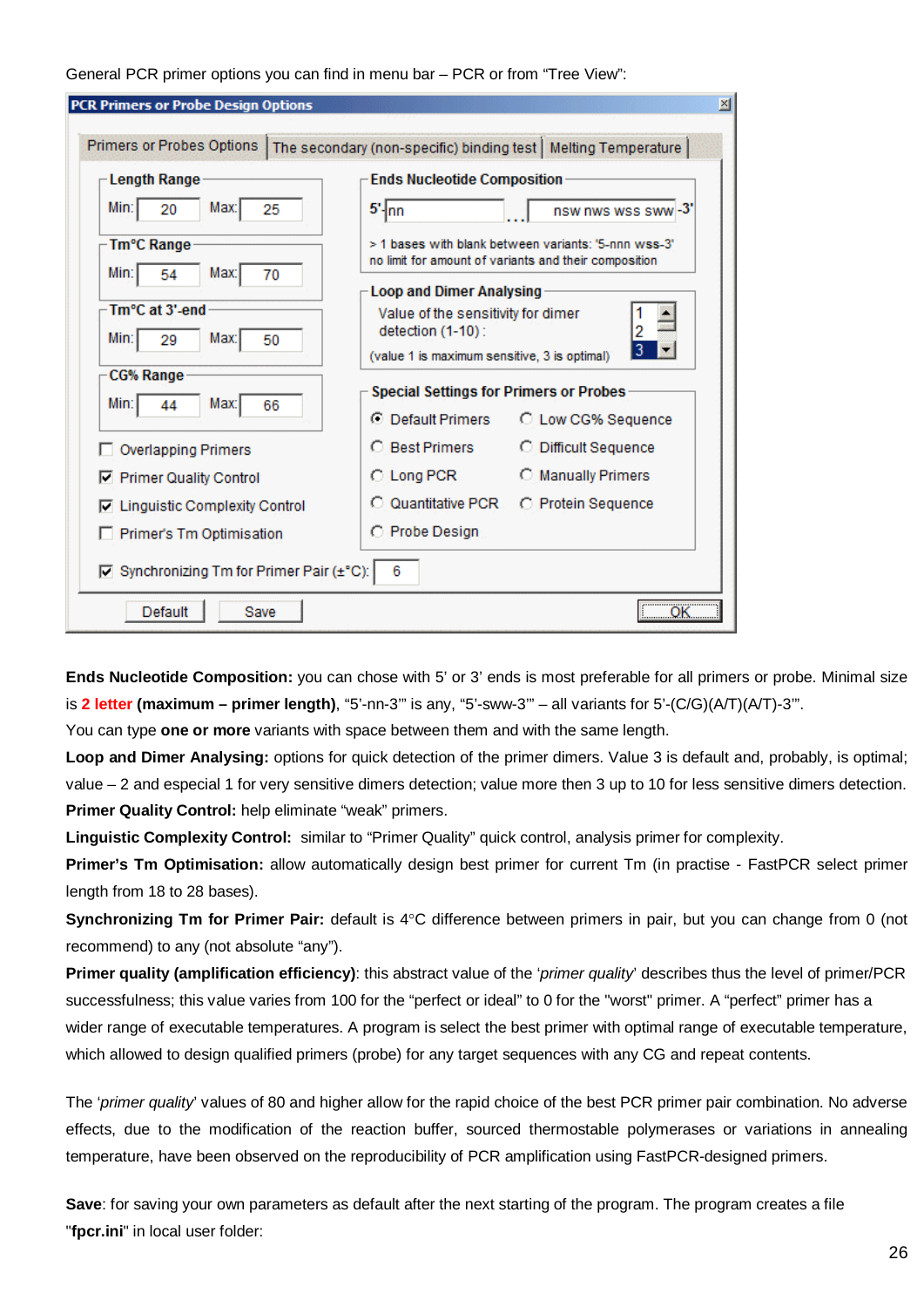General PCR primer options you can find in menu bar – PCR or from “Tree View”:

**Ends Nucleotide Composition:** you can chose with 5’ or 3’ ends is most preferable for all primers or probe. Minimal size is 2 letter **(maximum – primer length)**, “5’-nn-3’” is any, “5’-sww-3’” – all variants for 5’-(C/G)(A/T)(A/T)-3’”.
You can type **one or more** variants with space between them and with the same length.

**Loop and Dimer Analysing:** options for quick detection of the primer dimers. Value 3 is default and, probably, is optimal; value – 2 and especial 1 for very sensitive dimers detection; value more then 3 up to 10 for less sensitive dimers detection.

**Primer Quality Control:** help eliminate “weak” primers.

**Linguistic Complexity Control:** similar to “Primer Quality” quick control, analysis primer for complexity.

**Primer’s Tm Optimisation:** allow automatically design best primer for current Tm (in practise - FastPCR select primer length from 18 to 28 bases).

**Synchronizing Tm for Primer Pair:** default is 4°C difference between primers in pair, but you can change from 0 (not recommend) to any (not absolute “any”).

**Primer quality (amplification efficiency)**: this abstract value of the ‘*primer quality*’ describes thus the level of primer/PCR successfulness; this value varies from 100 for the “perfect or ideal” to 0 for the "worst" primer. A “perfect” primer has a wider range of executable temperatures. A program is select the best primer with optimal range of executable temperature, which allowed to design qualified primers (probe) for any target sequences with any CG and repeat contents.

The ‘*primer quality*’ values of 80 and higher allow for the rapid choice of the best PCR primer pair combination. No adverse effects, due to the modification of the reaction buffer, sourced thermostable polymerases or variations in annealing temperature, have been observed on the reproducibility of PCR amplification using FastPCR-designed primers.

**Save**: for saving your own parameters as default after the next starting of the program. The program creates a file "**fpcr.ini**" in local user folder: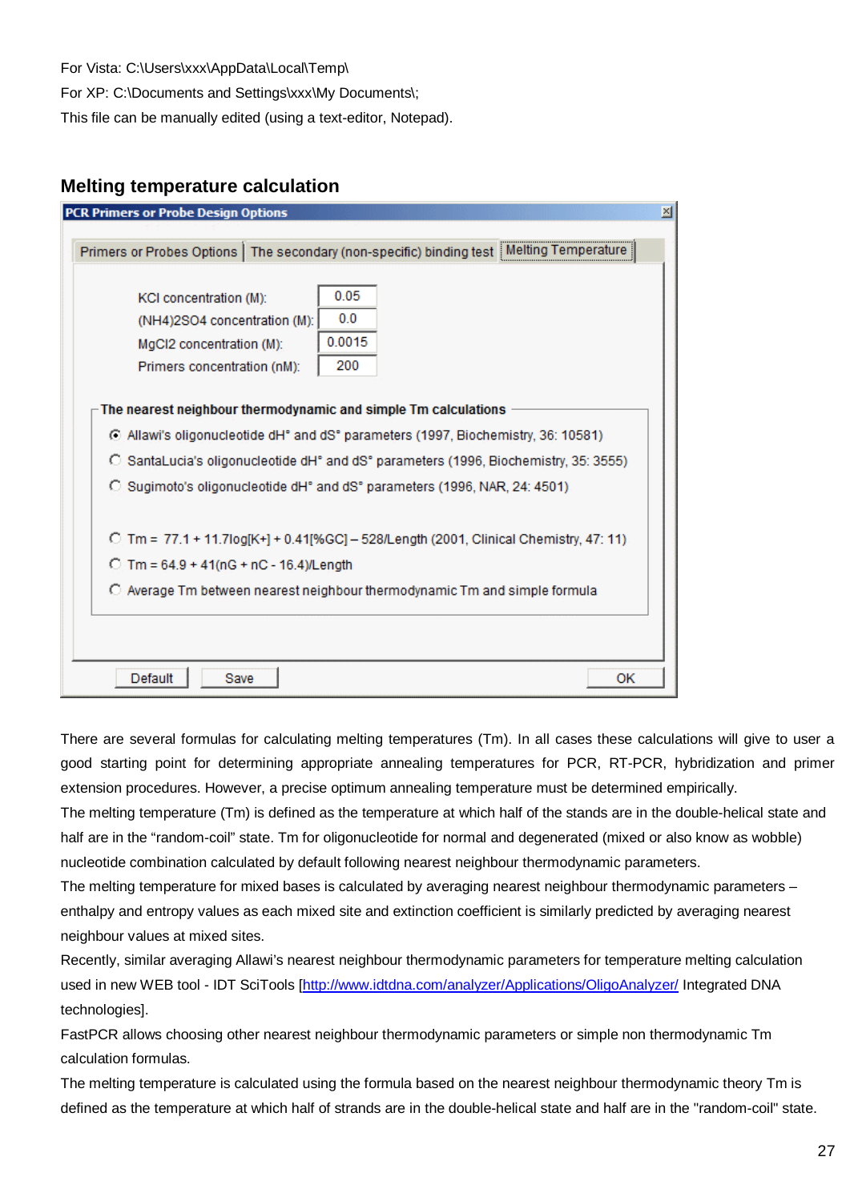For Vista: C:\Users\xxx\AppData\Local\Temp\
For XP: C:\Documents and Settings\xxx\My Documents\;
This file can be manually edited (using a text-editor, Notepad).

## Melting temperature calculation

**PCR Primers or Probe Design Options**

Primers or Probes Options | The secondary (non-specific) binding test | Melting Temperature

KCl concentration (M): 0.05
(NH4)2SO4 concentration (M): 0.0
MgCl2 concentration (M): 0.0015
Primers concentration (nM): 200

**The nearest neighbour thermodynamic and simple Tm calculations**

- (•) Allawi's oligonucleotide dH° and dS° parameters (1997, Biochemistry, 36: 10581)
- ( ) SantaLucia's oligonucleotide dH° and dS° parameters (1996, Biochemistry, 35: 3555)
- ( ) Sugimoto's oligonucleotide dH° and dS° parameters (1996, NAR, 24: 4501)
- ( ) Tm = 77.1 + 11.7log[K+] + 0.41[%GC] – 528/Length (2001, Clinical Chemistry, 47: 11)
- ( ) Tm = 64.9 + 41(nG + nC - 16.4)/Length
- ( ) Average Tm between nearest neighbour thermodynamic Tm and simple formula

Default | Save | OK

There are several formulas for calculating melting temperatures (Tm). In all cases these calculations will give to user a good starting point for determining appropriate annealing temperatures for PCR, RT-PCR, hybridization and primer extension procedures. However, a precise optimum annealing temperature must be determined empirically.

The melting temperature (Tm) is defined as the temperature at which half of the stands are in the double-helical state and half are in the "random-coil" state. Tm for oligonucleotide for normal and degenerated (mixed or also know as wobble) nucleotide combination calculated by default following nearest neighbour thermodynamic parameters.

The melting temperature for mixed bases is calculated by averaging nearest neighbour thermodynamic parameters – enthalpy and entropy values as each mixed site and extinction coefficient is similarly predicted by averaging nearest neighbour values at mixed sites.

Recently, similar averaging Allawi's nearest neighbour thermodynamic parameters for temperature melting calculation used in new WEB tool - IDT SciTools [http://www.idtdna.com/analyzer/Applications/OligoAnalyzer/ Integrated DNA technologies].

FastPCR allows choosing other nearest neighbour thermodynamic parameters or simple non thermodynamic Tm calculation formulas.

The melting temperature is calculated using the formula based on the nearest neighbour thermodynamic theory Tm is defined as the temperature at which half of strands are in the double-helical state and half are in the "random-coil" state.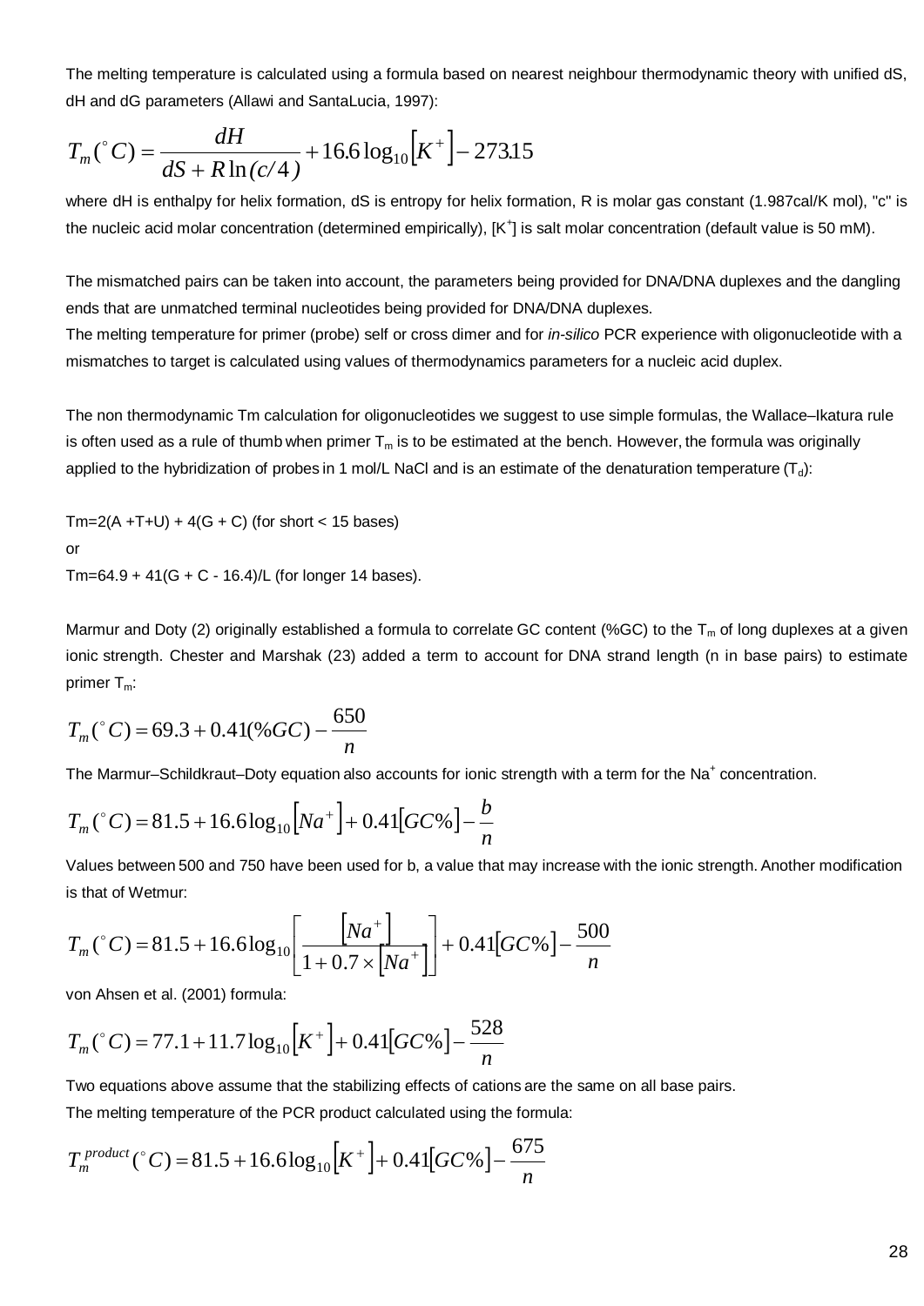The melting temperature is calculated using a formula based on nearest neighbour thermodynamic theory with unified dS, dH and dG parameters (Allawi and SantaLucia, 1997):

$$T_m(^\circ C) = \frac{dH}{dS + R\ln(c/4)} + 16.6\log_{10}\left[K^+\right] - 273.15$$

where dH is enthalpy for helix formation, dS is entropy for helix formation, R is molar gas constant (1.987cal/K mol), "c" is the nucleic acid molar concentration (determined empirically), $[K^+]$ is salt molar concentration (default value is 50 mM).

The mismatched pairs can be taken into account, the parameters being provided for DNA/DNA duplexes and the dangling ends that are unmatched terminal nucleotides being provided for DNA/DNA duplexes.
The melting temperature for primer (probe) self or cross dimer and for *in-silico* PCR experience with oligonucleotide with a mismatches to target is calculated using values of thermodynamics parameters for a nucleic acid duplex.

The non thermodynamic Tm calculation for oligonucleotides we suggest to use simple formulas, the Wallace–Ikatura rule is often used as a rule of thumb when primer $T_m$ is to be estimated at the bench. However, the formula was originally applied to the hybridization of probes in 1 mol/L NaCl and is an estimate of the denaturation temperature ($T_d$):

Tm=2(A +T+U) + 4(G + C) (for short < 15 bases)

or

Tm=64.9 + 41(G + C - 16.4)/L (for longer 14 bases).

Marmur and Doty (2) originally established a formula to correlate GC content (%GC) to the $T_m$ of long duplexes at a given ionic strength. Chester and Marshak (23) added a term to account for DNA strand length (n in base pairs) to estimate primer $T_m$:

$$T_m(^\circ C) = 69.3 + 0.41(\%GC) - \frac{650}{n}$$

The Marmur–Schildkraut–Doty equation also accounts for ionic strength with a term for the $Na^+$ concentration.

$$T_m(^\circ C) = 81.5 + 16.6\log_{10}\left[Na^+\right] + 0.41\left[GC\%\right] - \frac{b}{n}$$

Values between 500 and 750 have been used for b, a value that may increase with the ionic strength. Another modification is that of Wetmur:

$$T_m(^\circ C) = 81.5 + 16.6\log_{10}\left[\frac{\left[Na^+\right]}{1 + 0.7\times\left[Na^+\right]}\right] + 0.41\left[GC\%\right] - \frac{500}{n}$$

von Ahsen et al. (2001) formula:

$$T_m(^\circ C) = 77.1 + 11.7\log_{10}\left[K^+\right] + 0.41\left[GC\%\right] - \frac{528}{n}$$

Two equations above assume that the stabilizing effects of cations are the same on all base pairs.
The melting temperature of the PCR product calculated using the formula:

$$T_m^{product}(^\circ C) = 81.5 + 16.6\log_{10}\left[K^+\right] + 0.41\left[GC\%\right] - \frac{675}{n}$$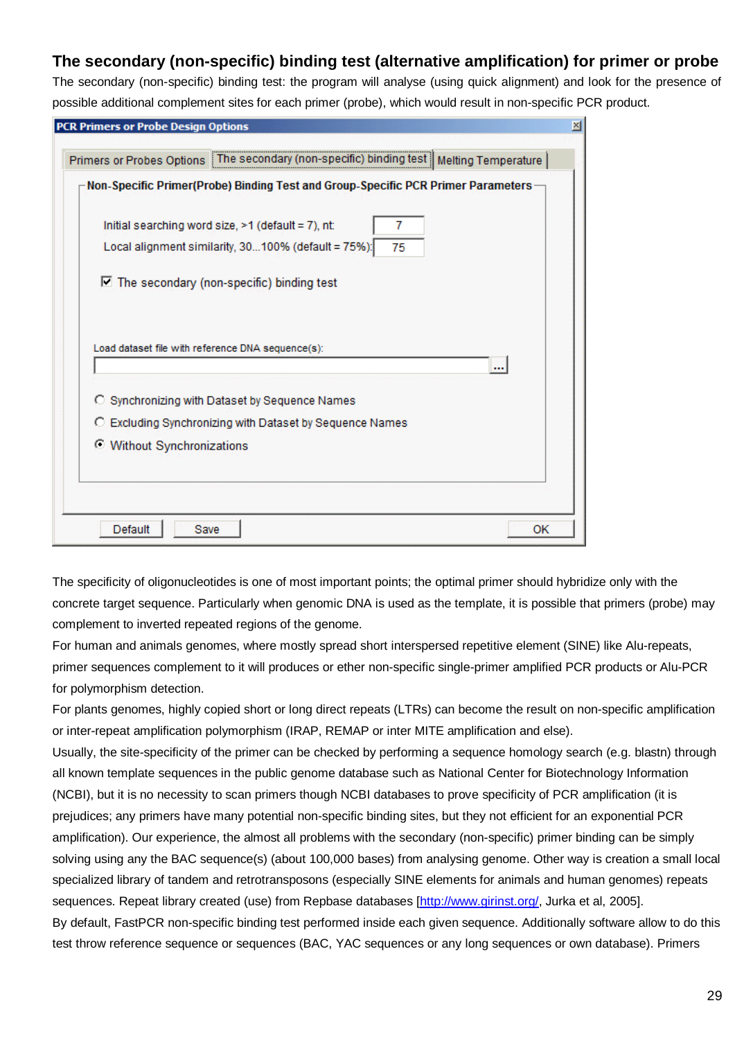## The secondary (non-specific) binding test (alternative amplification) for primer or probe

The secondary (non-specific) binding test: the program will analyse (using quick alignment) and look for the presence of possible additional complement sites for each primer (probe), which would result in non-specific PCR product.

The specificity of oligonucleotides is one of most important points; the optimal primer should hybridize only with the concrete target sequence. Particularly when genomic DNA is used as the template, it is possible that primers (probe) may complement to inverted repeated regions of the genome.

For human and animals genomes, where mostly spread short interspersed repetitive element (SINE) like Alu-repeats, primer sequences complement to it will produces or ether non-specific single-primer amplified PCR products or Alu-PCR for polymorphism detection.

For plants genomes, highly copied short or long direct repeats (LTRs) can become the result on non-specific amplification or inter-repeat amplification polymorphism (IRAP, REMAP or inter MITE amplification and else).

Usually, the site-specificity of the primer can be checked by performing a sequence homology search (e.g. blastn) through all known template sequences in the public genome database such as National Center for Biotechnology Information (NCBI), but it is no necessity to scan primers though NCBI databases to prove specificity of PCR amplification (it is prejudices; any primers have many potential non-specific binding sites, but they not efficient for an exponential PCR amplification). Our experience, the almost all problems with the secondary (non-specific) primer binding can be simply solving using any the BAC sequence(s) (about 100,000 bases) from analysing genome. Other way is creation a small local specialized library of tandem and retrotransposons (especially SINE elements for animals and human genomes) repeats sequences. Repeat library created (use) from Repbase databases [http://www.girinst.org/, Jurka et al, 2005].

By default, FastPCR non-specific binding test performed inside each given sequence. Additionally software allow to do this test throw reference sequence or sequences (BAC, YAC sequences or any long sequences or own database). Primers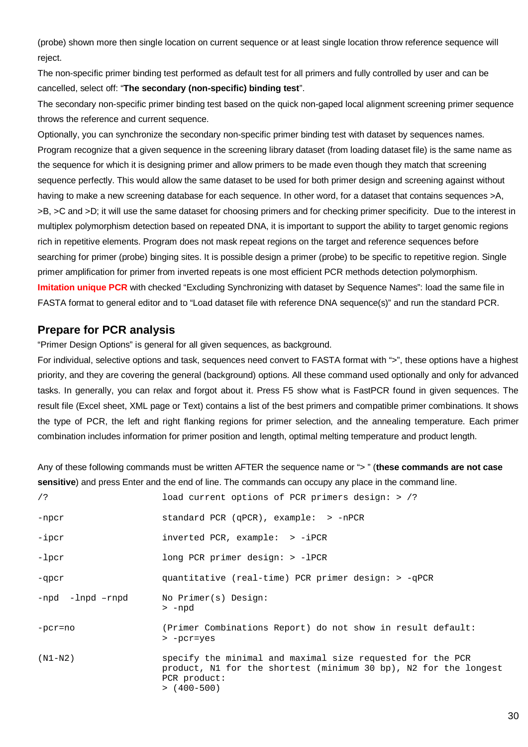(probe) shown more then single location on current sequence or at least single location throw reference sequence will reject.

The non-specific primer binding test performed as default test for all primers and fully controlled by user and can be cancelled, select off: "**The secondary (non-specific) binding test**".

The secondary non-specific primer binding test based on the quick non-gaped local alignment screening primer sequence throws the reference and current sequence.

Optionally, you can synchronize the secondary non-specific primer binding test with dataset by sequences names. Program recognize that a given sequence in the screening library dataset (from loading dataset file) is the same name as the sequence for which it is designing primer and allow primers to be made even though they match that screening sequence perfectly. This would allow the same dataset to be used for both primer design and screening against without having to make a new screening database for each sequence. In other word, for a dataset that contains sequences >A, >B, >C and >D; it will use the same dataset for choosing primers and for checking primer specificity. Due to the interest in multiplex polymorphism detection based on repeated DNA, it is important to support the ability to target genomic regions rich in repetitive elements. Program does not mask repeat regions on the target and reference sequences before searching for primer (probe) binging sites. It is possible design a primer (probe) to be specific to repetitive region. Single primer amplification for primer from inverted repeats is one most efficient PCR methods detection polymorphism.

**Imitation unique PCR** with checked "Excluding Synchronizing with dataset by Sequence Names": load the same file in FASTA format to general editor and to "Load dataset file with reference DNA sequence(s)" and run the standard PCR.

## Prepare for PCR analysis

"Primer Design Options" is general for all given sequences, as background.

For individual, selective options and task, sequences need convert to FASTA format with ">", these options have a highest priority, and they are covering the general (background) options. All these command used optionally and only for advanced tasks. In generally, you can relax and forgot about it. Press F5 show what is FastPCR found in given sequences. The result file (Excel sheet, XML page or Text) contains a list of the best primers and compatible primer combinations. It shows the type of PCR, the left and right flanking regions for primer selection, and the annealing temperature. Each primer combination includes information for primer position and length, optimal melting temperature and product length.

Any of these following commands must be written AFTER the sequence name or "> " (**these commands are not case sensitive**) and press Enter and the end of line. The commands can occupy any place in the command line.

| | |
|---|---|
| `/?` | `load current options of PCR primers design: > /?` |
| `-npcr` | `standard PCR (qPCR), example:  > -nPCR` |
| `-ipcr` | `inverted PCR, example:  > -iPCR` |
| `-lpcr` | `long PCR primer design: > -lPCR` |
| `-qpcr` | `quantitative (real-time) PCR primer design: > -qPCR` |
| `-npd  -lnpd –rnpd` | `No Primer(s) Design:` `> -npd` |
| `-pcr=no` | `(Primer Combinations Report) do not show in result default:` `> -pcr=yes` |
| `(N1-N2)` | `specify the minimal and maximal size requested for the PCR product, N1 for the shortest (minimum 30 bp), N2 for the longest PCR product:` `> (400-500)` |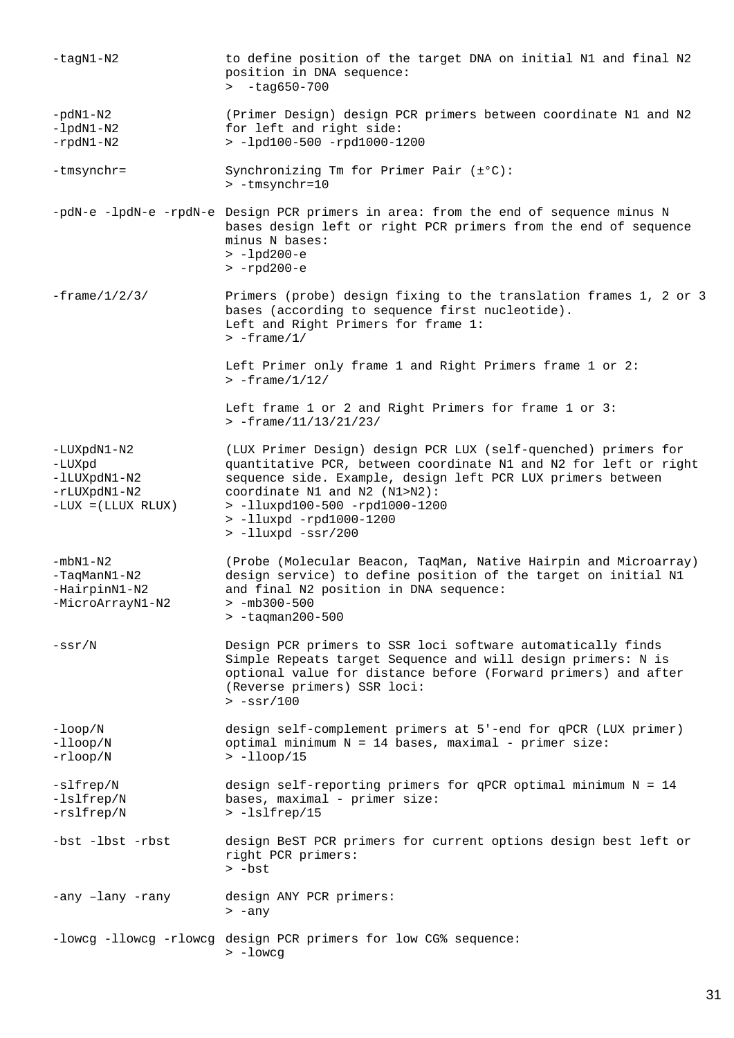```
-tagN1-N2              to define position of the target DNA on initial N1 and final N2
                       position in DNA sequence:
                       >  -tag650-700

-pdN1-N2               (Primer Design) design PCR primers between coordinate N1 and N2
-lpdN1-N2              for left and right side:
-rpdN1-N2              > -lpd100-500 -rpd1000-1200

-tmsynchr=             Synchronizing Tm for Primer Pair (±°C):
                       > -tmsynchr=10

-pdN-e -lpdN-e -rpdN-e Design PCR primers in area: from the end of sequence minus N
                       bases design left or right PCR primers from the end of sequence
                       minus N bases:
                       > -lpd200-e
                       > -rpd200-e

-frame/1/2/3/          Primers (probe) design fixing to the translation frames 1, 2 or 3
                       bases (according to sequence first nucleotide).
                       Left and Right Primers for frame 1:
                       > -frame/1/

                       Left Primer only frame 1 and Right Primers frame 1 or 2:
                       > -frame/1/12/

                       Left frame 1 or 2 and Right Primers for frame 1 or 3:
                       > -frame/11/13/21/23/

-LUXpdN1-N2            (LUX Primer Design) design PCR LUX (self-quenched) primers for
-LUXpd                 quantitative PCR, between coordinate N1 and N2 for left or right
-lLUXpdN1-N2           sequence side. Example, design left PCR LUX primers between
-rLUXpdN1-N2           coordinate N1 and N2 (N1>N2):
-LUX =(LLUX RLUX)      > -lluxpd100-500 -rpd1000-1200
                       > -lluxpd -rpd1000-1200
                       > -lluxpd -ssr/200

-mbN1-N2               (Probe (Molecular Beacon, TaqMan, Native Hairpin and Microarray)
-TaqManN1-N2           design service) to define position of the target on initial N1
-HairpinN1-N2          and final N2 position in DNA sequence:
-MicroArrayN1-N2       > -mb300-500
                       > -taqman200-500

-ssr/N                 Design PCR primers to SSR loci software automatically finds
                       Simple Repeats target Sequence and will design primers: N is
                       optional value for distance before (Forward primers) and after
                       (Reverse primers) SSR loci:
                       > -ssr/100

-loop/N                design self-complement primers at 5'-end for qPCR (LUX primer)
-lloop/N               optimal minimum N = 14 bases, maximal - primer size:
-rloop/N               > -lloop/15

-slfrep/N              design self-reporting primers for qPCR optimal minimum N = 14
-lslfrep/N             bases, maximal - primer size:
-rslfrep/N             > -lslfrep/15

-bst -lbst -rbst       design BeST PCR primers for current options design best left or
                       right PCR primers:
                       > -bst

-any –lany -rany       design ANY PCR primers:
                       > -any

-lowcg -llowcg -rlowcg design PCR primers for low CG% sequence:
                       > -lowcg
```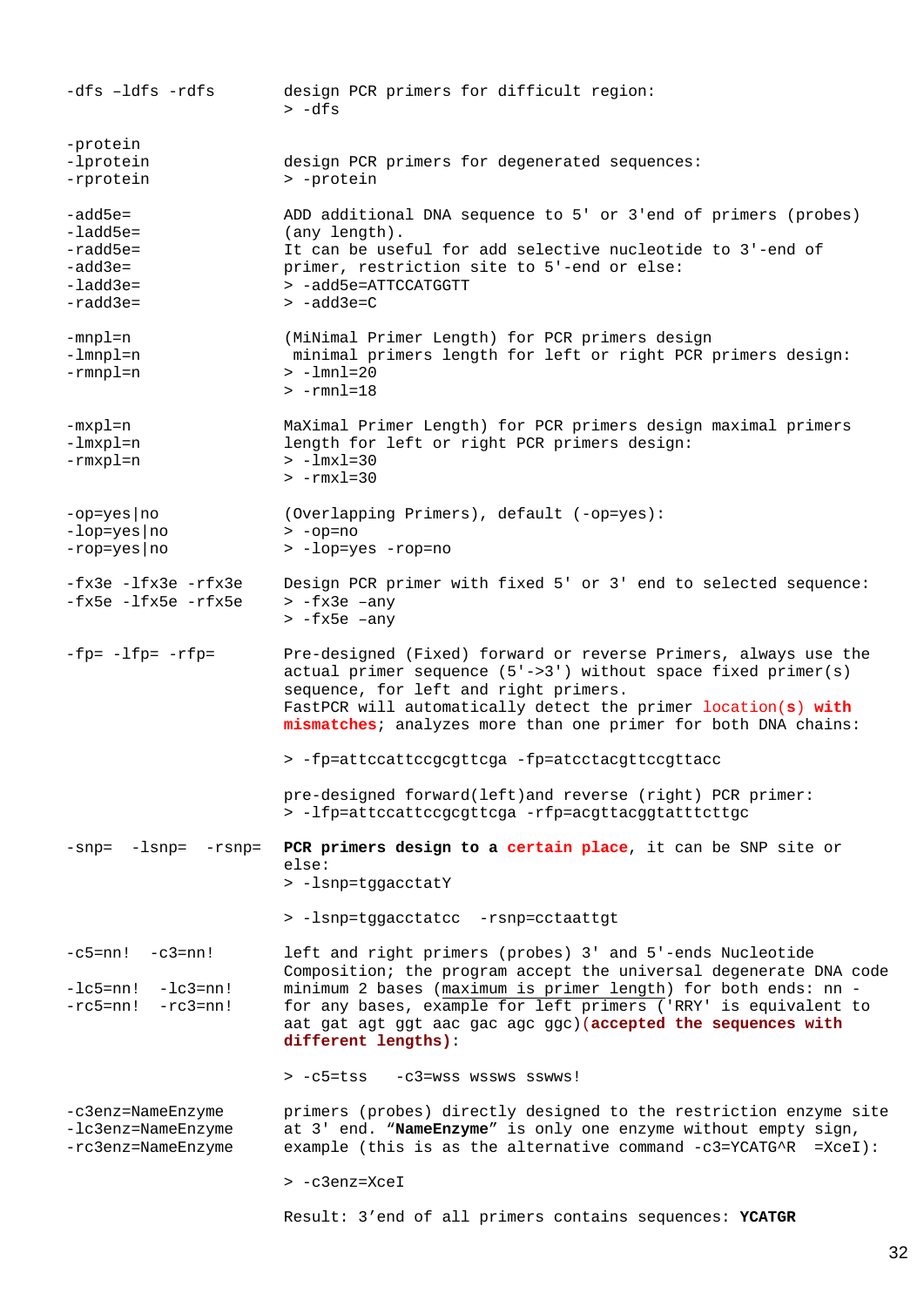| Option | Description |
|---|---|
| -dfs –ldfs -rdfs | design PCR primers for difficult region:<br>> -dfs |
| -protein<br>-lprotein<br>-rprotein | design PCR primers for degenerated sequences:<br>> -protein |
| -add5e=<br>-ladd5e=<br>-radd5e=<br>-add3e=<br>-ladd3e=<br>-radd3e= | ADD additional DNA sequence to 5' or 3'end of primers (probes) (any length).<br>It can be useful for add selective nucleotide to 3'-end of primer, restriction site to 5'-end or else:<br>> -add5e=ATTCCATGGTT<br>> -add3e=C |
| -mnpl=n<br>-lmnpl=n<br>-rmnpl=n | (MiNimal Primer Length) for PCR primers design<br>minimal primers length for left or right PCR primers design:<br>> -lmnl=20<br>> -rmnl=18 |
| -mxpl=n<br>-lmxpl=n<br>-rmxpl=n | MaXimal Primer Length) for PCR primers design maximal primers length for left or right PCR primers design:<br>> -lmxl=30<br>> -rmxl=30 |
| -op=yes\|no<br>-lop=yes\|no<br>-rop=yes\|no | (Overlapping Primers), default (-op=yes):<br>> -op=no<br>> -lop=yes -rop=no |
| -fx3e -lfx3e -rfx3e<br>-fx5e -lfx5e -rfx5e | Design PCR primer with fixed 5' or 3' end to selected sequence:<br>> -fx3e –any<br>> -fx5e –any |
| -fp= -lfp= -rfp= | Pre-designed (Fixed) forward or reverse Primers, always use the actual primer sequence (5'->3') without space fixed primer(s) sequence, for left and right primers.<br>FastPCR will automatically detect the primer **location(s) with mismatches**; analyzes more than one primer for both DNA chains:<br><br>> -fp=attccattccgcgttcga -fp=atcctacgttccgttacc<br><br>pre-designed forward(left)and reverse (right) PCR primer:<br>> -lfp=attccattccgcgttcga -rfp=acgttacggtatttcttgc |
| -snp= -lsnp= -rsnp= | **PCR primers design to a certain place**, it can be SNP site or else:<br>> -lsnp=tggacctatY<br><br>> -lsnp=tggacctatcc -rsnp=cctaattgt |
| -c5=nn! -c3=nn!<br><br>-lc5=nn! -lc3=nn!<br>-rc5=nn! -rc3=nn! | left and right primers (probes) 3' and 5'-ends Nucleotide Composition; the program accept the universal degenerate DNA code minimum 2 bases (maximum is primer length) for both ends: nn - for any bases, example for left primers ('RRY' is equivalent to aat gat agt ggt aac gac agc ggc)**(accepted the sequences with different lengths)**:<br><br>> -c5=tss -c3=wss wssws sswws! |
| -c3enz=NameEnzyme<br>-lc3enz=NameEnzyme<br>-rc3enz=NameEnzyme | primers (probes) directly designed to the restriction enzyme site at 3' end. "**NameEnzyme**" is only one enzyme without empty sign, example (this is as the alternative command -c3=YCATG^R =XceI):<br><br>> -c3enz=XceI<br><br>Result: 3'end of all primers contains sequences: **YCATGR** |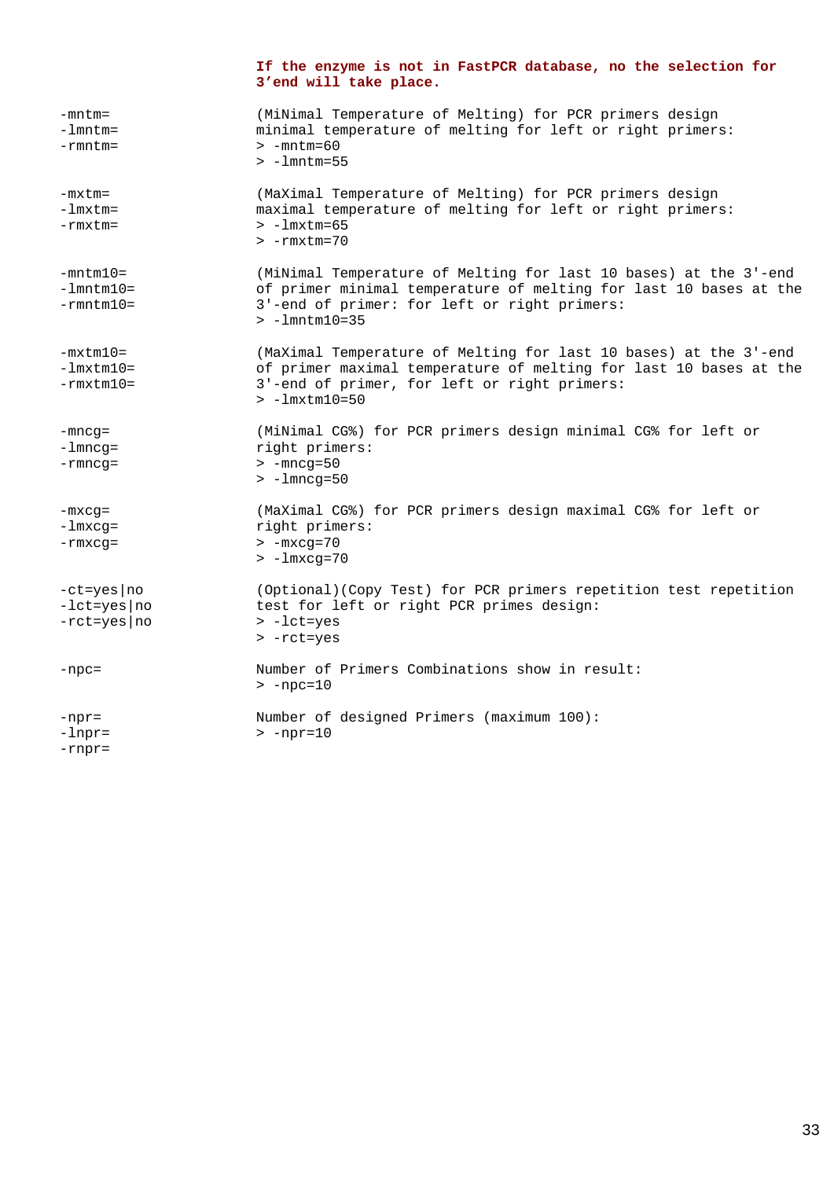**If the enzyme is not in FastPCR database, no the selection for 3’end will take place.**

| | |
|---|---|
| -mntm=<br>-lmntm=<br>-rmntm= | (MiNimal Temperature of Melting) for PCR primers design minimal temperature of melting for left or right primers:<br>> -mntm=60<br>> -lmntm=55 |
| -mxtm=<br>-lmxtm=<br>-rmxtm= | (MaXimal Temperature of Melting) for PCR primers design maximal temperature of melting for left or right primers:<br>> -lmxtm=65<br>> -rmxtm=70 |
| -mntm10=<br>-lmntm10=<br>-rmntm10= | (MiNimal Temperature of Melting for last 10 bases) at the 3'-end of primer minimal temperature of melting for last 10 bases at the 3'-end of primer: for left or right primers:<br>> -lmntm10=35 |
| -mxtm10=<br>-lmxtm10=<br>-rmxtm10= | (MaXimal Temperature of Melting for last 10 bases) at the 3'-end of primer maximal temperature of melting for last 10 bases at the 3'-end of primer, for left or right primers:<br>> -lmxtm10=50 |
| -mncg=<br>-lmncg=<br>-rmncg= | (MiNimal CG%) for PCR primers design minimal CG% for left or right primers:<br>> -mncg=50<br>> -lmncg=50 |
| -mxcg=<br>-lmxcg=<br>-rmxcg= | (MaXimal CG%) for PCR primers design maximal CG% for left or right primers:<br>> -mxcg=70<br>> -lmxcg=70 |
| -ct=yes\|no<br>-lct=yes\|no<br>-rct=yes\|no | (Optional)(Copy Test) for PCR primers repetition test repetition test for left or right PCR primes design:<br>> -lct=yes<br>> -rct=yes |
| -npc= | Number of Primers Combinations show in result:<br>> -npc=10 |
| -npr=<br>-lnpr=<br>-rnpr= | Number of designed Primers (maximum 100):<br>> -npr=10 |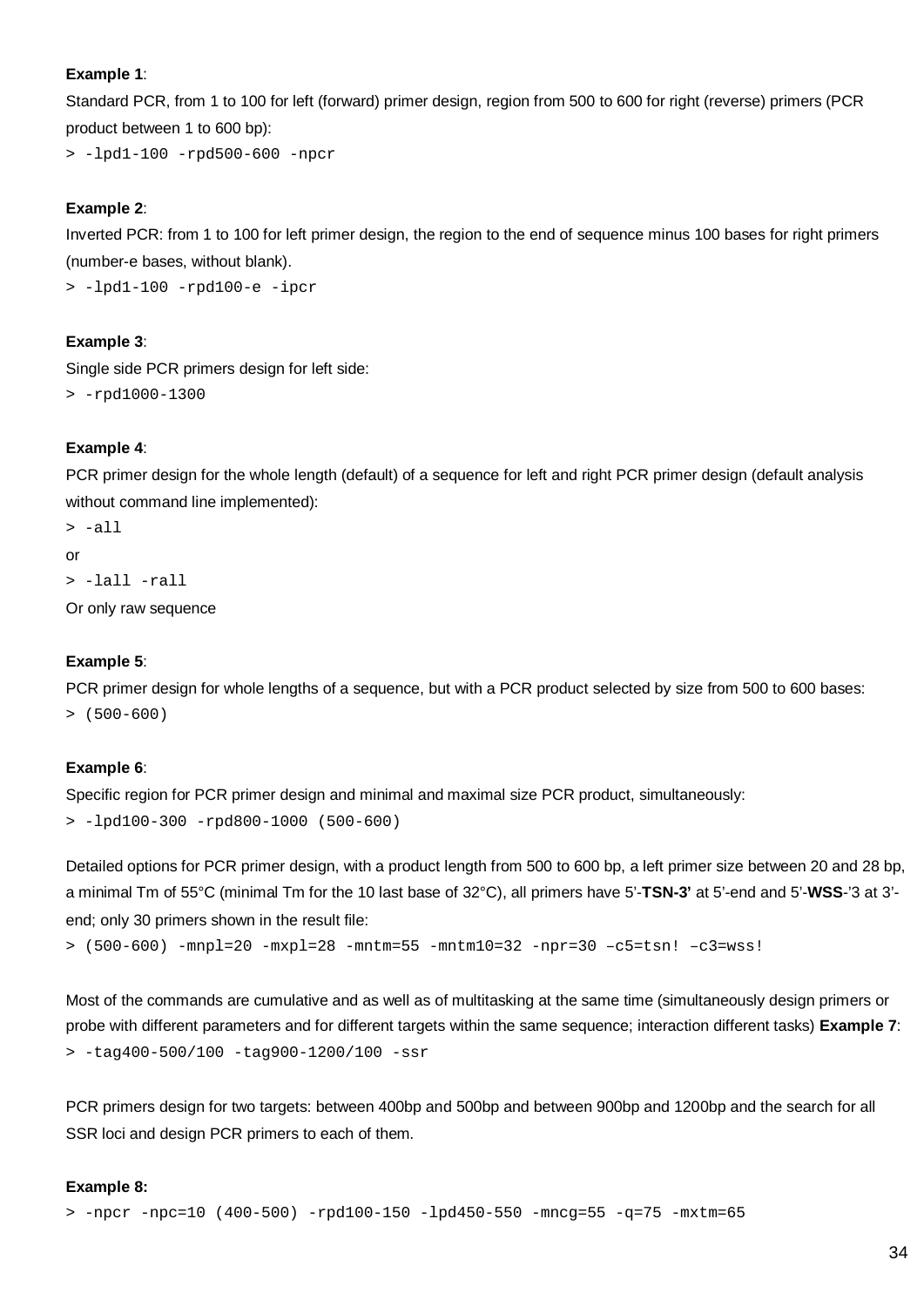**Example 1**:

Standard PCR, from 1 to 100 for left (forward) primer design, region from 500 to 600 for right (reverse) primers (PCR product between 1 to 600 bp):

```
> -lpd1-100 -rpd500-600 -npcr
```

**Example 2**:

Inverted PCR: from 1 to 100 for left primer design, the region to the end of sequence minus 100 bases for right primers (number-e bases, without blank).

```
> -lpd1-100 -rpd100-e -ipcr
```

**Example 3**:

Single side PCR primers design for left side:

```
> -rpd1000-1300
```

**Example 4**:

PCR primer design for the whole length (default) of a sequence for left and right PCR primer design (default analysis without command line implemented):

```
> -all
```

or

```
> -lall -rall
```

Or only raw sequence

**Example 5**:

PCR primer design for whole lengths of a sequence, but with a PCR product selected by size from 500 to 600 bases:

```
> (500-600)
```

**Example 6**:

Specific region for PCR primer design and minimal and maximal size PCR product, simultaneously:

```
> -lpd100-300 -rpd800-1000 (500-600)
```

Detailed options for PCR primer design, with a product length from 500 to 600 bp, a left primer size between 20 and 28 bp, a minimal Tm of 55°C (minimal Tm for the 10 last base of 32°C), all primers have 5'-**TSN-3'** at 5'-end and 5'-**WSS**-'3 at 3'-end; only 30 primers shown in the result file:

```
> (500-600) -mnpl=20 -mxpl=28 -mntm=55 -mntm10=32 -npr=30 –c5=tsn! –c3=wss!
```

Most of the commands are cumulative and as well as of multitasking at the same time (simultaneously design primers or probe with different parameters and for different targets within the same sequence; interaction different tasks) **Example 7**:

```
> -tag400-500/100 -tag900-1200/100 -ssr
```

PCR primers design for two targets: between 400bp and 500bp and between 900bp and 1200bp and the search for all SSR loci and design PCR primers to each of them.

**Example 8:**

```
> -npcr -npc=10 (400-500) -rpd100-150 -lpd450-550 -mncg=55 -q=75 -mxtm=65
```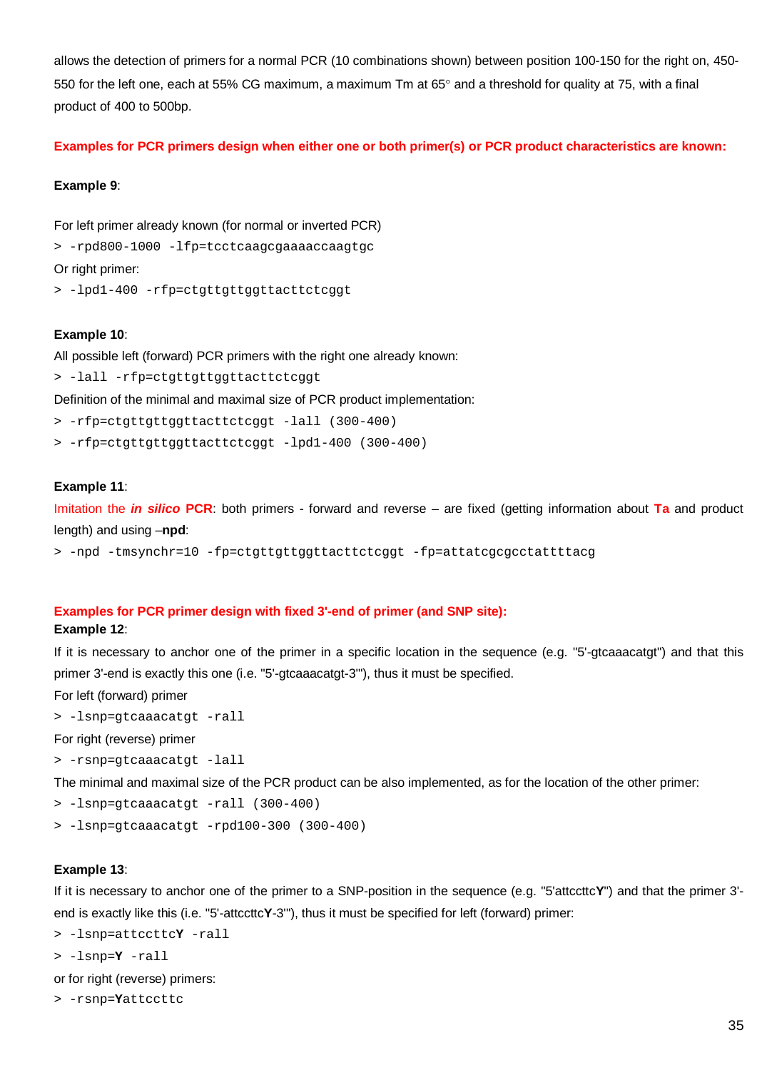allows the detection of primers for a normal PCR (10 combinations shown) between position 100-150 for the right on, 450-550 for the left one, each at 55% CG maximum, a maximum Tm at 65° and a threshold for quality at 75, with a final product of 400 to 500bp.

**Examples for PCR primers design when either one or both primer(s) or PCR product characteristics are known:**

**Example 9**:

For left primer already known (for normal or inverted PCR)

```
> -rpd800-1000 -lfp=tcctcaagcgaaaaccaagtgc
```

Or right primer:

```
> -lpd1-400 -rfp=ctgttgttggttacttctcggt
```

**Example 10**:

All possible left (forward) PCR primers with the right one already known:

```
> -lall -rfp=ctgttgttggttacttctcggt
```

Definition of the minimal and maximal size of PCR product implementation:

```
> -rfp=ctgttgttggttacttctcggt -lall (300-400)
> -rfp=ctgttgttggttacttctcggt -lpd1-400 (300-400)
```

**Example 11**:

Imitation the ***in silico*** **PCR**: both primers - forward and reverse – are fixed (getting information about **Ta** and product length) and using –**npd**:

```
> -npd -tmsynchr=10 -fp=ctgttgttggttacttctcggt -fp=attatcgcgcctattttacg
```

**Examples for PCR primer design with fixed 3'-end of primer (and SNP site):**

**Example 12**:

If it is necessary to anchor one of the primer in a specific location in the sequence (e.g. "5'-gtcaaacatgt") and that this primer 3'-end is exactly this one (i.e. "5'-gtcaaacatgt-3'"), thus it must be specified.

For left (forward) primer

```
> -lsnp=gtcaaacatgt -rall
```

For right (reverse) primer

```
> -rsnp=gtcaaacatgt -lall
```

The minimal and maximal size of the PCR product can be also implemented, as for the location of the other primer:

```
> -lsnp=gtcaaacatgt -rall (300-400)
> -lsnp=gtcaaacatgt -rpd100-300 (300-400)
```

**Example 13**:

If it is necessary to anchor one of the primer to a SNP-position in the sequence (e.g. "5'attccttc**Y**") and that the primer 3'-end is exactly like this (i.e. "5'-attccttc**Y**-3'"), thus it must be specified for left (forward) primer:

```
> -lsnp=attccttcY -rall
> -lsnp=Y -rall
```

or for right (reverse) primers:

```
> -rsnp=Yattccttc
```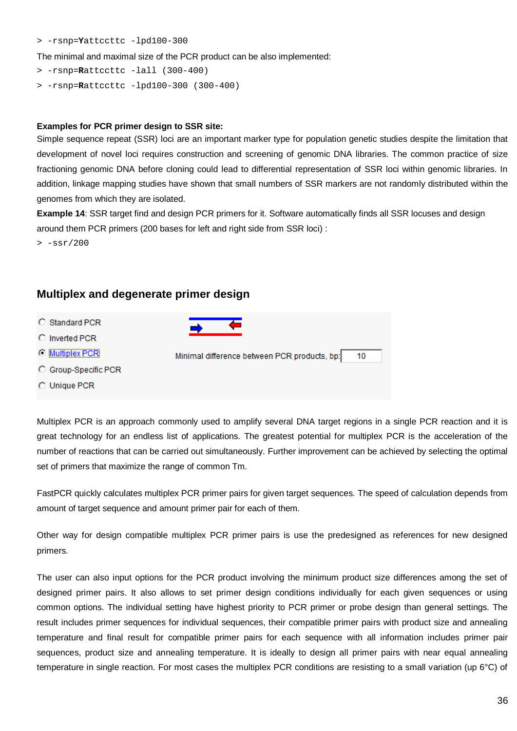```
> -rsnp=Yattccttc -lpd100-300
```

The minimal and maximal size of the PCR product can be also implemented:

```
> -rsnp=Rattccttc -lall (300-400)
> -rsnp=Rattccttc -lpd100-300 (300-400)
```

**Examples for PCR primer design to SSR site:**

Simple sequence repeat (SSR) loci are an important marker type for population genetic studies despite the limitation that development of novel loci requires construction and screening of genomic DNA libraries. The common practice of size fractioning genomic DNA before cloning could lead to differential representation of SSR loci within genomic libraries. In addition, linkage mapping studies have shown that small numbers of SSR markers are not randomly distributed within the genomes from which they are isolated.

**Example 14**: SSR target find and design PCR primers for it. Software automatically finds all SSR locuses and design around them PCR primers (200 bases for left and right side from SSR loci) :

```
> -ssr/200
```

## Multiplex and degenerate primer design

- Standard PCR
- Inverted PCR
- Multiplex PCR (selected)
- Group-Specific PCR
- Unique PCR

Minimal difference between PCR products, bp: 10

Multiplex PCR is an approach commonly used to amplify several DNA target regions in a single PCR reaction and it is great technology for an endless list of applications. The greatest potential for multiplex PCR is the acceleration of the number of reactions that can be carried out simultaneously. Further improvement can be achieved by selecting the optimal set of primers that maximize the range of common Tm.

FastPCR quickly calculates multiplex PCR primer pairs for given target sequences. The speed of calculation depends from amount of target sequence and amount primer pair for each of them.

Other way for design compatible multiplex PCR primer pairs is use the predesigned as references for new designed primers.

The user can also input options for the PCR product involving the minimum product size differences among the set of designed primer pairs. It also allows to set primer design conditions individually for each given sequences or using common options. The individual setting have highest priority to PCR primer or probe design than general settings. The result includes primer sequences for individual sequences, their compatible primer pairs with product size and annealing temperature and final result for compatible primer pairs for each sequence with all information includes primer pair sequences, product size and annealing temperature. It is ideally to design all primer pairs with near equal annealing temperature in single reaction. For most cases the multiplex PCR conditions are resisting to a small variation (up 6°C) of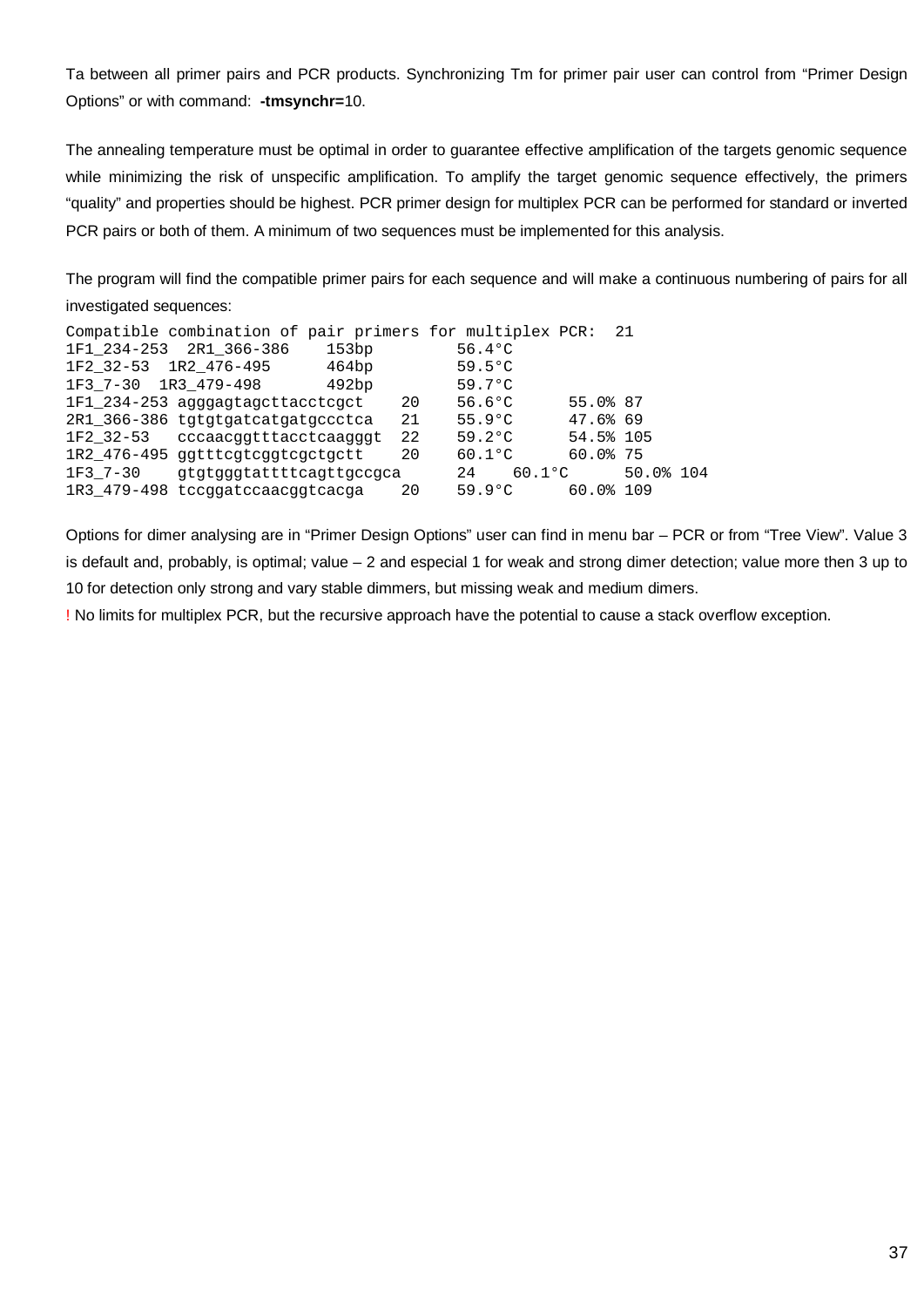Ta between all primer pairs and PCR products. Synchronizing Tm for primer pair user can control from “Primer Design Options” or with command: **-tmsynchr=**10.

The annealing temperature must be optimal in order to guarantee effective amplification of the targets genomic sequence while minimizing the risk of unspecific amplification. To amplify the target genomic sequence effectively, the primers “quality” and properties should be highest. PCR primer design for multiplex PCR can be performed for standard or inverted PCR pairs or both of them. A minimum of two sequences must be implemented for this analysis.

The program will find the compatible primer pairs for each sequence and will make a continuous numbering of pairs for all investigated sequences:

```
Compatible combination of pair primers for multiplex PCR:  21
1F1_234-253  2R1_366-386    153bp         56.4°C
1F2_32-53  1R2_476-495      464bp         59.5°C
1F3_7-30  1R3_479-498       492bp         59.7°C
1F1_234-253 agggagtagcttacctcgct    20    56.6°C      55.0% 87
2R1_366-386 tgtgtgatcatgatgccctca   21    55.9°C      47.6% 69
1F2_32-53   cccaacggtttacctcaagggt  22    59.2°C      54.5% 105
1R2_476-495 ggtttcgtcggtcgctgctt    20    60.1°C      60.0% 75
1F3_7-30    gtgtgggtattttcagttgccgca      24    60.1°C      50.0% 104
1R3_479-498 tccggatccaacggtcacga    20    59.9°C      60.0% 109
```

Options for dimer analysing are in “Primer Design Options” user can find in menu bar – PCR or from “Tree View”. Value 3 is default and, probably, is optimal; value – 2 and especial 1 for weak and strong dimer detection; value more then 3 up to 10 for detection only strong and vary stable dimmers, but missing weak and medium dimers.

! No limits for multiplex PCR, but the recursive approach have the potential to cause a stack overflow exception.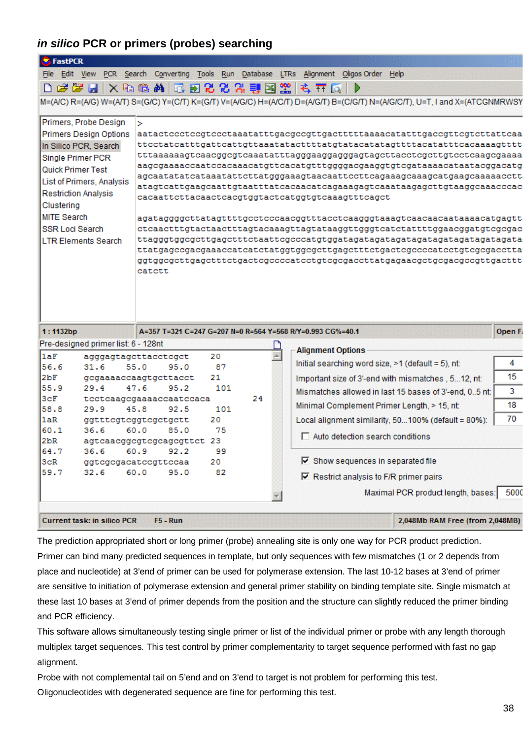## *in silico* PCR or primers (probes) searching

The prediction appropriated short or long primer (probe) annealing site is only one way for PCR product prediction. Primer can bind many predicted sequences in template, but only sequences with few mismatches (1 or 2 depends from place and nucleotide) at 3'end of primer can be used for polymerase extension. The last 10-12 bases at 3'end of primer are sensitive to initiation of polymerase extension and general primer stability on binding template site. Single mismatch at these last 10 bases at 3'end of primer depends from the position and the structure can slightly reduced the primer binding and PCR efficiency.

This software allows simultaneously testing single primer or list of the individual primer or probe with any length thorough multiplex target sequences. This test control by primer complementarity to target sequence performed with fast no gap alignment.

Probe with not complemental tail on 5'end and on 3'end to target is not problem for performing this test.

Oligonucleotides with degenerated sequence are fine for performing this test.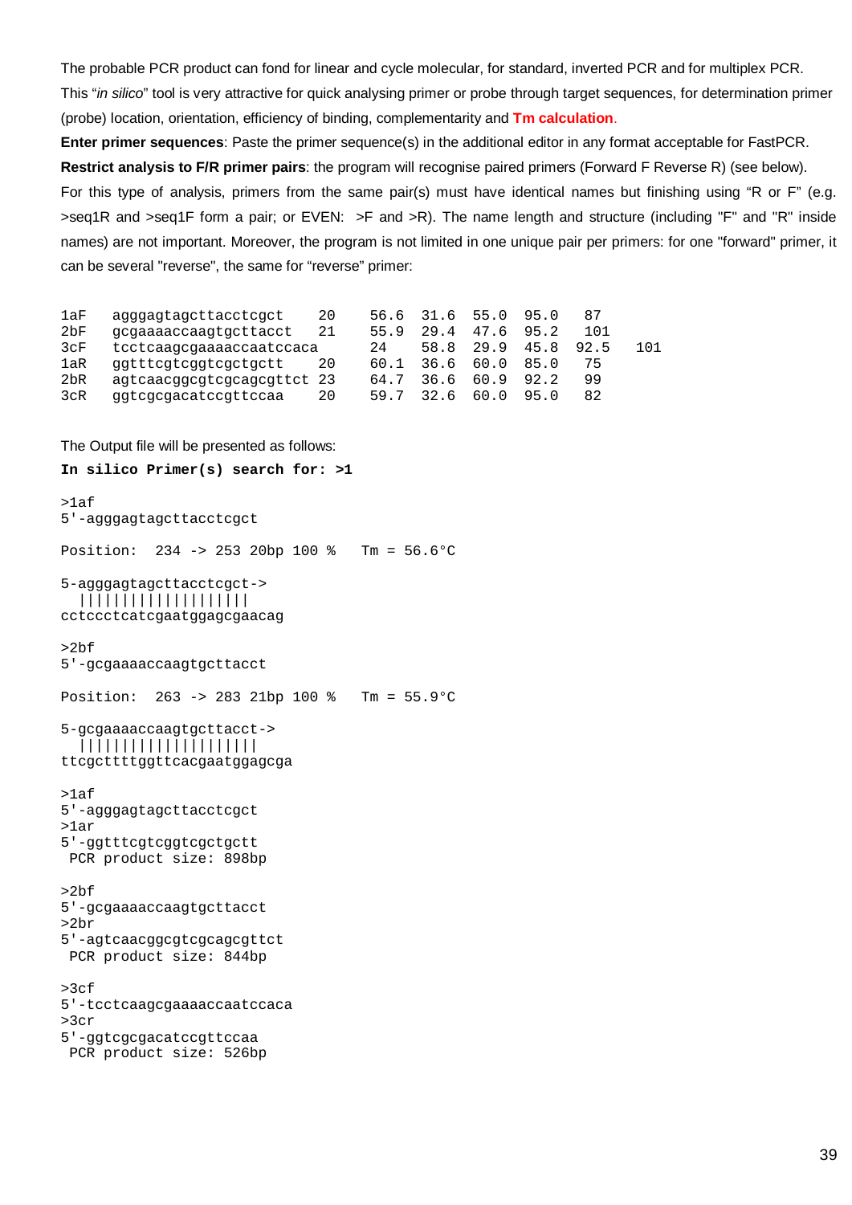The probable PCR product can fond for linear and cycle molecular, for standard, inverted PCR and for multiplex PCR. This "*in silico*" tool is very attractive for quick analysing primer or probe through target sequences, for determination primer (probe) location, orientation, efficiency of binding, complementarity and **Tm calculation**.

**Enter primer sequences**: Paste the primer sequence(s) in the additional editor in any format acceptable for FastPCR.

**Restrict analysis to F/R primer pairs**: the program will recognise paired primers (Forward F Reverse R) (see below). For this type of analysis, primers from the same pair(s) must have identical names but finishing using "R or F" (e.g. >seq1R and >seq1F form a pair; or EVEN: >F and >R). The name length and structure (including "F" and "R" inside names) are not important. Moreover, the program is not limited in one unique pair per primers: for one "forward" primer, it can be several "reverse", the same for "reverse" primer:

```
1aF   agggagtagcttacctcgct    20    56.6  31.6  55.0  95.0   87
2bF   gcgaaaaccaagtgcttacct   21    55.9  29.4  47.6  95.2   101
3cF   tcctcaagcgaaaaccaatccaca       24    58.8  29.9  45.8  92.5   101
1aR   ggtttcgtcggtcgctgctt    20    60.1  36.6  60.0  85.0   75
2bR   agtcaacggcgtcgcagcgttct 23    64.7  36.6  60.9  92.2   99
3cR   ggtcgcgacatccgttccaa    20    59.7  32.6  60.0  95.0   82
```

The Output file will be presented as follows:

```
In silico Primer(s) search for: >1

>1af
5'-agggagtagcttacctcgct

Position:  234 -> 253 20bp 100 %   Tm = 56.6°C

5-agggagtagcttacctcgct->
  ||||||||||||||||||
cctccctcatcgaatggagcgaacag

>2bf
5'-gcgaaaaccaagtgcttacct

Position:  263 -> 283 21bp 100 %   Tm = 55.9°C

5-gcgaaaaccaagtgcttacct->
  |||||||||||||||||||
ttcgcttttggttcacgaatggagcga

>1af
5'-agggagtagcttacctcgct
>1ar
5'-ggtttcgtcggtcgctgctt
 PCR product size: 898bp

>2bf
5'-gcgaaaaccaagtgcttacct
>2br
5'-agtcaacggcgtcgcagcgttct
 PCR product size: 844bp

>3cf
5'-tcctcaagcgaaaaccaatccaca
>3cr
5'-ggtcgcgacatccgttccaa
 PCR product size: 526bp
```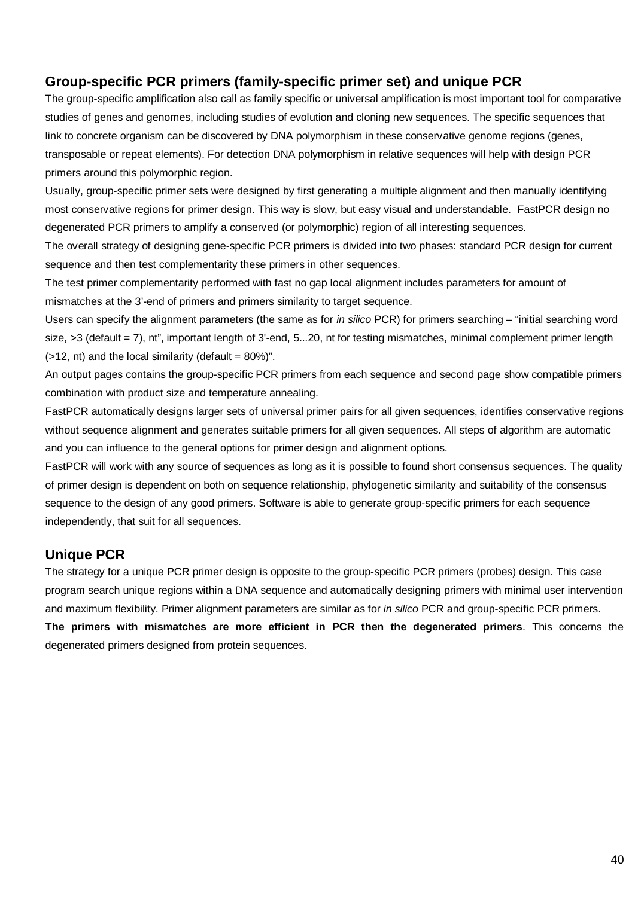## Group-specific PCR primers (family-specific primer set) and unique PCR

The group-specific amplification also call as family specific or universal amplification is most important tool for comparative studies of genes and genomes, including studies of evolution and cloning new sequences. The specific sequences that link to concrete organism can be discovered by DNA polymorphism in these conservative genome regions (genes, transposable or repeat elements). For detection DNA polymorphism in relative sequences will help with design PCR primers around this polymorphic region.

Usually, group-specific primer sets were designed by first generating a multiple alignment and then manually identifying most conservative regions for primer design. This way is slow, but easy visual and understandable. FastPCR design no degenerated PCR primers to amplify a conserved (or polymorphic) region of all interesting sequences.

The overall strategy of designing gene-specific PCR primers is divided into two phases: standard PCR design for current sequence and then test complementarity these primers in other sequences.

The test primer complementarity performed with fast no gap local alignment includes parameters for amount of mismatches at the 3'-end of primers and primers similarity to target sequence.

Users can specify the alignment parameters (the same as for *in silico* PCR) for primers searching – "initial searching word size, >3 (default = 7), nt", important length of 3'-end, 5...20, nt for testing mismatches, minimal complement primer length (>12, nt) and the local similarity (default = 80%)".

An output pages contains the group-specific PCR primers from each sequence and second page show compatible primers combination with product size and temperature annealing.

FastPCR automatically designs larger sets of universal primer pairs for all given sequences, identifies conservative regions without sequence alignment and generates suitable primers for all given sequences. All steps of algorithm are automatic and you can influence to the general options for primer design and alignment options.

FastPCR will work with any source of sequences as long as it is possible to found short consensus sequences. The quality of primer design is dependent on both on sequence relationship, phylogenetic similarity and suitability of the consensus sequence to the design of any good primers. Software is able to generate group-specific primers for each sequence independently, that suit for all sequences.

## Unique PCR

The strategy for a unique PCR primer design is opposite to the group-specific PCR primers (probes) design. This case program search unique regions within a DNA sequence and automatically designing primers with minimal user intervention and maximum flexibility. Primer alignment parameters are similar as for *in silico* PCR and group-specific PCR primers.

**The primers with mismatches are more efficient in PCR then the degenerated primers**. This concerns the degenerated primers designed from protein sequences.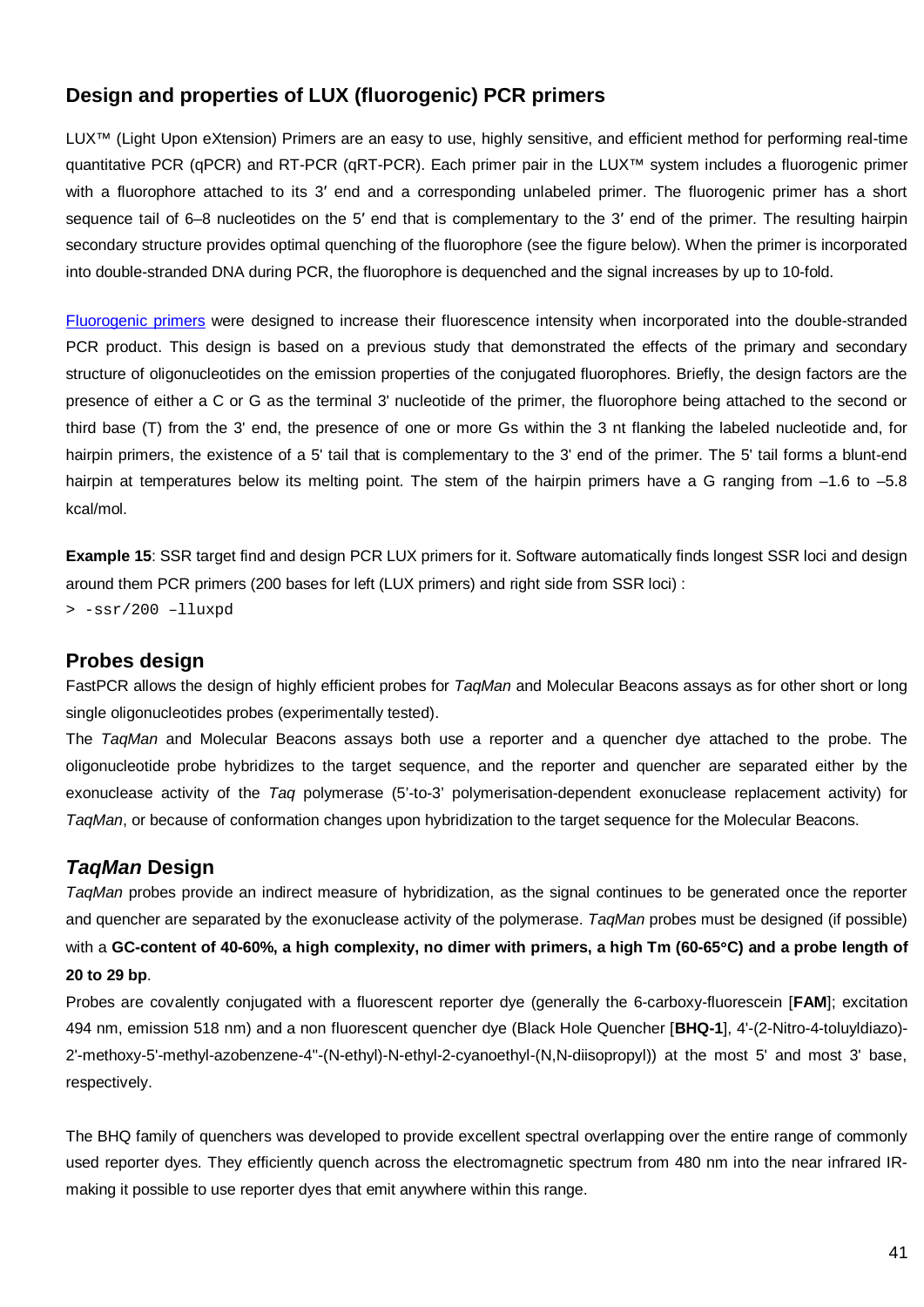## Design and properties of LUX (fluorogenic) PCR primers

LUX™ (Light Upon eXtension) Primers are an easy to use, highly sensitive, and efficient method for performing real-time quantitative PCR (qPCR) and RT-PCR (qRT-PCR). Each primer pair in the LUX™ system includes a fluorogenic primer with a fluorophore attached to its 3′ end and a corresponding unlabeled primer. The fluorogenic primer has a short sequence tail of 6–8 nucleotides on the 5′ end that is complementary to the 3′ end of the primer. The resulting hairpin secondary structure provides optimal quenching of the fluorophore (see the figure below). When the primer is incorporated into double-stranded DNA during PCR, the fluorophore is dequenched and the signal increases by up to 10-fold.

Fluorogenic primers were designed to increase their fluorescence intensity when incorporated into the double-stranded PCR product. This design is based on a previous study that demonstrated the effects of the primary and secondary structure of oligonucleotides on the emission properties of the conjugated fluorophores. Briefly, the design factors are the presence of either a C or G as the terminal 3' nucleotide of the primer, the fluorophore being attached to the second or third base (T) from the 3' end, the presence of one or more Gs within the 3 nt flanking the labeled nucleotide and, for hairpin primers, the existence of a 5' tail that is complementary to the 3' end of the primer. The 5' tail forms a blunt-end hairpin at temperatures below its melting point. The stem of the hairpin primers have a G ranging from –1.6 to –5.8 kcal/mol.

**Example 15**: SSR target find and design PCR LUX primers for it. Software automatically finds longest SSR loci and design around them PCR primers (200 bases for left (LUX primers) and right side from SSR loci) :

```
> -ssr/200 –lluxpd
```

## Probes design

FastPCR allows the design of highly efficient probes for *TaqMan* and Molecular Beacons assays as for other short or long single oligonucleotides probes (experimentally tested).

The *TaqMan* and Molecular Beacons assays both use a reporter and a quencher dye attached to the probe. The oligonucleotide probe hybridizes to the target sequence, and the reporter and quencher are separated either by the exonuclease activity of the *Taq* polymerase (5’-to-3’ polymerisation-dependent exonuclease replacement activity) for *TaqMan*, or because of conformation changes upon hybridization to the target sequence for the Molecular Beacons.

## *TaqMan* Design

*TaqMan* probes provide an indirect measure of hybridization, as the signal continues to be generated once the reporter and quencher are separated by the exonuclease activity of the polymerase. *TaqMan* probes must be designed (if possible) with a **GC-content of 40-60%, a high complexity, no dimer with primers, a high Tm (60-65°C) and a probe length of 20 to 29 bp**.

Probes are covalently conjugated with a fluorescent reporter dye (generally the 6-carboxy-fluorescein [**FAM**]; excitation 494 nm, emission 518 nm) and a non fluorescent quencher dye (Black Hole Quencher [**BHQ-1**], 4'-(2-Nitro-4-toluyldiazo)-2'-methoxy-5'-methyl-azobenzene-4''-(N-ethyl)-N-ethyl-2-cyanoethyl-(N,N-diisopropyl)) at the most 5' and most 3' base, respectively.

The BHQ family of quenchers was developed to provide excellent spectral overlapping over the entire range of commonly used reporter dyes. They efficiently quench across the electromagnetic spectrum from 480 nm into the near infrared IR- making it possible to use reporter dyes that emit anywhere within this range.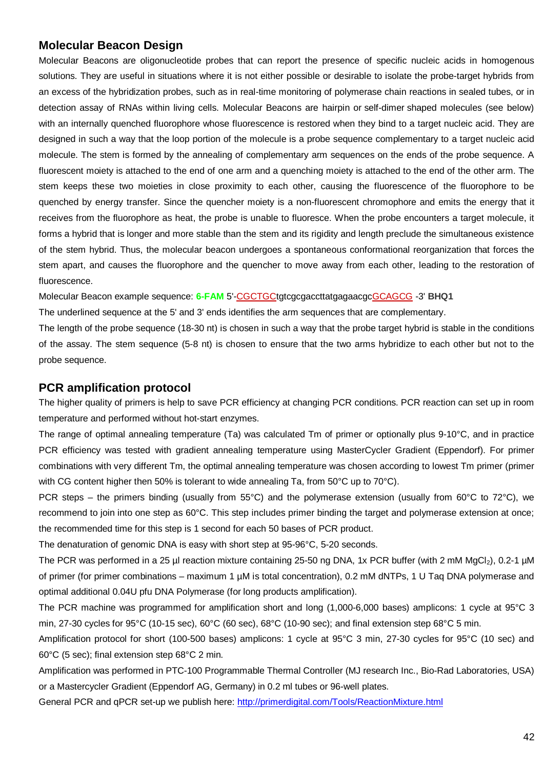## Molecular Beacon Design

Molecular Beacons are oligonucleotide probes that can report the presence of specific nucleic acids in homogenous solutions. They are useful in situations where it is not either possible or desirable to isolate the probe-target hybrids from an excess of the hybridization probes, such as in real-time monitoring of polymerase chain reactions in sealed tubes, or in detection assay of RNAs within living cells. Molecular Beacons are hairpin or self-dimer shaped molecules (see below) with an internally quenched fluorophore whose fluorescence is restored when they bind to a target nucleic acid. They are designed in such a way that the loop portion of the molecule is a probe sequence complementary to a target nucleic acid molecule. The stem is formed by the annealing of complementary arm sequences on the ends of the probe sequence. A fluorescent moiety is attached to the end of one arm and a quenching moiety is attached to the end of the other arm. The stem keeps these two moieties in close proximity to each other, causing the fluorescence of the fluorophore to be quenched by energy transfer. Since the quencher moiety is a non-fluorescent chromophore and emits the energy that it receives from the fluorophore as heat, the probe is unable to fluoresce. When the probe encounters a target molecule, it forms a hybrid that is longer and more stable than the stem and its rigidity and length preclude the simultaneous existence of the stem hybrid. Thus, the molecular beacon undergoes a spontaneous conformational reorganization that forces the stem apart, and causes the fluorophore and the quencher to move away from each other, leading to the restoration of fluorescence.

Molecular Beacon example sequence: **6-FAM** 5'-<u>CGCTGC</u>tgtcgcgaccttatgagaacgc<u>GCAGCG</u> -3' **BHQ1**

The underlined sequence at the 5' and 3' ends identifies the arm sequences that are complementary.

The length of the probe sequence (18-30 nt) is chosen in such a way that the probe target hybrid is stable in the conditions of the assay. The stem sequence (5-8 nt) is chosen to ensure that the two arms hybridize to each other but not to the probe sequence.

## PCR amplification protocol

The higher quality of primers is help to save PCR efficiency at changing PCR conditions. PCR reaction can set up in room temperature and performed without hot-start enzymes.

The range of optimal annealing temperature (Ta) was calculated Tm of primer or optionally plus 9-10°C, and in practice PCR efficiency was tested with gradient annealing temperature using MasterCycler Gradient (Eppendorf). For primer combinations with very different Tm, the optimal annealing temperature was chosen according to lowest Tm primer (primer with CG content higher then 50% is tolerant to wide annealing Ta, from 50°C up to 70°C).

PCR steps – the primers binding (usually from 55°C) and the polymerase extension (usually from 60°C to 72°C), we recommend to join into one step as 60°C. This step includes primer binding the target and polymerase extension at once; the recommended time for this step is 1 second for each 50 bases of PCR product.

The denaturation of genomic DNA is easy with short step at 95-96°C, 5-20 seconds.

The PCR was performed in a 25 µl reaction mixture containing 25-50 ng DNA, 1x PCR buffer (with 2 mM $MgCl_2$), 0.2-1 µM of primer (for primer combinations – maximum 1 µM is total concentration), 0.2 mM dNTPs, 1 U Taq DNA polymerase and optimal additional 0.04U pfu DNA Polymerase (for long products amplification).

The PCR machine was programmed for amplification short and long (1,000-6,000 bases) amplicons: 1 cycle at 95°C 3 min, 27-30 cycles for 95°C (10-15 sec), 60°C (60 sec), 68°C (10-90 sec); and final extension step 68°C 5 min.

Amplification protocol for short (100-500 bases) amplicons: 1 cycle at 95°C 3 min, 27-30 cycles for 95°C (10 sec) and 60°C (5 sec); final extension step 68°C 2 min.

Amplification was performed in PTC-100 Programmable Thermal Controller (MJ research Inc., Bio-Rad Laboratories, USA) or a Mastercycler Gradient (Eppendorf AG, Germany) in 0.2 ml tubes or 96-well plates.

General PCR and qPCR set-up we publish here: http://primerdigital.com/Tools/ReactionMixture.html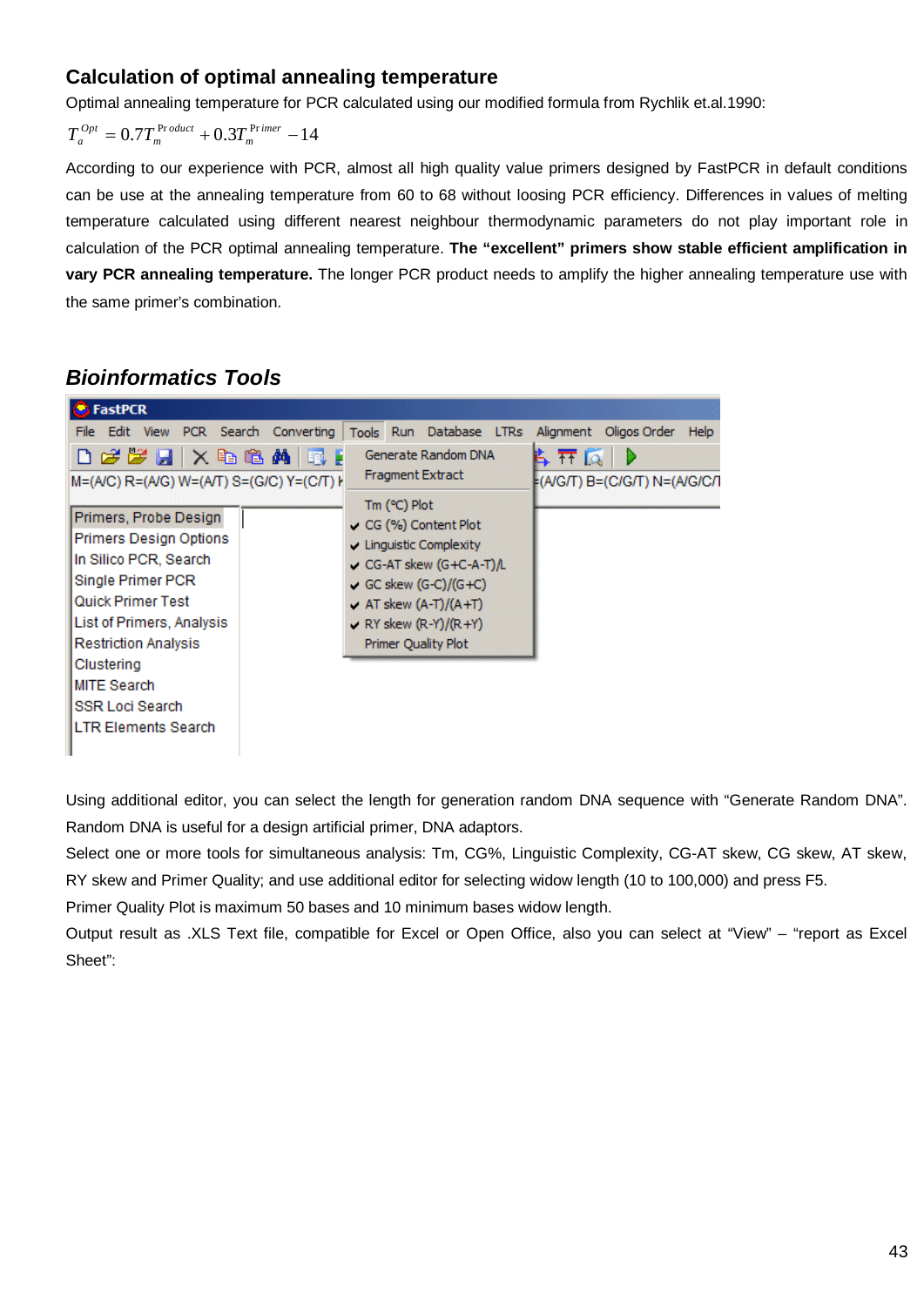### Calculation of optimal annealing temperature

Optimal annealing temperature for PCR calculated using our modified formula from Rychlik et.al.1990:

$$T_a^{Opt} = 0.7T_m^{\Pr oduct} + 0.3T_m^{\Pr imer} - 14$$

According to our experience with PCR, almost all high quality value primers designed by FastPCR in default conditions can be use at the annealing temperature from 60 to 68 without loosing PCR efficiency. Differences in values of melting temperature calculated using different nearest neighbour thermodynamic parameters do not play important role in calculation of the PCR optimal annealing temperature. **The "excellent" primers show stable efficient amplification in vary PCR annealing temperature.** The longer PCR product needs to amplify the higher annealing temperature use with the same primer's combination.

## *Bioinformatics Tools*

Using additional editor, you can select the length for generation random DNA sequence with "Generate Random DNA". Random DNA is useful for a design artificial primer, DNA adaptors.

Select one or more tools for simultaneous analysis: Tm, CG%, Linguistic Complexity, CG-AT skew, CG skew, AT skew, RY skew and Primer Quality; and use additional editor for selecting widow length (10 to 100,000) and press F5.

Primer Quality Plot is maximum 50 bases and 10 minimum bases widow length.

Output result as .XLS Text file, compatible for Excel or Open Office, also you can select at "View" – "report as Excel Sheet":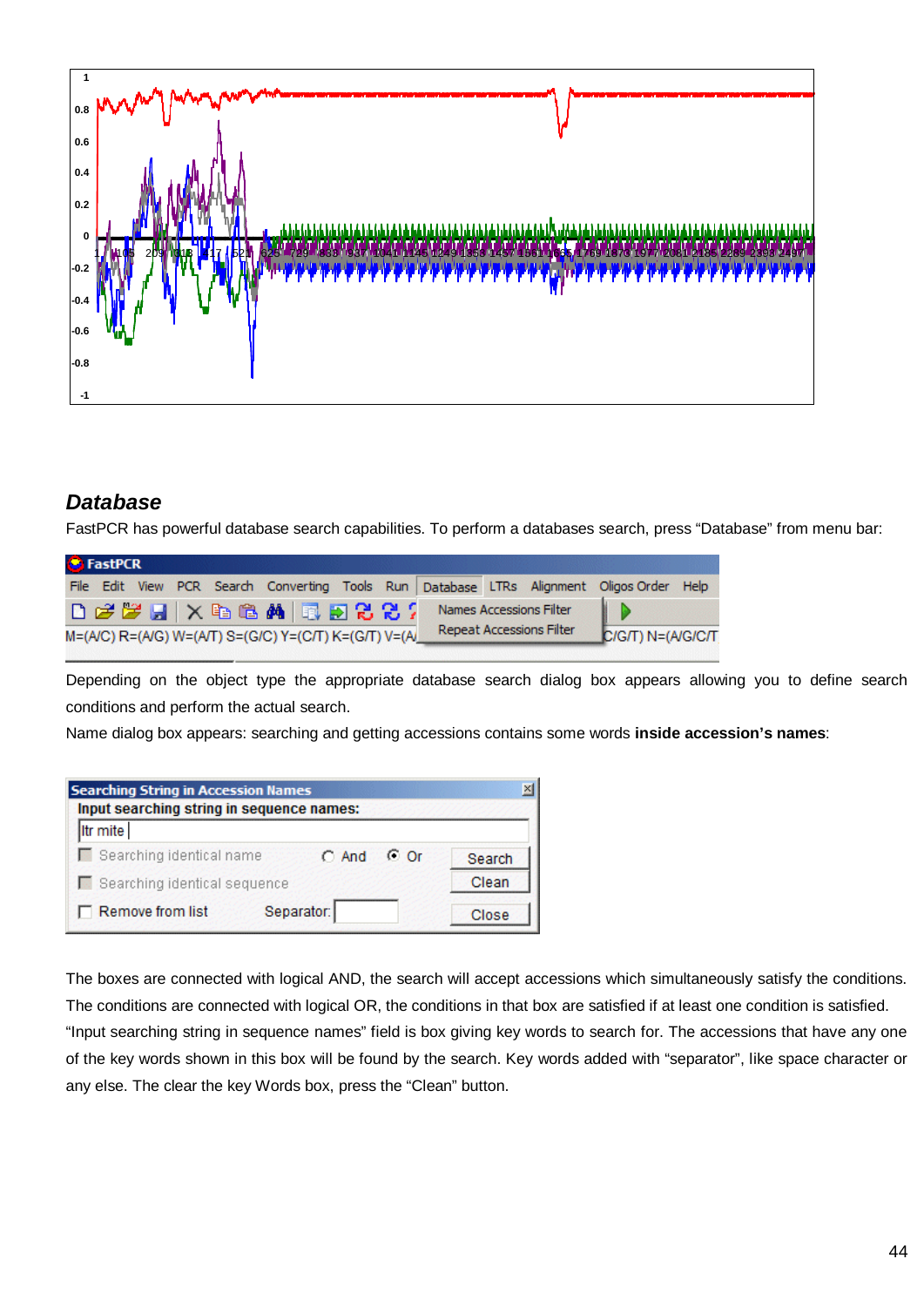## *Database*

FastPCR has powerful database search capabilities. To perform a databases search, press “Database” from menu bar:

Depending on the object type the appropriate database search dialog box appears allowing you to define search conditions and perform the actual search.

Name dialog box appears: searching and getting accessions contains some words **inside accession’s names**:

The boxes are connected with logical AND, the search will accept accessions which simultaneously satisfy the conditions. The conditions are connected with logical OR, the conditions in that box are satisfied if at least one condition is satisfied. “Input searching string in sequence names” field is box giving key words to search for. The accessions that have any one of the key words shown in this box will be found by the search. Key words added with “separator”, like space character or any else. The clear the key Words box, press the “Clean” button.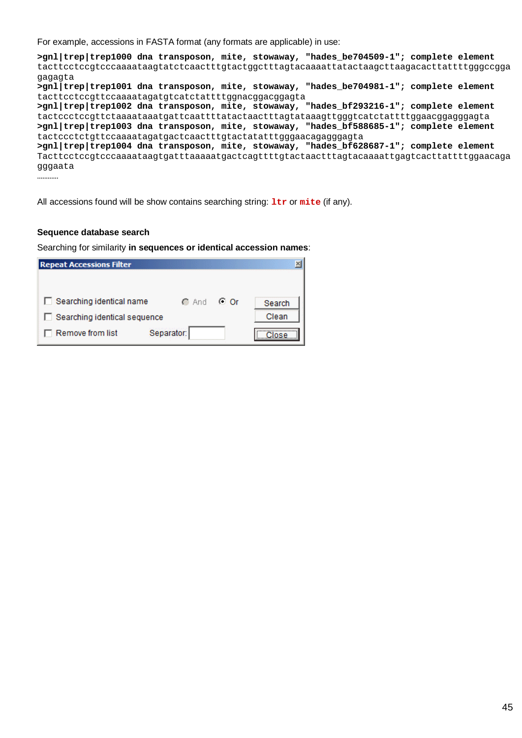For example, accessions in FASTA format (any formats are applicable) in use:

```
>gnl|trep|trep1000 dna transposon, mite, stowaway, "hades_be704509-1"; complete element
tacttcctccgtcccaaaataagtatctcaactttgtactggctttagtacaaaattatactaagcttaagacacttattttgggccgga
gagagta
>gnl|trep|trep1001 dna transposon, mite, stowaway, "hades_be704981-1"; complete element
tacttcctccgttccaaaatagatgtcatctattttggnacggacggagta
>gnl|trep|trep1002 dna transposon, mite, stowaway, "hades_bf293216-1"; complete element
tactccctccgttctaaaataaatgattcaattttatactaactttagtataaagttgggtcatctattttggaacggagggagta
>gnl|trep|trep1003 dna transposon, mite, stowaway, "hades_bf588685-1"; complete element
tactccctctgttccaaaatagatgactcaactttgtactatatttgggaacagagggagta
>gnl|trep|trep1004 dna transposon, mite, stowaway, "hades_bf628687-1"; complete element
Tacttcctccgtcccaaaataagtgatttaaaaatgactcagttttgtactaactttagtacaaaattgagtcacttattttggaacaga
gggaata
............
```

All accessions found will be show contains searching string: **ltr** or **mite** (if any).

**Sequence database search**

Searching for similarity **in sequences or identical accession names**:

**Repeat Accessions Filter**

- ☐ Searching identical name  ○ And  ◉ Or  [Search]
- ☐ Searching identical sequence  [Clean]
- ☐ Remove from list  Separator: [ ]  [Close]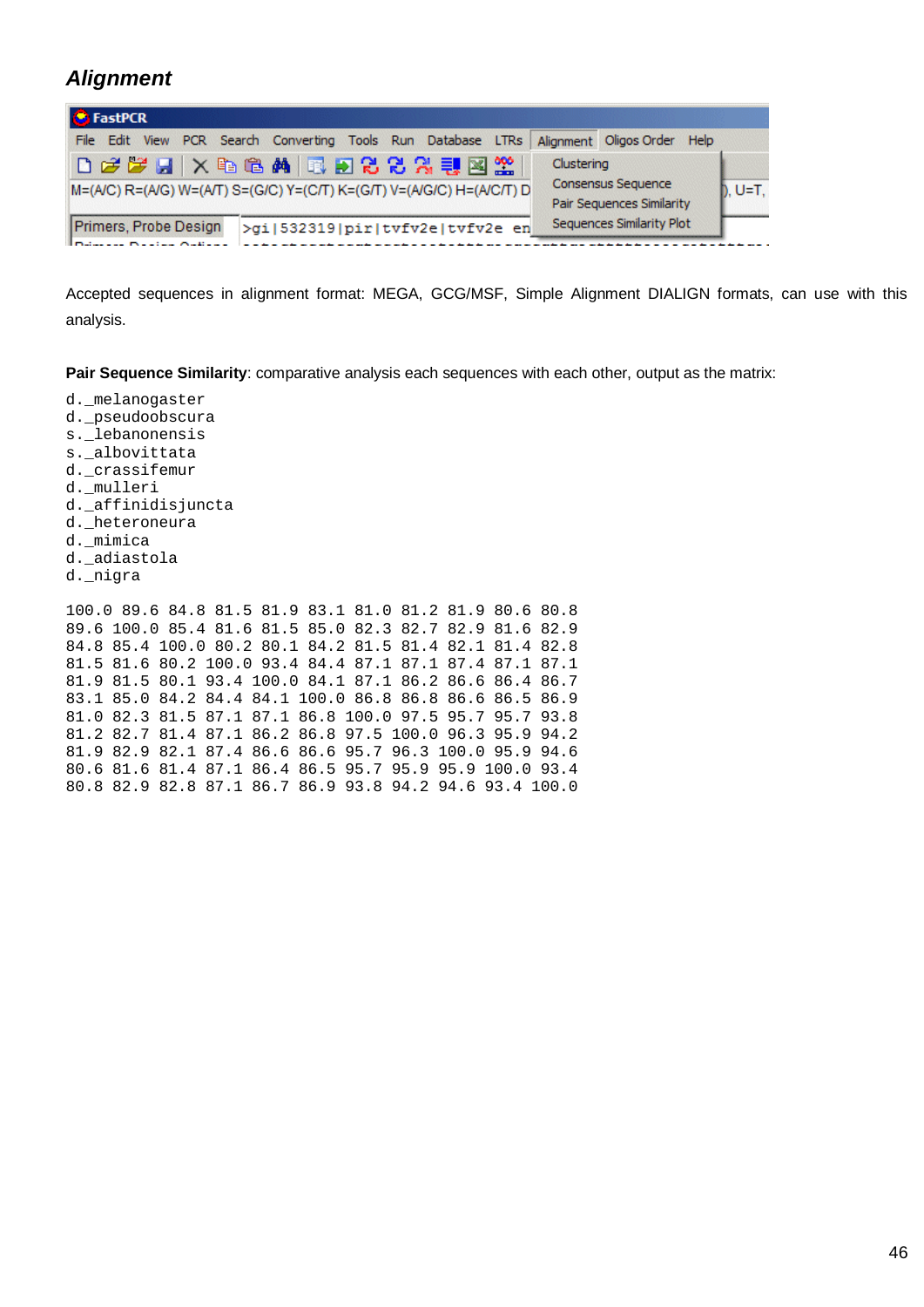## Alignment

Accepted sequences in alignment format: MEGA, GCG/MSF, Simple Alignment DIALIGN formats, can use with this analysis.

**Pair Sequence Similarity**: comparative analysis each sequences with each other, output as the matrix:

```
d._melanogaster
d._pseudoobscura
s._lebanonensis
s._albovittata
d._crassifemur
d._mulleri
d._affinidisjuncta
d._heteroneura
d._mimica
d._adiastola
d._nigra

100.0 89.6 84.8 81.5 81.9 83.1 81.0 81.2 81.9 80.6 80.8
89.6 100.0 85.4 81.6 81.5 85.0 82.3 82.7 82.9 81.6 82.9
84.8 85.4 100.0 80.2 80.1 84.2 81.5 81.4 82.1 81.4 82.8
81.5 81.6 80.2 100.0 93.4 84.4 87.1 87.1 87.4 87.1 87.1
81.9 81.5 80.1 93.4 100.0 84.1 87.1 86.2 86.6 86.4 86.7
83.1 85.0 84.2 84.4 84.1 100.0 86.8 86.8 86.6 86.5 86.9
81.0 82.3 81.5 87.1 87.1 86.8 100.0 97.5 95.7 95.7 93.8
81.2 82.7 81.4 87.1 86.2 86.8 97.5 100.0 96.3 95.9 94.2
81.9 82.9 82.1 87.4 86.6 86.6 95.7 96.3 100.0 95.9 94.6
80.6 81.6 81.4 87.1 86.4 86.5 95.7 95.9 95.9 100.0 93.4
80.8 82.9 82.8 87.1 86.7 86.9 93.8 94.2 94.6 93.4 100.0
```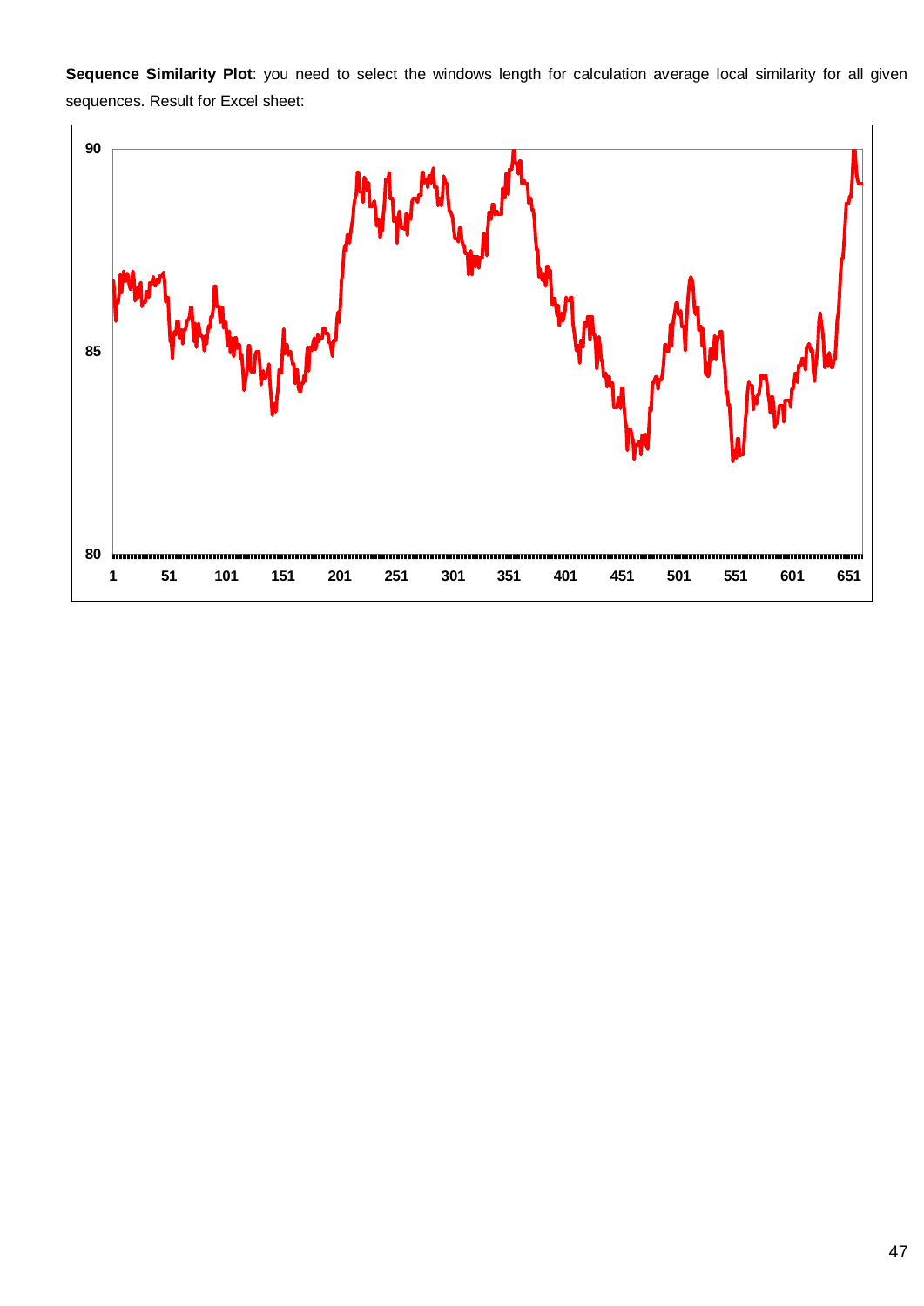**Sequence Similarity Plot**: you need to select the windows length for calculation average local similarity for all given sequences. Result for Excel sheet: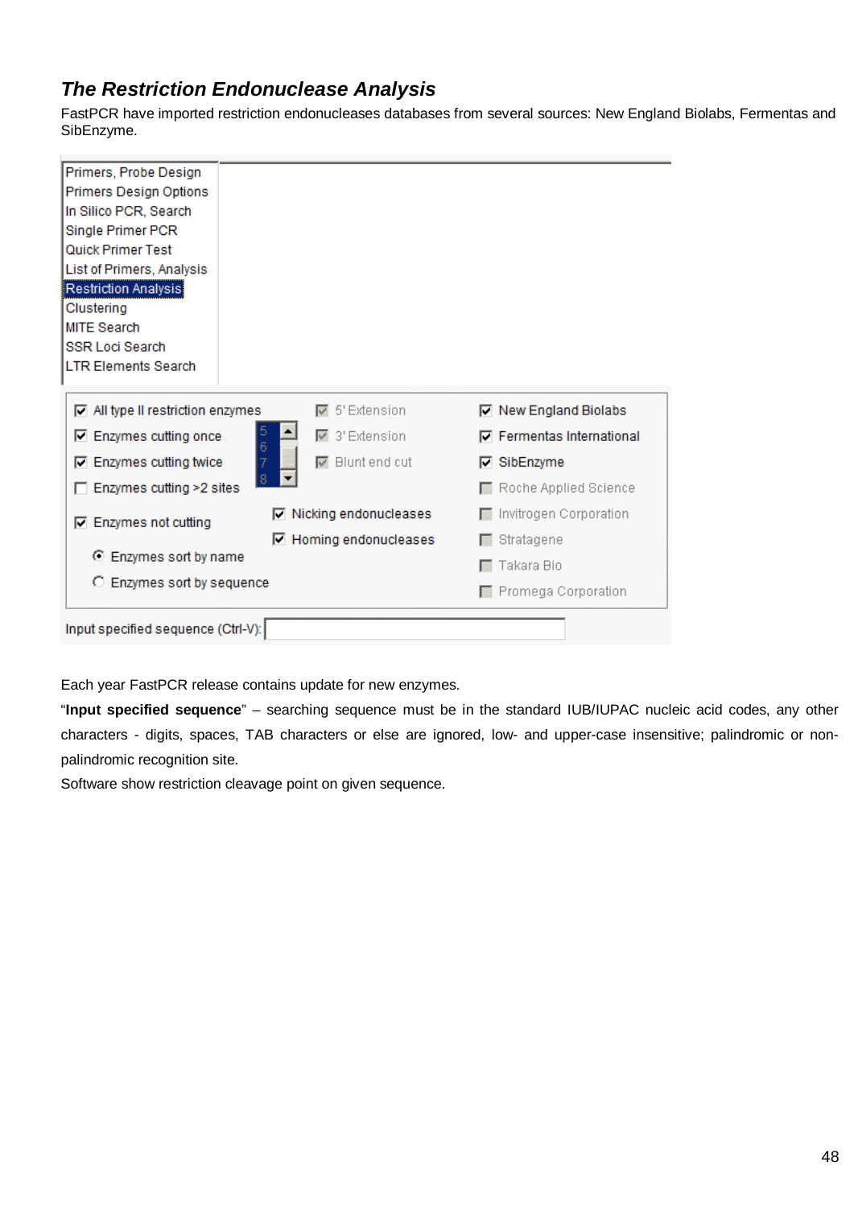### *The Restriction Endonuclease Analysis*

FastPCR have imported restriction endonucleases databases from several sources: New England Biolabs, Fermentas and SibEnzyme.

Primers, Probe Design
Primers Design Options
In Silico PCR, Search
Single Primer PCR
Quick Primer Test
List of Primers, Analysis
Restriction Analysis
Clustering
MITE Search
SSR Loci Search
LTR Elements Search

☑ All type II restriction enzymes
☑ Enzymes cutting once
☑ Enzymes cutting twice
☐ Enzymes cutting >2 sites
☑ Enzymes not cutting
◉ Enzymes sort by name
○ Enzymes sort by sequence

☑ 5' Extension
☑ 3' Extension
☑ Blunt end cut
☑ Nicking endonucleases
☑ Homing endonucleases

☑ New England Biolabs
☑ Fermentas International
☑ SibEnzyme
☐ Roche Applied Science
☐ Invitrogen Corporation
☐ Stratagene
☐ Takara Bio
☐ Promega Corporation

Input specified sequence (Ctrl-V):

Each year FastPCR release contains update for new enzymes.

"**Input specified sequence**" – searching sequence must be in the standard IUB/IUPAC nucleic acid codes, any other characters - digits, spaces, TAB characters or else are ignored, low- and upper-case insensitive; palindromic or non-palindromic recognition site.

Software show restriction cleavage point on given sequence.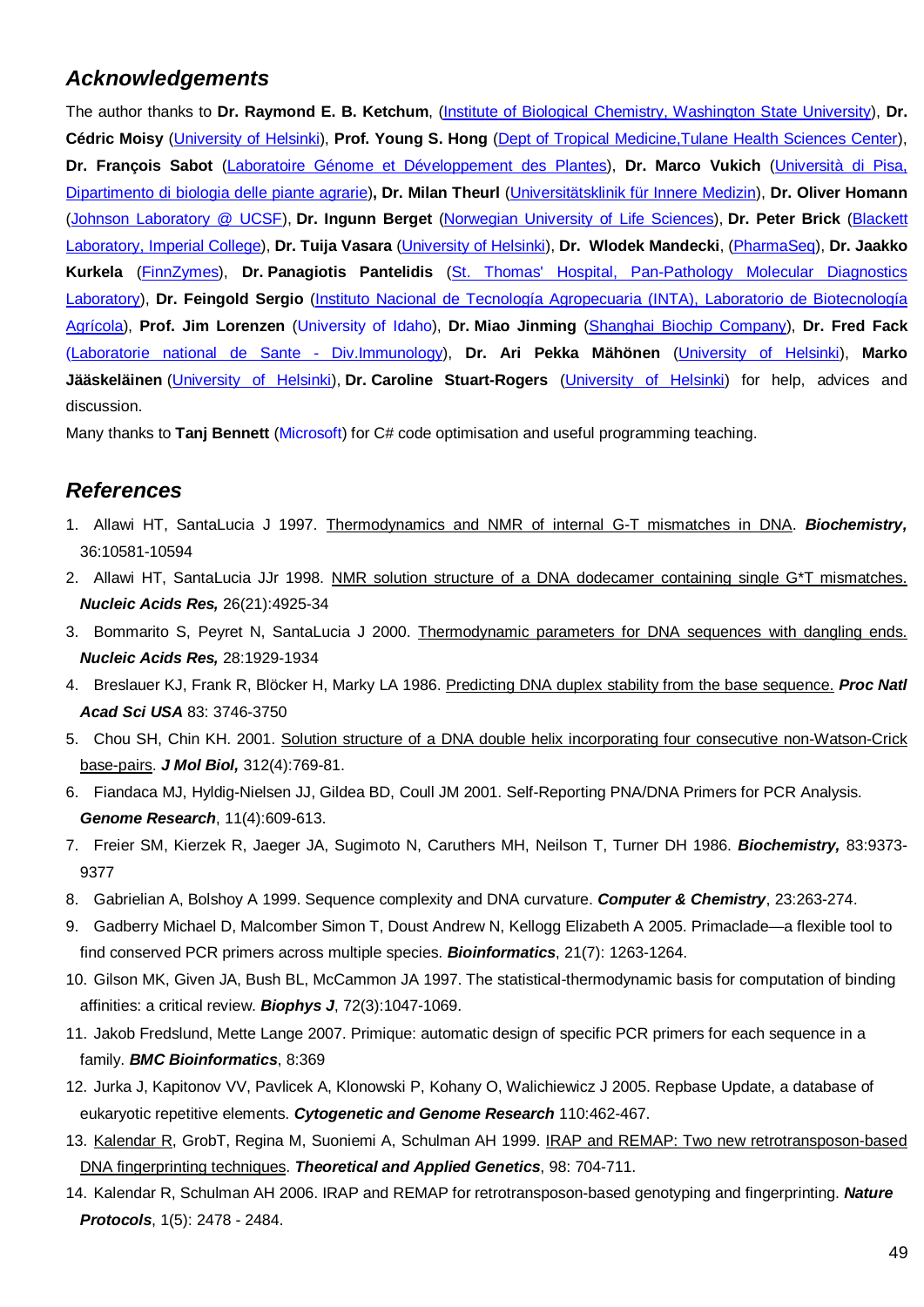## Acknowledgements

The author thanks to **Dr. Raymond E. B. Ketchum**, (Institute of Biological Chemistry, Washington State University), **Dr. Cédric Moisy** (University of Helsinki), **Prof. Young S. Hong** (Dept of Tropical Medicine,Tulane Health Sciences Center), **Dr. François Sabot** (Laboratoire Génome et Développement des Plantes), **Dr. Marco Vukich** (Università di Pisa, Dipartimento di biologia delle piante agrarie)**, Dr. Milan Theurl** (Universitätsklinik für Innere Medizin), **Dr. Oliver Homann** (Johnson Laboratory @ UCSF), **Dr. Ingunn Berget** (Norwegian University of Life Sciences), **Dr. Peter Brick** (Blackett Laboratory, Imperial College), **Dr. Tuija Vasara** (University of Helsinki), **Dr. Wlodek Mandecki**, (PharmaSeq), **Dr. Jaakko Kurkela** (FinnZymes), **Dr. Panagiotis Pantelidis** (St. Thomas' Hospital, Pan-Pathology Molecular Diagnostics Laboratory), **Dr. Feingold Sergio** (Instituto Nacional de Tecnología Agropecuaria (INTA), Laboratorio de Biotecnología Agrícola), **Prof. Jim Lorenzen** (University of Idaho), **Dr. Miao Jinming** (Shanghai Biochip Company), **Dr. Fred Fack** (Laboratorie national de Sante - Div.Immunology), **Dr. Ari Pekka Mähönen** (University of Helsinki), **Marko Jääskeläinen** (University of Helsinki), **Dr. Caroline Stuart-Rogers** (University of Helsinki) for help, advices and discussion.

Many thanks to **Tanj Bennett** (Microsoft) for C# code optimisation and useful programming teaching.

## References

1. Allawi HT, SantaLucia J 1997. Thermodynamics and NMR of internal G-T mismatches in DNA. ***Biochemistry,*** 36:10581-10594
2. Allawi HT, SantaLucia JJr 1998. NMR solution structure of a DNA dodecamer containing single G*T mismatches. ***Nucleic Acids Res,*** 26(21):4925-34
3. Bommarito S, Peyret N, SantaLucia J 2000. Thermodynamic parameters for DNA sequences with dangling ends. ***Nucleic Acids Res,*** 28:1929-1934
4. Breslauer KJ, Frank R, Blöcker H, Marky LA 1986. Predicting DNA duplex stability from the base sequence. ***Proc Natl Acad Sci USA*** 83: 3746-3750
5. Chou SH, Chin KH. 2001. Solution structure of a DNA double helix incorporating four consecutive non-Watson-Crick base-pairs. ***J Mol Biol,*** 312(4):769-81.
6. Fiandaca MJ, Hyldig-Nielsen JJ, Gildea BD, Coull JM 2001. Self-Reporting PNA/DNA Primers for PCR Analysis. ***Genome Research***, 11(4):609-613.
7. Freier SM, Kierzek R, Jaeger JA, Sugimoto N, Caruthers MH, Neilson T, Turner DH 1986. ***Biochemistry,*** 83:9373-9377
8. Gabrielian A, Bolshoy A 1999. Sequence complexity and DNA curvature. ***Computer & Chemistry***, 23:263-274.
9. Gadberry Michael D, Malcomber Simon T, Doust Andrew N, Kellogg Elizabeth A 2005. Primaclade—a flexible tool to find conserved PCR primers across multiple species. ***Bioinformatics***, 21(7): 1263-1264.
10. Gilson MK, Given JA, Bush BL, McCammon JA 1997. The statistical-thermodynamic basis for computation of binding affinities: a critical review. ***Biophys J***, 72(3):1047-1069.
11. Jakob Fredslund, Mette Lange 2007. Primique: automatic design of specific PCR primers for each sequence in a family. ***BMC Bioinformatics***, 8:369
12. Jurka J, Kapitonov VV, Pavlicek A, Klonowski P, Kohany O, Walichiewicz J 2005. Repbase Update, a database of eukaryotic repetitive elements. ***Cytogenetic and Genome Research*** 110:462-467.
13. Kalendar R, GrobT, Regina M, Suoniemi A, Schulman AH 1999. IRAP and REMAP: Two new retrotransposon-based DNA fingerprinting techniques. ***Theoretical and Applied Genetics***, 98: 704-711.
14. Kalendar R, Schulman AH 2006. IRAP and REMAP for retrotransposon-based genotyping and fingerprinting. ***Nature Protocols***, 1(5): 2478 - 2484.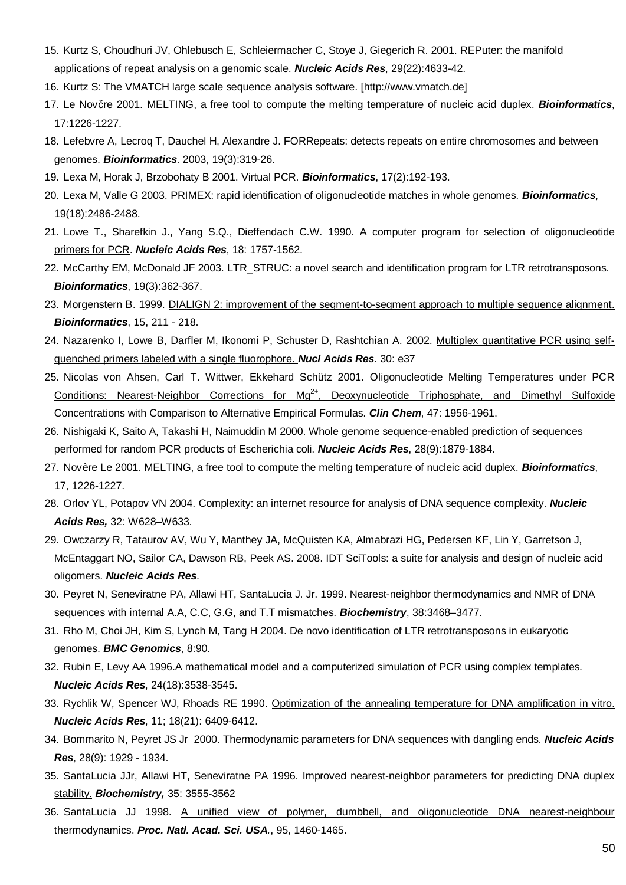15. Kurtz S, Choudhuri JV, Ohlebusch E, Schleiermacher C, Stoye J, Giegerich R. 2001. REPuter: the manifold applications of repeat analysis on a genomic scale. ***Nucleic Acids Res***, 29(22):4633-42.
16. Kurtz S: The VMATCH large scale sequence analysis software. [http://www.vmatch.de]
17. Le Novčre 2001. MELTING, a free tool to compute the melting temperature of nucleic acid duplex. ***Bioinformatics***, 17:1226-1227.
18. Lefebvre A, Lecroq T, Dauchel H, Alexandre J. FORRepeats: detects repeats on entire chromosomes and between genomes. ***Bioinformatics***. 2003, 19(3):319-26.
19. Lexa M, Horak J, Brzobohaty B 2001. Virtual PCR. ***Bioinformatics***, 17(2):192-193.
20. Lexa M, Valle G 2003. PRIMEX: rapid identification of oligonucleotide matches in whole genomes. ***Bioinformatics***, 19(18):2486-2488.
21. Lowe T., Sharefkin J., Yang S.Q., Dieffendach C.W. 1990. A computer program for selection of oligonucleotide primers for PCR. ***Nucleic Acids Res***, 18: 1757-1562.
22. McCarthy EM, McDonald JF 2003. LTR_STRUC: a novel search and identification program for LTR retrotransposons. ***Bioinformatics***, 19(3):362-367.
23. Morgenstern B. 1999. DIALIGN 2: improvement of the segment-to-segment approach to multiple sequence alignment. ***Bioinformatics***, 15, 211 - 218.
24. Nazarenko I, Lowe B, Darfler M, Ikonomi P, Schuster D, Rashtchian A. 2002. Multiplex quantitative PCR using self-quenched primers labeled with a single fluorophore. ***Nucl Acids Res***. 30: e37
25. Nicolas von Ahsen, Carl T. Wittwer, Ekkehard Schütz 2001. Oligonucleotide Melting Temperatures under PCR Conditions: Nearest-Neighbor Corrections for $Mg^{2+}$, Deoxynucleotide Triphosphate, and Dimethyl Sulfoxide Concentrations with Comparison to Alternative Empirical Formulas. ***Clin Chem***, 47: 1956-1961.
26. Nishigaki K, Saito A, Takashi H, Naimuddin M 2000. Whole genome sequence-enabled prediction of sequences performed for random PCR products of Escherichia coli. ***Nucleic Acids Res***, 28(9):1879-1884.
27. Novère Le 2001. MELTING, a free tool to compute the melting temperature of nucleic acid duplex. ***Bioinformatics***, 17, 1226-1227.
28. Orlov YL, Potapov VN 2004. Complexity: an internet resource for analysis of DNA sequence complexity. ***Nucleic Acids Res,*** 32: W628–W633.
29. Owczarzy R, Tataurov AV, Wu Y, Manthey JA, McQuisten KA, Almabrazi HG, Pedersen KF, Lin Y, Garretson J, McEntaggart NO, Sailor CA, Dawson RB, Peek AS. 2008. IDT SciTools: a suite for analysis and design of nucleic acid oligomers. ***Nucleic Acids Res***.
30. Peyret N, Seneviratne PA, Allawi HT, SantaLucia J. Jr. 1999. Nearest-neighbor thermodynamics and NMR of DNA sequences with internal A.A, C.C, G.G, and T.T mismatches. ***Biochemistry***, 38:3468–3477.
31. Rho M, Choi JH, Kim S, Lynch M, Tang H 2004. De novo identification of LTR retrotransposons in eukaryotic genomes. ***BMC Genomics***, 8:90.
32. Rubin E, Levy AA 1996.A mathematical model and a computerized simulation of PCR using complex templates. ***Nucleic Acids Res***, 24(18):3538-3545.
33. Rychlik W, Spencer WJ, Rhoads RE 1990. Optimization of the annealing temperature for DNA amplification in vitro. ***Nucleic Acids Res***, 11; 18(21): 6409-6412.
34. Bommarito N, Peyret JS Jr 2000. Thermodynamic parameters for DNA sequences with dangling ends. ***Nucleic Acids Res***, 28(9): 1929 - 1934.
35. SantaLucia JJr, Allawi HT, Seneviratne PA 1996. Improved nearest-neighbor parameters for predicting DNA duplex stability. ***Biochemistry,*** 35: 3555-3562
36. SantaLucia JJ 1998. A unified view of polymer, dumbbell, and oligonucleotide DNA nearest-neighbour thermodynamics. ***Proc. Natl. Acad. Sci. USA***., 95, 1460-1465.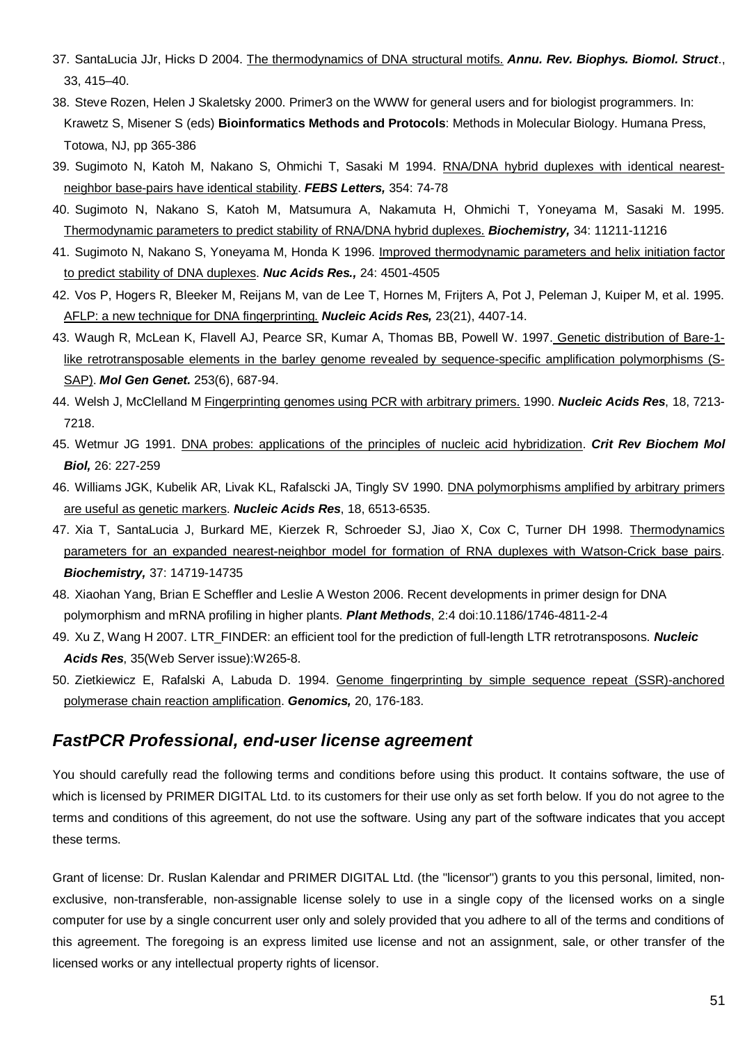37. SantaLucia JJr, Hicks D 2004. The thermodynamics of DNA structural motifs. ***Annu. Rev. Biophys. Biomol. Struct***., 33, 415–40.
38. Steve Rozen, Helen J Skaletsky 2000. Primer3 on the WWW for general users and for biologist programmers. In: Krawetz S, Misener S (eds) **Bioinformatics Methods and Protocols**: Methods in Molecular Biology. Humana Press, Totowa, NJ, pp 365-386
39. Sugimoto N, Katoh M, Nakano S, Ohmichi T, Sasaki M 1994. RNA/DNA hybrid duplexes with identical nearest-neighbor base-pairs have identical stability. ***FEBS Letters,*** 354: 74-78
40. Sugimoto N, Nakano S, Katoh M, Matsumura A, Nakamuta H, Ohmichi T, Yoneyama M, Sasaki M. 1995. Thermodynamic parameters to predict stability of RNA/DNA hybrid duplexes. ***Biochemistry,*** 34: 11211-11216
41. Sugimoto N, Nakano S, Yoneyama M, Honda K 1996. Improved thermodynamic parameters and helix initiation factor to predict stability of DNA duplexes. ***Nuc Acids Res.,*** 24: 4501-4505
42. Vos P, Hogers R, Bleeker M, Reijans M, van de Lee T, Hornes M, Frijters A, Pot J, Peleman J, Kuiper M, et al. 1995. AFLP: a new technique for DNA fingerprinting. ***Nucleic Acids Res,*** 23(21), 4407-14.
43. Waugh R, McLean K, Flavell AJ, Pearce SR, Kumar A, Thomas BB, Powell W. 1997. Genetic distribution of Bare-1-like retrotransposable elements in the barley genome revealed by sequence-specific amplification polymorphisms (S-SAP). ***Mol Gen Genet.*** 253(6), 687-94.
44. Welsh J, McClelland M Fingerprinting genomes using PCR with arbitrary primers. 1990. ***Nucleic Acids Res***, 18, 7213-7218.
45. Wetmur JG 1991. DNA probes: applications of the principles of nucleic acid hybridization. ***Crit Rev Biochem Mol Biol,*** 26: 227-259
46. Williams JGK, Kubelik AR, Livak KL, Rafalscki JA, Tingly SV 1990. DNA polymorphisms amplified by arbitrary primers are useful as genetic markers. ***Nucleic Acids Res***, 18, 6513-6535.
47. Xia T, SantaLucia J, Burkard ME, Kierzek R, Schroeder SJ, Jiao X, Cox C, Turner DH 1998. Thermodynamics parameters for an expanded nearest-neighbor model for formation of RNA duplexes with Watson-Crick base pairs. ***Biochemistry,*** 37: 14719-14735
48. Xiaohan Yang, Brian E Scheffler and Leslie A Weston 2006. Recent developments in primer design for DNA polymorphism and mRNA profiling in higher plants. ***Plant Methods***, 2:4 doi:10.1186/1746-4811-2-4
49. Xu Z, Wang H 2007. LTR_FINDER: an efficient tool for the prediction of full-length LTR retrotransposons. ***Nucleic Acids Res***, 35(Web Server issue):W265-8.
50. Zietkiewicz E, Rafalski A, Labuda D. 1994. Genome fingerprinting by simple sequence repeat (SSR)-anchored polymerase chain reaction amplification. ***Genomics,*** 20, 176-183.

## *FastPCR Professional, end-user license agreement*

You should carefully read the following terms and conditions before using this product. It contains software, the use of which is licensed by PRIMER DIGITAL Ltd. to its customers for their use only as set forth below. If you do not agree to the terms and conditions of this agreement, do not use the software. Using any part of the software indicates that you accept these terms.

Grant of license: Dr. Ruslan Kalendar and PRIMER DIGITAL Ltd. (the "licensor") grants to you this personal, limited, non-exclusive, non-transferable, non-assignable license solely to use in a single copy of the licensed works on a single computer for use by a single concurrent user only and solely provided that you adhere to all of the terms and conditions of this agreement. The foregoing is an express limited use license and not an assignment, sale, or other transfer of the licensed works or any intellectual property rights of licensor.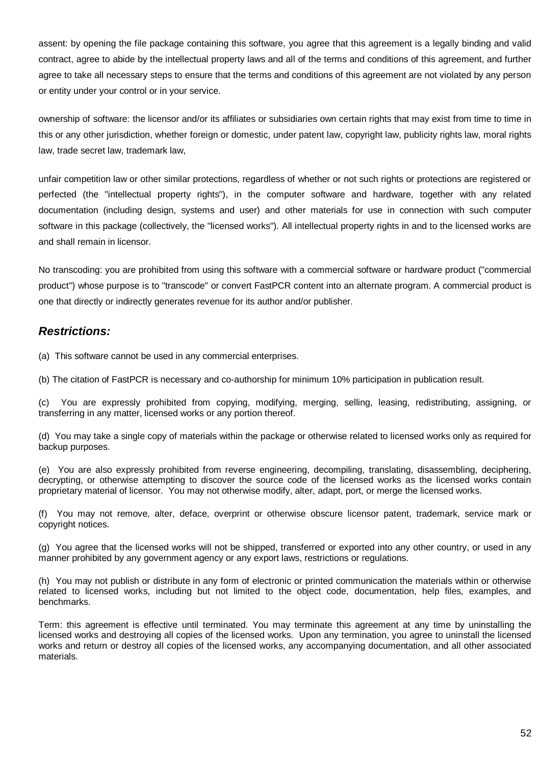assent: by opening the file package containing this software, you agree that this agreement is a legally binding and valid contract, agree to abide by the intellectual property laws and all of the terms and conditions of this agreement, and further agree to take all necessary steps to ensure that the terms and conditions of this agreement are not violated by any person or entity under your control or in your service.

ownership of software: the licensor and/or its affiliates or subsidiaries own certain rights that may exist from time to time in this or any other jurisdiction, whether foreign or domestic, under patent law, copyright law, publicity rights law, moral rights law, trade secret law, trademark law,

unfair competition law or other similar protections, regardless of whether or not such rights or protections are registered or perfected (the "intellectual property rights"), in the computer software and hardware, together with any related documentation (including design, systems and user) and other materials for use in connection with such computer software in this package (collectively, the "licensed works"). All intellectual property rights in and to the licensed works are and shall remain in licensor.

No transcoding: you are prohibited from using this software with a commercial software or hardware product ("commercial product") whose purpose is to "transcode" or convert FastPCR content into an alternate program. A commercial product is one that directly or indirectly generates revenue for its author and/or publisher.

### ***Restrictions:***

(a) This software cannot be used in any commercial enterprises.

(b) The citation of FastPCR is necessary and co-authorship for minimum 10% participation in publication result.

(c) You are expressly prohibited from copying, modifying, merging, selling, leasing, redistributing, assigning, or transferring in any matter, licensed works or any portion thereof.

(d) You may take a single copy of materials within the package or otherwise related to licensed works only as required for backup purposes.

(e) You are also expressly prohibited from reverse engineering, decompiling, translating, disassembling, deciphering, decrypting, or otherwise attempting to discover the source code of the licensed works as the licensed works contain proprietary material of licensor. You may not otherwise modify, alter, adapt, port, or merge the licensed works.

(f) You may not remove, alter, deface, overprint or otherwise obscure licensor patent, trademark, service mark or copyright notices.

(g) You agree that the licensed works will not be shipped, transferred or exported into any other country, or used in any manner prohibited by any government agency or any export laws, restrictions or regulations.

(h) You may not publish or distribute in any form of electronic or printed communication the materials within or otherwise related to licensed works, including but not limited to the object code, documentation, help files, examples, and benchmarks.

Term: this agreement is effective until terminated. You may terminate this agreement at any time by uninstalling the licensed works and destroying all copies of the licensed works. Upon any termination, you agree to uninstall the licensed works and return or destroy all copies of the licensed works, any accompanying documentation, and all other associated materials.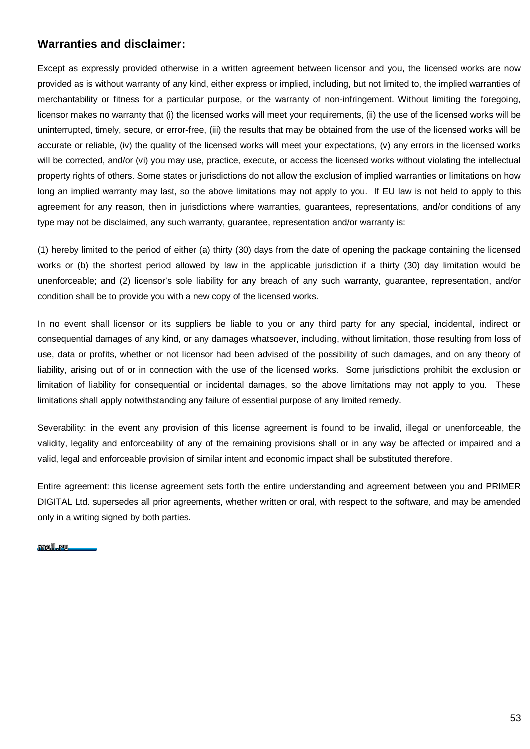## Warranties and disclaimer:

Except as expressly provided otherwise in a written agreement between licensor and you, the licensed works are now provided as is without warranty of any kind, either express or implied, including, but not limited to, the implied warranties of merchantability or fitness for a particular purpose, or the warranty of non-infringement. Without limiting the foregoing, licensor makes no warranty that (i) the licensed works will meet your requirements, (ii) the use of the licensed works will be uninterrupted, timely, secure, or error-free, (iii) the results that may be obtained from the use of the licensed works will be accurate or reliable, (iv) the quality of the licensed works will meet your expectations, (v) any errors in the licensed works will be corrected, and/or (vi) you may use, practice, execute, or access the licensed works without violating the intellectual property rights of others. Some states or jurisdictions do not allow the exclusion of implied warranties or limitations on how long an implied warranty may last, so the above limitations may not apply to you. If EU law is not held to apply to this agreement for any reason, then in jurisdictions where warranties, guarantees, representations, and/or conditions of any type may not be disclaimed, any such warranty, guarantee, representation and/or warranty is:

(1) hereby limited to the period of either (a) thirty (30) days from the date of opening the package containing the licensed works or (b) the shortest period allowed by law in the applicable jurisdiction if a thirty (30) day limitation would be unenforceable; and (2) licensor's sole liability for any breach of any such warranty, guarantee, representation, and/or condition shall be to provide you with a new copy of the licensed works.

In no event shall licensor or its suppliers be liable to you or any third party for any special, incidental, indirect or consequential damages of any kind, or any damages whatsoever, including, without limitation, those resulting from loss of use, data or profits, whether or not licensor had been advised of the possibility of such damages, and on any theory of liability, arising out of or in connection with the use of the licensed works. Some jurisdictions prohibit the exclusion or limitation of liability for consequential or incidental damages, so the above limitations may not apply to you. These limitations shall apply notwithstanding any failure of essential purpose of any limited remedy.

Severability: in the event any provision of this license agreement is found to be invalid, illegal or unenforceable, the validity, legality and enforceability of any of the remaining provisions shall or in any way be affected or impaired and a valid, legal and enforceable provision of similar intent and economic impact shall be substituted therefore.

Entire agreement: this license agreement sets forth the entire understanding and agreement between you and PRIMER DIGITAL Ltd. supersedes all prior agreements, whether written or oral, with respect to the software, and may be amended only in a writing signed by both parties.

mail.ru